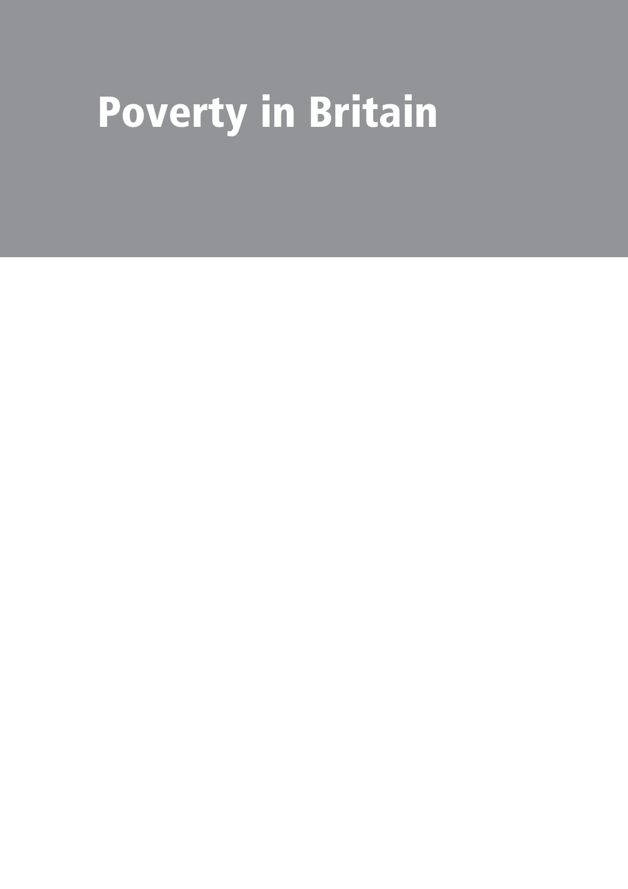# Poverty in Britain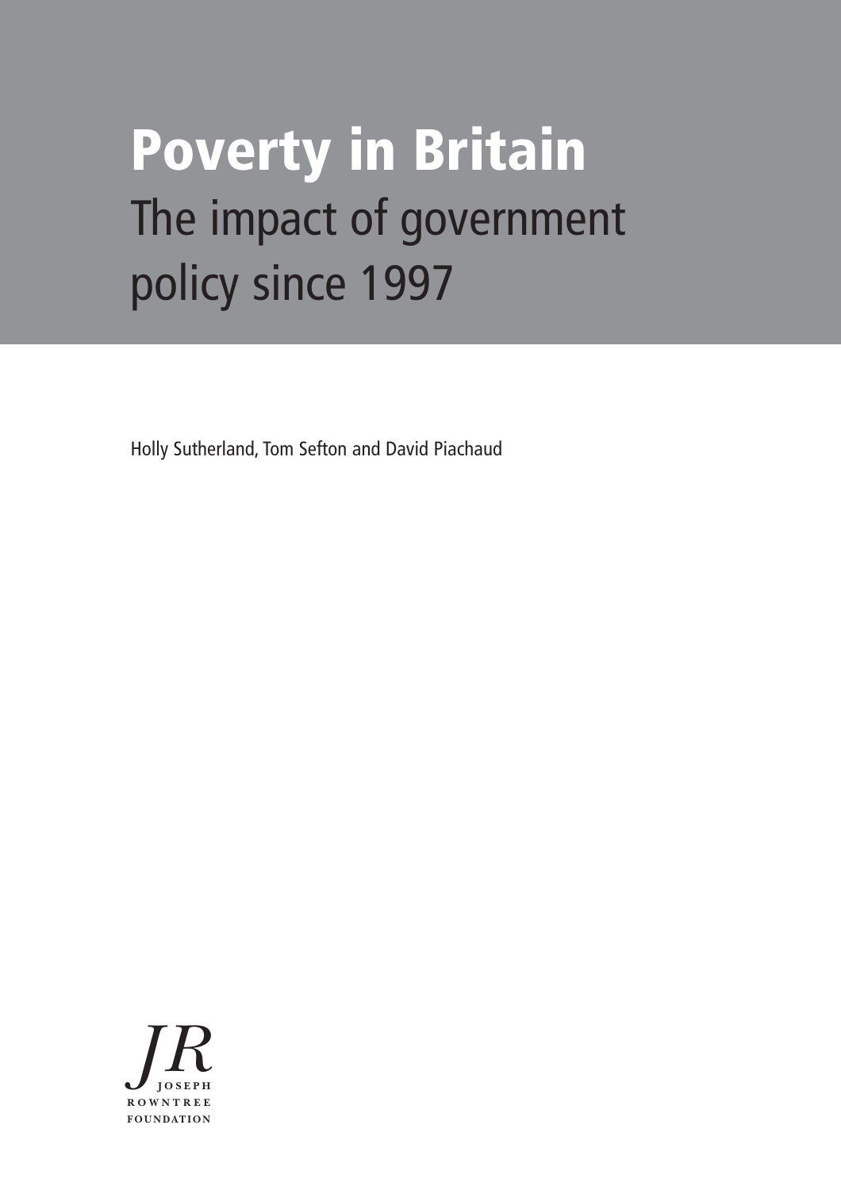# Poverty in Britain

## The impact of government policy since 1997

Holly Sutherland, Tom Sefton and David Piachaud

JR
JOSEPH
ROWNTREE
FOUNDATION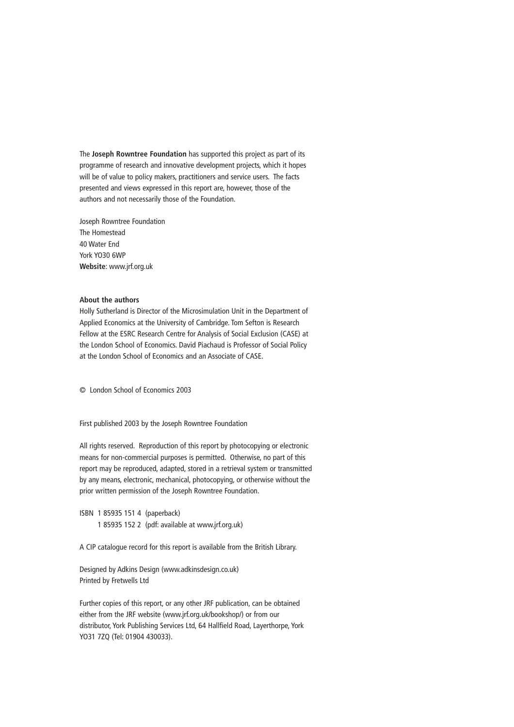The **Joseph Rowntree Foundation** has supported this project as part of its programme of research and innovative development projects, which it hopes will be of value to policy makers, practitioners and service users. The facts presented and views expressed in this report are, however, those of the authors and not necessarily those of the Foundation.

Joseph Rowntree Foundation
The Homestead
40 Water End
York YO30 6WP
**Website**: www.jrf.org.uk

**About the authors**
Holly Sutherland is Director of the Microsimulation Unit in the Department of Applied Economics at the University of Cambridge. Tom Sefton is Research Fellow at the ESRC Research Centre for Analysis of Social Exclusion (CASE) at the London School of Economics. David Piachaud is Professor of Social Policy at the London School of Economics and an Associate of CASE.

© London School of Economics 2003

First published 2003 by the Joseph Rowntree Foundation

All rights reserved. Reproduction of this report by photocopying or electronic means for non-commercial purposes is permitted. Otherwise, no part of this report may be reproduced, adapted, stored in a retrieval system or transmitted by any means, electronic, mechanical, photocopying, or otherwise without the prior written permission of the Joseph Rowntree Foundation.

ISBN 1 85935 151 4 (paperback)
1 85935 152 2 (pdf: available at www.jrf.org.uk)

A CIP catalogue record for this report is available from the British Library.

Designed by Adkins Design (www.adkinsdesign.co.uk)
Printed by Fretwells Ltd

Further copies of this report, or any other JRF publication, can be obtained either from the JRF website (www.jrf.org.uk/bookshop/) or from our distributor, York Publishing Services Ltd, 64 Hallfield Road, Layerthorpe, York YO31 7ZQ (Tel: 01904 430033).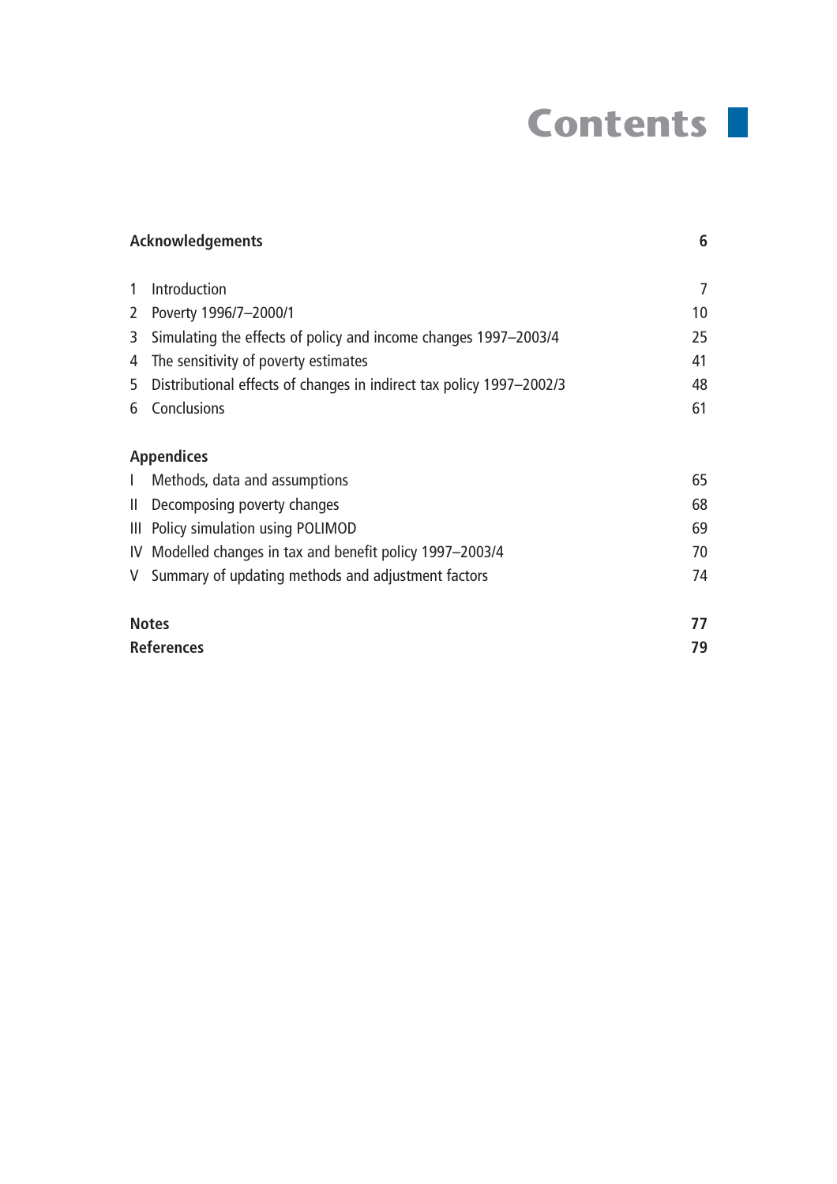# Contents

| | |
|---|---|
| **Acknowledgements** | **6** |
| 1 Introduction | 7 |
| 2 Poverty 1996/7–2000/1 | 10 |
| 3 Simulating the effects of policy and income changes 1997–2003/4 | 25 |
| 4 The sensitivity of poverty estimates | 41 |
| 5 Distributional effects of changes in indirect tax policy 1997–2002/3 | 48 |
| 6 Conclusions | 61 |
| **Appendices** | |
| I Methods, data and assumptions | 65 |
| II Decomposing poverty changes | 68 |
| III Policy simulation using POLIMOD | 69 |
| IV Modelled changes in tax and benefit policy 1997–2003/4 | 70 |
| V Summary of updating methods and adjustment factors | 74 |
| **Notes** | **77** |
| **References** | **79** |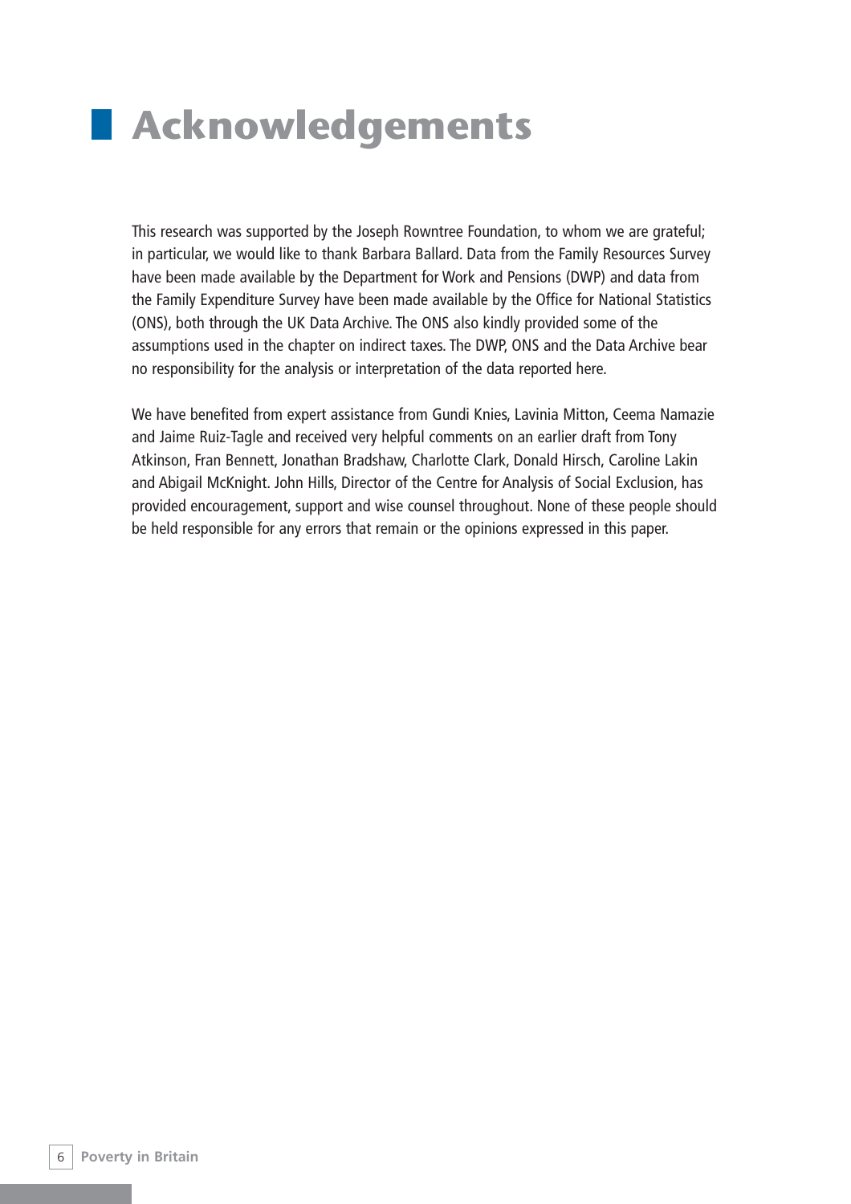# Acknowledgements

This research was supported by the Joseph Rowntree Foundation, to whom we are grateful; in particular, we would like to thank Barbara Ballard. Data from the Family Resources Survey have been made available by the Department for Work and Pensions (DWP) and data from the Family Expenditure Survey have been made available by the Office for National Statistics (ONS), both through the UK Data Archive. The ONS also kindly provided some of the assumptions used in the chapter on indirect taxes. The DWP, ONS and the Data Archive bear no responsibility for the analysis or interpretation of the data reported here.

We have benefited from expert assistance from Gundi Knies, Lavinia Mitton, Ceema Namazie and Jaime Ruiz-Tagle and received very helpful comments on an earlier draft from Tony Atkinson, Fran Bennett, Jonathan Bradshaw, Charlotte Clark, Donald Hirsch, Caroline Lakin and Abigail McKnight. John Hills, Director of the Centre for Analysis of Social Exclusion, has provided encouragement, support and wise counsel throughout. None of these people should be held responsible for any errors that remain or the opinions expressed in this paper.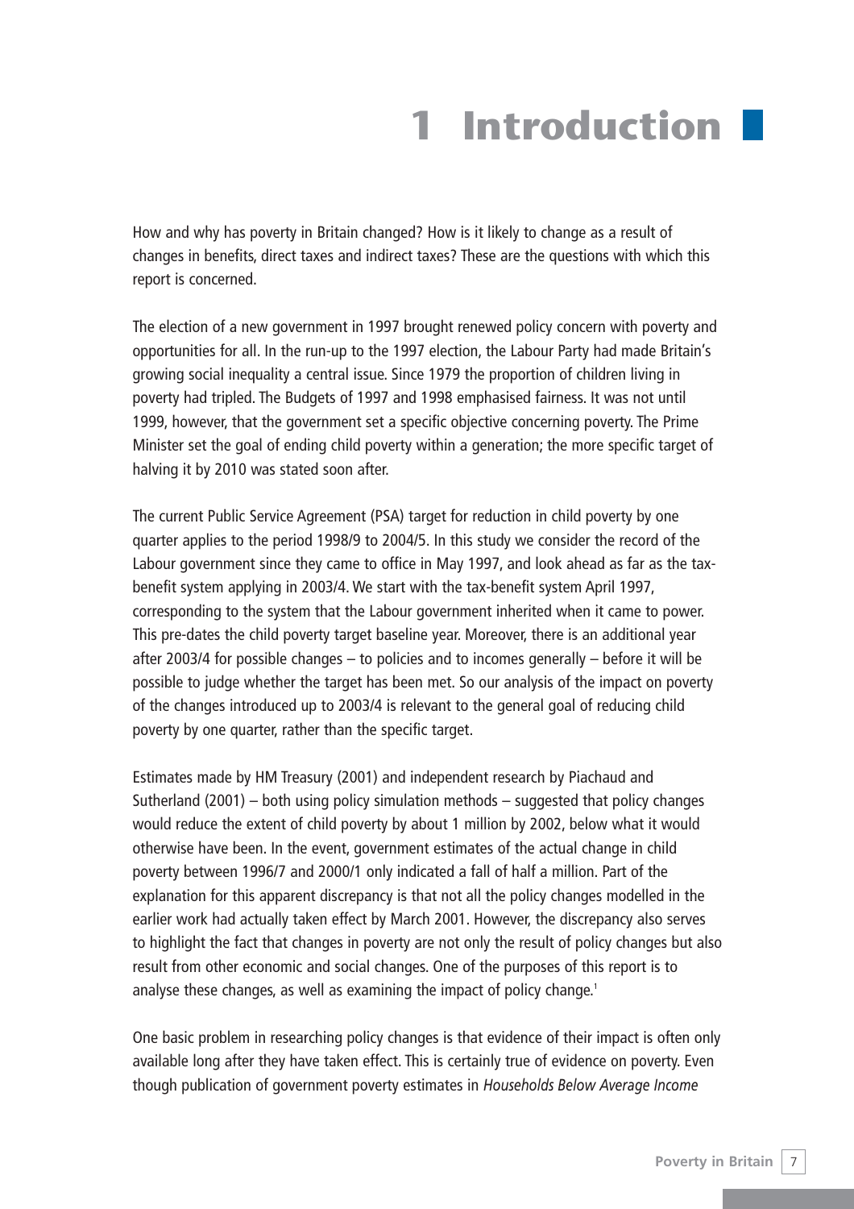# 1 Introduction

How and why has poverty in Britain changed? How is it likely to change as a result of changes in benefits, direct taxes and indirect taxes? These are the questions with which this report is concerned.

The election of a new government in 1997 brought renewed policy concern with poverty and opportunities for all. In the run-up to the 1997 election, the Labour Party had made Britain's growing social inequality a central issue. Since 1979 the proportion of children living in poverty had tripled. The Budgets of 1997 and 1998 emphasised fairness. It was not until 1999, however, that the government set a specific objective concerning poverty. The Prime Minister set the goal of ending child poverty within a generation; the more specific target of halving it by 2010 was stated soon after.

The current Public Service Agreement (PSA) target for reduction in child poverty by one quarter applies to the period 1998/9 to 2004/5. In this study we consider the record of the Labour government since they came to office in May 1997, and look ahead as far as the tax-benefit system applying in 2003/4. We start with the tax-benefit system April 1997, corresponding to the system that the Labour government inherited when it came to power. This pre-dates the child poverty target baseline year. Moreover, there is an additional year after 2003/4 for possible changes – to policies and to incomes generally – before it will be possible to judge whether the target has been met. So our analysis of the impact on poverty of the changes introduced up to 2003/4 is relevant to the general goal of reducing child poverty by one quarter, rather than the specific target.

Estimates made by HM Treasury (2001) and independent research by Piachaud and Sutherland (2001) – both using policy simulation methods – suggested that policy changes would reduce the extent of child poverty by about 1 million by 2002, below what it would otherwise have been. In the event, government estimates of the actual change in child poverty between 1996/7 and 2000/1 only indicated a fall of half a million. Part of the explanation for this apparent discrepancy is that not all the policy changes modelled in the earlier work had actually taken effect by March 2001. However, the discrepancy also serves to highlight the fact that changes in poverty are not only the result of policy changes but also result from other economic and social changes. One of the purposes of this report is to analyse these changes, as well as examining the impact of policy change.[1]

One basic problem in researching policy changes is that evidence of their impact is often only available long after they have taken effect. This is certainly true of evidence on poverty. Even though publication of government poverty estimates in *Households Below Average Income*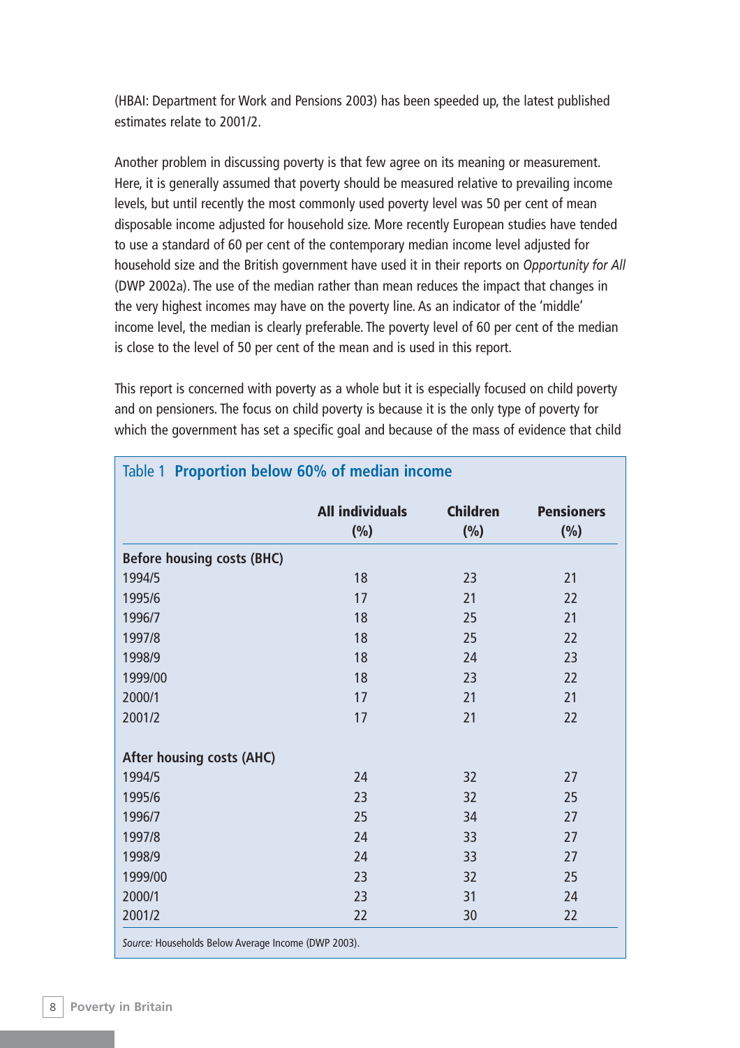(HBAI: Department for Work and Pensions 2003) has been speeded up, the latest published estimates relate to 2001/2.

Another problem in discussing poverty is that few agree on its meaning or measurement. Here, it is generally assumed that poverty should be measured relative to prevailing income levels, but until recently the most commonly used poverty level was 50 per cent of mean disposable income adjusted for household size. More recently European studies have tended to use a standard of 60 per cent of the contemporary median income level adjusted for household size and the British government have used it in their reports on *Opportunity for All* (DWP 2002a). The use of the median rather than mean reduces the impact that changes in the very highest incomes may have on the poverty line. As an indicator of the 'middle' income level, the median is clearly preferable. The poverty level of 60 per cent of the median is close to the level of 50 per cent of the mean and is used in this report.

This report is concerned with poverty as a whole but it is especially focused on child poverty and on pensioners. The focus on child poverty is because it is the only type of poverty for which the government has set a specific goal and because of the mass of evidence that child

Table 1 **Proportion below 60% of median income**

| | All individuals (%) | Children (%) | Pensioners (%) |
|---|---|---|---|
| **Before housing costs (BHC)** | | | |
| 1994/5 | 18 | 23 | 21 |
| 1995/6 | 17 | 21 | 22 |
| 1996/7 | 18 | 25 | 21 |
| 1997/8 | 18 | 25 | 22 |
| 1998/9 | 18 | 24 | 23 |
| 1999/00 | 18 | 23 | 22 |
| 2000/1 | 17 | 21 | 21 |
| 2001/2 | 17 | 21 | 22 |
| **After housing costs (AHC)** | | | |
| 1994/5 | 24 | 32 | 27 |
| 1995/6 | 23 | 32 | 25 |
| 1996/7 | 25 | 34 | 27 |
| 1997/8 | 24 | 33 | 27 |
| 1998/9 | 24 | 33 | 27 |
| 1999/00 | 23 | 32 | 25 |
| 2000/1 | 23 | 31 | 24 |
| 2001/2 | 22 | 30 | 22 |

*Source:* Households Below Average Income (DWP 2003).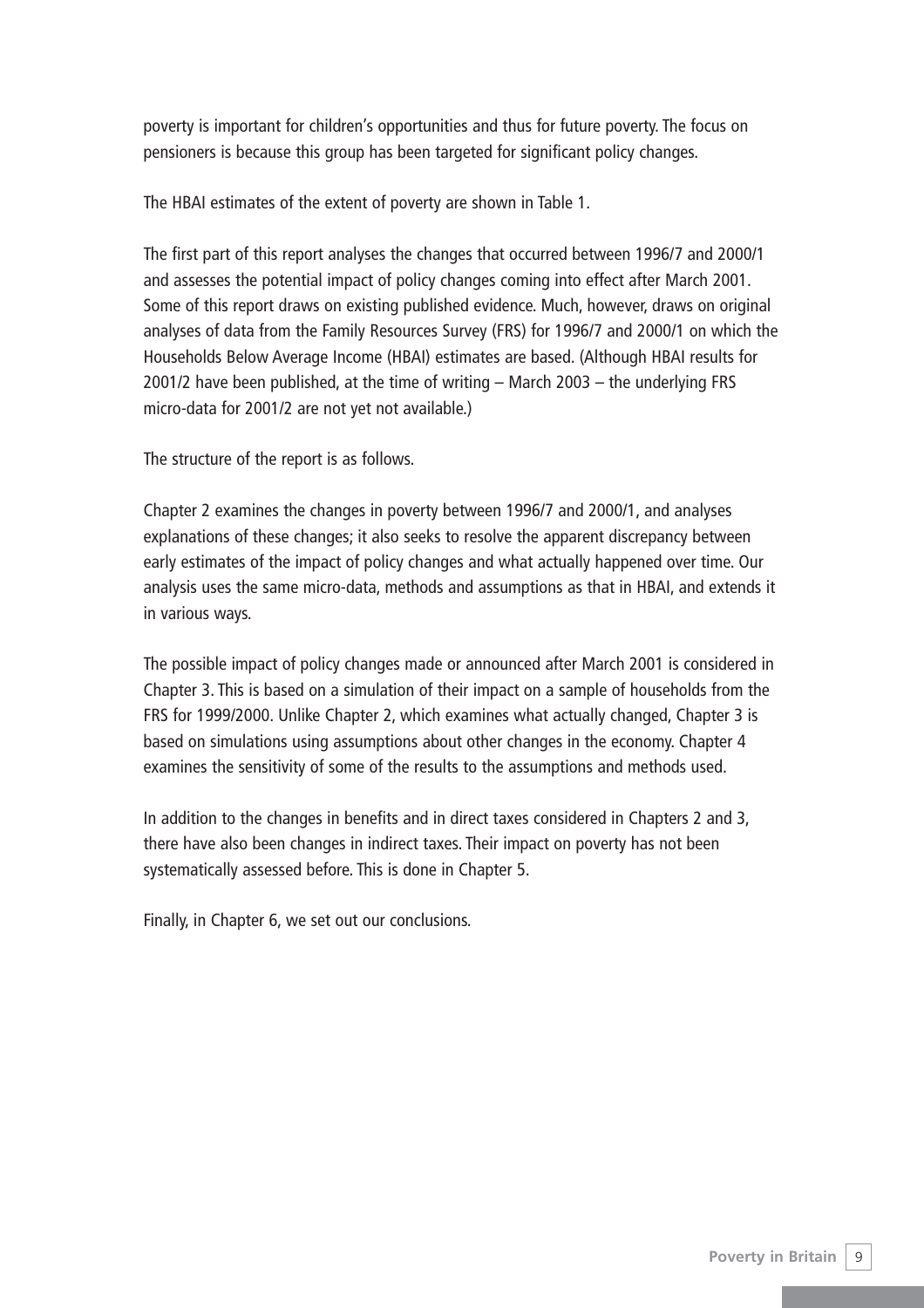poverty is important for children's opportunities and thus for future poverty. The focus on pensioners is because this group has been targeted for significant policy changes.

The HBAI estimates of the extent of poverty are shown in Table 1.

The first part of this report analyses the changes that occurred between 1996/7 and 2000/1 and assesses the potential impact of policy changes coming into effect after March 2001. Some of this report draws on existing published evidence. Much, however, draws on original analyses of data from the Family Resources Survey (FRS) for 1996/7 and 2000/1 on which the Households Below Average Income (HBAI) estimates are based. (Although HBAI results for 2001/2 have been published, at the time of writing – March 2003 – the underlying FRS micro-data for 2001/2 are not yet not available.)

The structure of the report is as follows.

Chapter 2 examines the changes in poverty between 1996/7 and 2000/1, and analyses explanations of these changes; it also seeks to resolve the apparent discrepancy between early estimates of the impact of policy changes and what actually happened over time. Our analysis uses the same micro-data, methods and assumptions as that in HBAI, and extends it in various ways.

The possible impact of policy changes made or announced after March 2001 is considered in Chapter 3. This is based on a simulation of their impact on a sample of households from the FRS for 1999/2000. Unlike Chapter 2, which examines what actually changed, Chapter 3 is based on simulations using assumptions about other changes in the economy. Chapter 4 examines the sensitivity of some of the results to the assumptions and methods used.

In addition to the changes in benefits and in direct taxes considered in Chapters 2 and 3, there have also been changes in indirect taxes. Their impact on poverty has not been systematically assessed before. This is done in Chapter 5.

Finally, in Chapter 6, we set out our conclusions.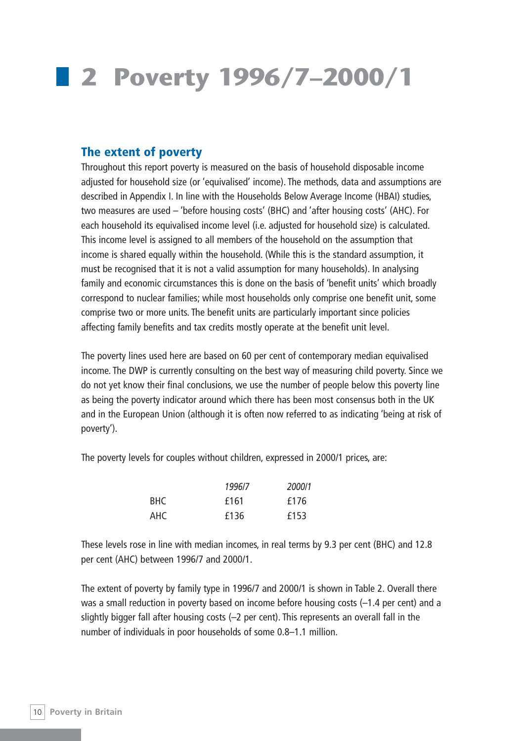# 2 Poverty 1996/7–2000/1

## The extent of poverty

Throughout this report poverty is measured on the basis of household disposable income adjusted for household size (or 'equivalised' income). The methods, data and assumptions are described in Appendix I. In line with the Households Below Average Income (HBAI) studies, two measures are used – 'before housing costs' (BHC) and 'after housing costs' (AHC). For each household its equivalised income level (i.e. adjusted for household size) is calculated. This income level is assigned to all members of the household on the assumption that income is shared equally within the household. (While this is the standard assumption, it must be recognised that it is not a valid assumption for many households). In analysing family and economic circumstances this is done on the basis of 'benefit units' which broadly correspond to nuclear families; while most households only comprise one benefit unit, some comprise two or more units. The benefit units are particularly important since policies affecting family benefits and tax credits mostly operate at the benefit unit level.

The poverty lines used here are based on 60 per cent of contemporary median equivalised income. The DWP is currently consulting on the best way of measuring child poverty. Since we do not yet know their final conclusions, we use the number of people below this poverty line as being the poverty indicator around which there has been most consensus both in the UK and in the European Union (although it is often now referred to as indicating 'being at risk of poverty').

The poverty levels for couples without children, expressed in 2000/1 prices, are:

| | *1996/7* | *2000/1* |
|---|---|---|
| BHC | £161 | £176 |
| AHC | £136 | £153 |

These levels rose in line with median incomes, in real terms by 9.3 per cent (BHC) and 12.8 per cent (AHC) between 1996/7 and 2000/1.

The extent of poverty by family type in 1996/7 and 2000/1 is shown in Table 2. Overall there was a small reduction in poverty based on income before housing costs (–1.4 per cent) and a slightly bigger fall after housing costs (–2 per cent). This represents an overall fall in the number of individuals in poor households of some 0.8–1.1 million.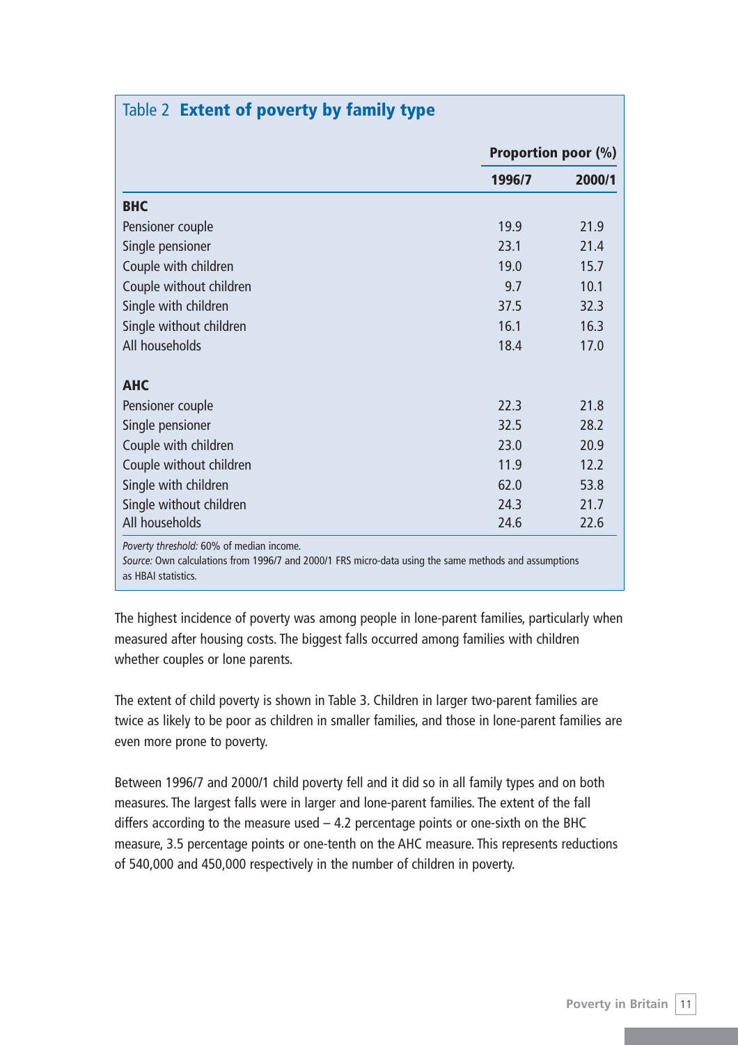Table 2 **Extent of poverty by family type**

| | Proportion poor (%) | |
|---|---|---|
| | 1996/7 | 2000/1 |
| **BHC** | | |
| Pensioner couple | 19.9 | 21.9 |
| Single pensioner | 23.1 | 21.4 |
| Couple with children | 19.0 | 15.7 |
| Couple without children | 9.7 | 10.1 |
| Single with children | 37.5 | 32.3 |
| Single without children | 16.1 | 16.3 |
| All households | 18.4 | 17.0 |
| **AHC** | | |
| Pensioner couple | 22.3 | 21.8 |
| Single pensioner | 32.5 | 28.2 |
| Couple with children | 23.0 | 20.9 |
| Couple without children | 11.9 | 12.2 |
| Single with children | 62.0 | 53.8 |
| Single without children | 24.3 | 21.7 |
| All households | 24.6 | 22.6 |

*Poverty threshold:* 60% of median income.
*Source:* Own calculations from 1996/7 and 2000/1 FRS micro-data using the same methods and assumptions as HBAI statistics.

The highest incidence of poverty was among people in lone-parent families, particularly when measured after housing costs. The biggest falls occurred among families with children whether couples or lone parents.

The extent of child poverty is shown in Table 3. Children in larger two-parent families are twice as likely to be poor as children in smaller families, and those in lone-parent families are even more prone to poverty.

Between 1996/7 and 2000/1 child poverty fell and it did so in all family types and on both measures. The largest falls were in larger and lone-parent families. The extent of the fall differs according to the measure used – 4.2 percentage points or one-sixth on the BHC measure, 3.5 percentage points or one-tenth on the AHC measure. This represents reductions of 540,000 and 450,000 respectively in the number of children in poverty.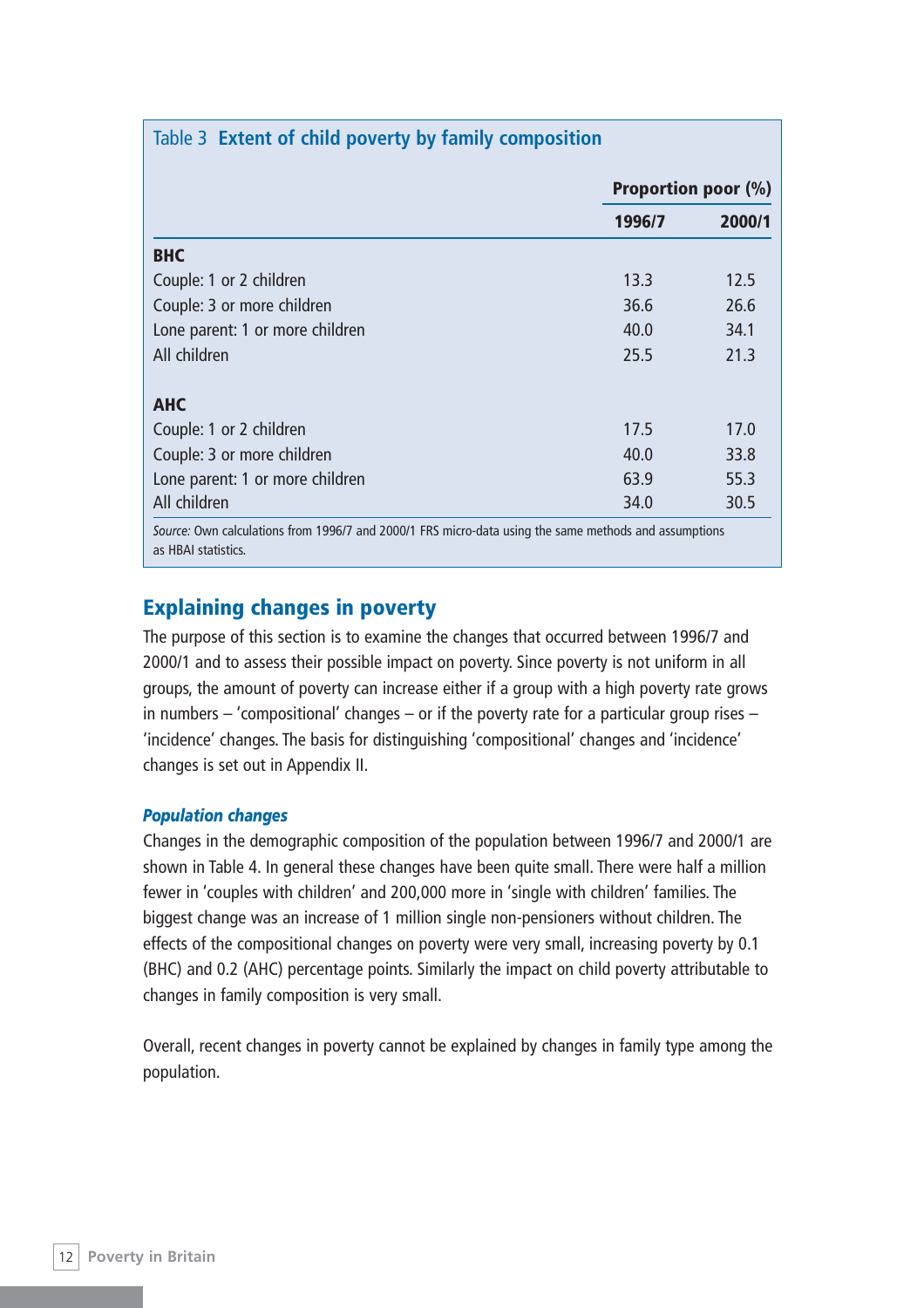Table 3 **Extent of child poverty by family composition**

| | Proportion poor (%) | |
|---|---|---|
| | 1996/7 | 2000/1 |
| **BHC** | | |
| Couple: 1 or 2 children | 13.3 | 12.5 |
| Couple: 3 or more children | 36.6 | 26.6 |
| Lone parent: 1 or more children | 40.0 | 34.1 |
| All children | 25.5 | 21.3 |
| **AHC** | | |
| Couple: 1 or 2 children | 17.5 | 17.0 |
| Couple: 3 or more children | 40.0 | 33.8 |
| Lone parent: 1 or more children | 63.9 | 55.3 |
| All children | 34.0 | 30.5 |

*Source:* Own calculations from 1996/7 and 2000/1 FRS micro-data using the same methods and assumptions as HBAI statistics.

## Explaining changes in poverty

The purpose of this section is to examine the changes that occurred between 1996/7 and 2000/1 and to assess their possible impact on poverty. Since poverty is not uniform in all groups, the amount of poverty can increase either if a group with a high poverty rate grows in numbers – 'compositional' changes – or if the poverty rate for a particular group rises – 'incidence' changes. The basis for distinguishing 'compositional' changes and 'incidence' changes is set out in Appendix II.

### *Population changes*

Changes in the demographic composition of the population between 1996/7 and 2000/1 are shown in Table 4. In general these changes have been quite small. There were half a million fewer in 'couples with children' and 200,000 more in 'single with children' families. The biggest change was an increase of 1 million single non-pensioners without children. The effects of the compositional changes on poverty were very small, increasing poverty by 0.1 (BHC) and 0.2 (AHC) percentage points. Similarly the impact on child poverty attributable to changes in family composition is very small.

Overall, recent changes in poverty cannot be explained by changes in family type among the population.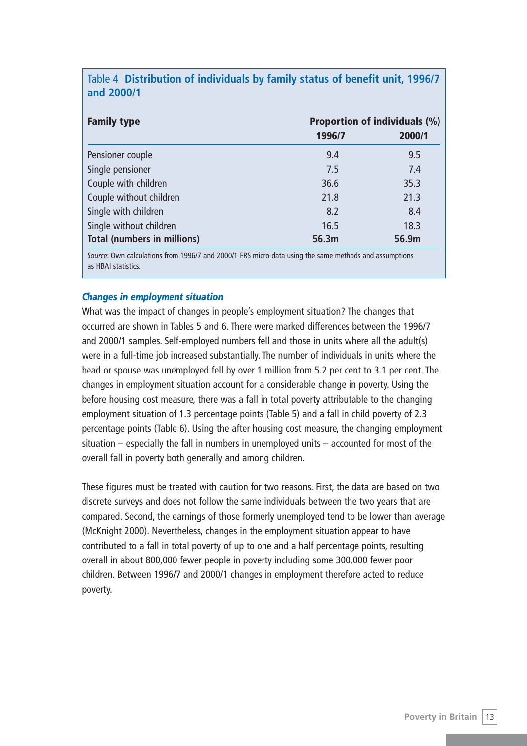Table 4 **Distribution of individuals by family status of benefit unit, 1996/7 and 2000/1**

| Family type | Proportion of individuals (%) | |
|---|---|---|
| | 1996/7 | 2000/1 |
| Pensioner couple | 9.4 | 9.5 |
| Single pensioner | 7.5 | 7.4 |
| Couple with children | 36.6 | 35.3 |
| Couple without children | 21.8 | 21.3 |
| Single with children | 8.2 | 8.4 |
| Single without children | 16.5 | 18.3 |
| **Total (numbers in millions)** | **56.3m** | **56.9m** |

*Source*: Own calculations from 1996/7 and 2000/1 FRS micro-data using the same methods and assumptions as HBAI statistics.

### *Changes in employment situation*

What was the impact of changes in people's employment situation? The changes that occurred are shown in Tables 5 and 6. There were marked differences between the 1996/7 and 2000/1 samples. Self-employed numbers fell and those in units where all the adult(s) were in a full-time job increased substantially. The number of individuals in units where the head or spouse was unemployed fell by over 1 million from 5.2 per cent to 3.1 per cent. The changes in employment situation account for a considerable change in poverty. Using the before housing cost measure, there was a fall in total poverty attributable to the changing employment situation of 1.3 percentage points (Table 5) and a fall in child poverty of 2.3 percentage points (Table 6). Using the after housing cost measure, the changing employment situation – especially the fall in numbers in unemployed units – accounted for most of the overall fall in poverty both generally and among children.

These figures must be treated with caution for two reasons. First, the data are based on two discrete surveys and does not follow the same individuals between the two years that are compared. Second, the earnings of those formerly unemployed tend to be lower than average (McKnight 2000). Nevertheless, changes in the employment situation appear to have contributed to a fall in total poverty of up to one and a half percentage points, resulting overall in about 800,000 fewer people in poverty including some 300,000 fewer poor children. Between 1996/7 and 2000/1 changes in employment therefore acted to reduce poverty.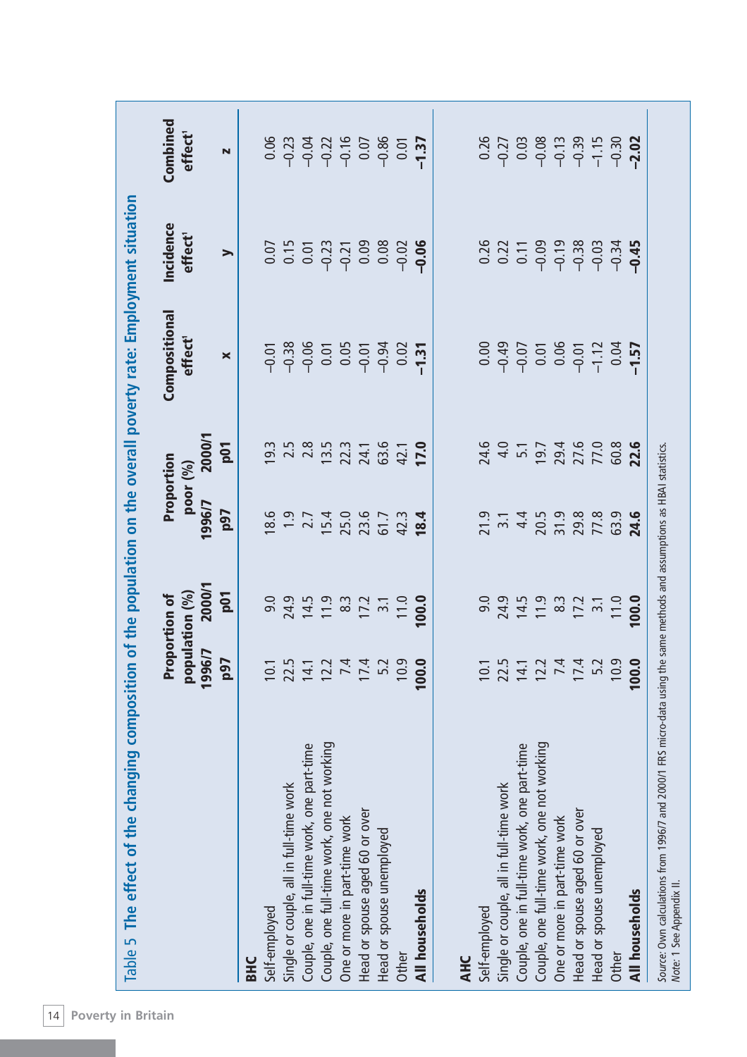Table 5 **The effect of the changing composition of the population on the overall poverty rate: Employment situation**

| | Proportion of population (%) | | Proportion poor (%) | | Compositional effect[1] | Incidence effect[1] | Combined effect[1] |
|---|---|---|---|---|---|---|---|
| | 1996/7 | 2000/1 | 1996/7 | 2000/1 | | | |
| | p97 | p01 | p97 | p01 | x | y | z |
| **BHC** | | | | | | | |
| Self-employed | 10.1 | 9.0 | 18.6 | 19.3 | −0.01 | 0.07 | 0.06 |
| Single or couple, all in full-time work | 22.5 | 24.9 | 1.9 | 2.5 | −0.38 | 0.15 | −0.23 |
| Couple, one in full-time work, one part-time | 14.1 | 14.5 | 2.7 | 2.8 | −0.06 | 0.01 | −0.04 |
| Couple, one full-time work, one not working | 12.2 | 11.9 | 15.4 | 13.5 | 0.01 | −0.23 | −0.22 |
| One or more in part-time work | 7.4 | 8.3 | 25.0 | 22.3 | 0.05 | −0.21 | −0.16 |
| Head or spouse aged 60 or over | 17.4 | 17.2 | 23.6 | 24.1 | −0.01 | 0.09 | 0.07 |
| Head or spouse unemployed | 5.2 | 3.1 | 61.7 | 63.6 | −0.94 | 0.08 | −0.86 |
| Other | 10.9 | 11.0 | 42.3 | 42.1 | 0.02 | −0.02 | 0.01 |
| **All households** | **100.0** | **100.0** | **18.4** | **17.0** | **−1.31** | **−0.06** | **−1.37** |
| **AHC** | | | | | | | |
| Self-employed | 10.1 | 9.0 | 21.9 | 24.6 | 0.00 | 0.26 | 0.26 |
| Single or couple, all in full-time work | 22.5 | 24.9 | 3.1 | 4.0 | −0.49 | 0.22 | −0.27 |
| Couple, one in full-time work, one part-time | 14.1 | 14.5 | 4.4 | 5.1 | −0.07 | 0.11 | 0.03 |
| Couple, one full-time work, one not working | 12.2 | 11.9 | 20.5 | 19.7 | 0.01 | −0.09 | −0.08 |
| One or more in part-time work | 7.4 | 8.3 | 31.9 | 29.4 | 0.06 | −0.19 | −0.13 |
| Head or spouse aged 60 or over | 17.4 | 17.2 | 29.8 | 27.6 | −0.01 | −0.38 | −0.39 |
| Head or spouse unemployed | 5.2 | 3.1 | 77.8 | 77.0 | −1.12 | −0.03 | −1.15 |
| Other | 10.9 | 11.0 | 63.9 | 60.8 | 0.04 | −0.34 | −0.30 |
| **All households** | **100.0** | **100.0** | **24.6** | **22.6** | **−1.57** | **−0.45** | **−2.02** |

*Source*: Own calculations from 1996/7 and 2000/1 FRS micro-data using the same methods and assumptions as HBAI statistics.
*Note*: 1 See Appendix II.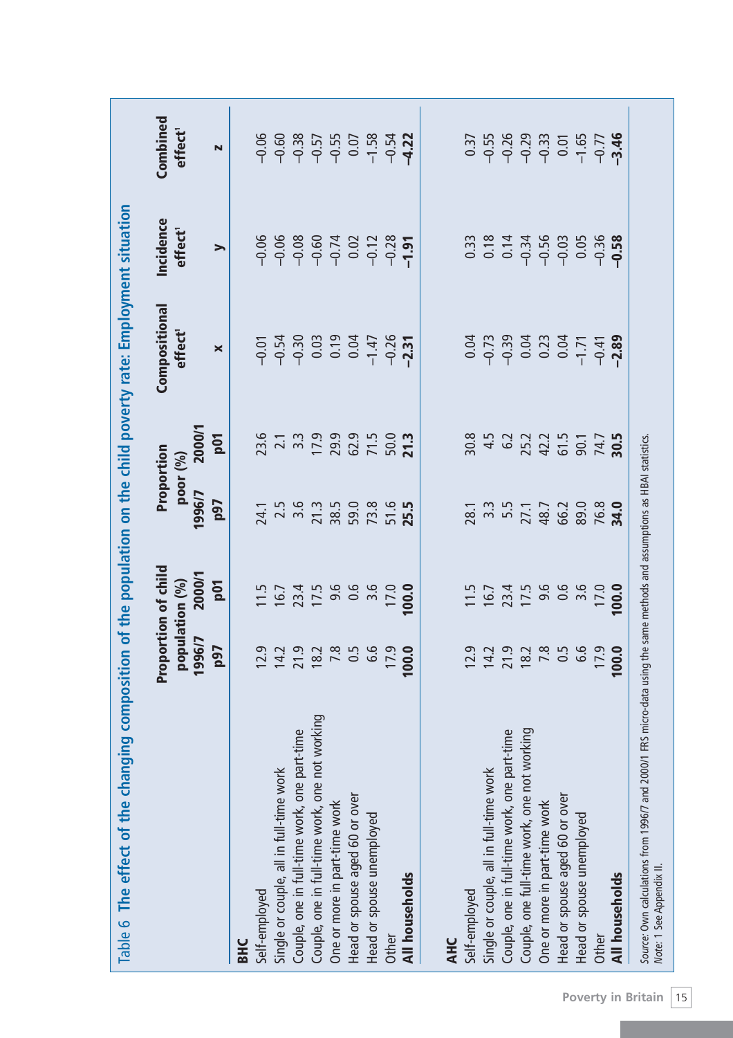Table 6 The effect of the changing composition of the population on the child poverty rate: Employment situation

| | Proportion of child population (%) | | Proportion poor (%) | | Compositional effect[1] | Incidence effect[1] | Combined effect[1] |
|---|---|---|---|---|---|---|---|
| | 1996/7 | 2000/1 | 1996/7 | 2000/1 | | | |
| | p97 | p01 | p97 | p01 | x | y | z |
| **BHC** | | | | | | | |
| Self-employed | 12.9 | 11.5 | 24.1 | 23.6 | –0.01 | –0.06 | –0.06 |
| Single or couple, all in full-time work | 14.2 | 16.7 | 2.5 | 2.1 | –0.54 | –0.06 | –0.60 |
| Couple, one in full-time work, one part-time | 21.9 | 23.4 | 3.6 | 3.3 | –0.30 | –0.08 | –0.38 |
| Couple, one in full-time work, one not working | 18.2 | 17.5 | 21.3 | 17.9 | 0.03 | –0.60 | –0.57 |
| One or more in part-time work | 7.8 | 9.6 | 38.5 | 29.9 | 0.19 | –0.74 | –0.55 |
| Head or spouse aged 60 or over | 0.5 | 0.6 | 59.0 | 62.9 | 0.04 | 0.02 | 0.07 |
| Head or spouse unemployed | 6.6 | 3.6 | 73.8 | 71.5 | –1.47 | –0.12 | –1.58 |
| Other | 17.9 | 17.0 | 51.6 | 50.0 | –0.26 | –0.28 | –0.54 |
| **All households** | **100.0** | **100.0** | **25.5** | **21.3** | **–2.31** | **–1.91** | **–4.22** |
| **AHC** | | | | | | | |
| Self-employed | 12.9 | 11.5 | 28.1 | 30.8 | 0.04 | 0.33 | 0.37 |
| Single or couple, all in full-time work | 14.2 | 16.7 | 3.3 | 4.5 | –0.73 | 0.18 | –0.55 |
| Couple, one in full-time work, one part-time | 21.9 | 23.4 | 5.5 | 6.2 | –0.39 | 0.14 | –0.26 |
| Couple, one full-time work, one not working | 18.2 | 17.5 | 27.1 | 25.2 | 0.04 | –0.34 | –0.29 |
| One or more in part-time work | 7.8 | 9.6 | 48.7 | 42.2 | 0.23 | –0.56 | –0.33 |
| Head or spouse aged 60 or over | 0.5 | 0.6 | 66.2 | 61.5 | 0.04 | –0.03 | 0.01 |
| Head or spouse unemployed | 6.6 | 3.6 | 89.0 | 90.1 | –1.71 | 0.05 | –1.65 |
| Other | 17.9 | 17.0 | 76.8 | 74.7 | –0.41 | –0.36 | –0.77 |
| **All households** | **100.0** | **100.0** | **34.0** | **30.5** | **–2.89** | **–0.58** | **–3.46** |

*Source*: Own calculations from 1996/7 and 2000/1 FRS micro-data using the same methods and assumptions as HBAI statistics.
*Note*: 1 See Appendix II.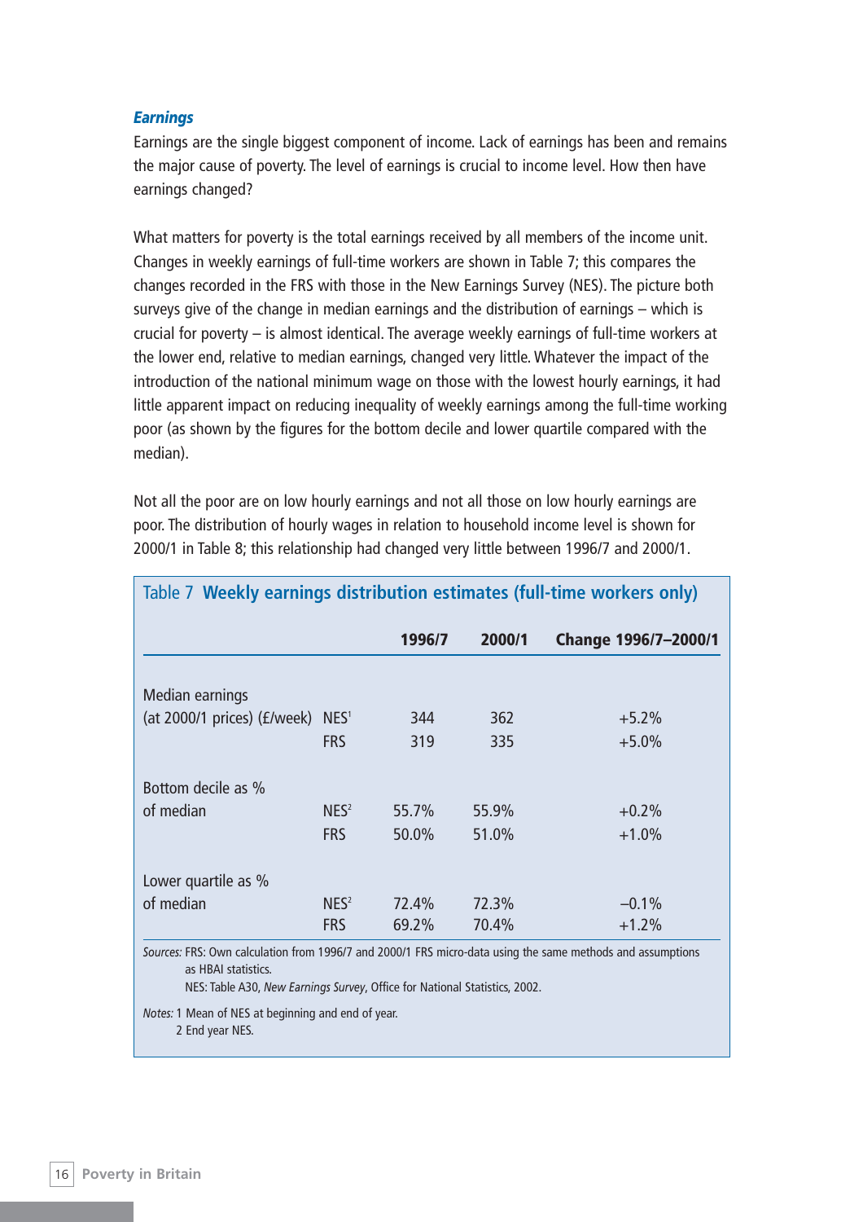### *Earnings*

Earnings are the single biggest component of income. Lack of earnings has been and remains the major cause of poverty. The level of earnings is crucial to income level. How then have earnings changed?

What matters for poverty is the total earnings received by all members of the income unit. Changes in weekly earnings of full-time workers are shown in Table 7; this compares the changes recorded in the FRS with those in the New Earnings Survey (NES). The picture both surveys give of the change in median earnings and the distribution of earnings – which is crucial for poverty – is almost identical. The average weekly earnings of full-time workers at the lower end, relative to median earnings, changed very little. Whatever the impact of the introduction of the national minimum wage on those with the lowest hourly earnings, it had little apparent impact on reducing inequality of weekly earnings among the full-time working poor (as shown by the figures for the bottom decile and lower quartile compared with the median).

Not all the poor are on low hourly earnings and not all those on low hourly earnings are poor. The distribution of hourly wages in relation to household income level is shown for 2000/1 in Table 8; this relationship had changed very little between 1996/7 and 2000/1.

Table 7 **Weekly earnings distribution estimates (full-time workers only)**

| | | 1996/7 | 2000/1 | Change 1996/7–2000/1 |
|---|---|---|---|---|
| Median earnings (at 2000/1 prices) (£/week) | NES[1] | 344 | 362 | +5.2% |
| | FRS | 319 | 335 | +5.0% |
| Bottom decile as % of median | NES[2] | 55.7% | 55.9% | +0.2% |
| | FRS | 50.0% | 51.0% | +1.0% |
| Lower quartile as % of median | NES[2] | 72.4% | 72.3% | –0.1% |
| | FRS | 69.2% | 70.4% | +1.2% |

*Sources:* FRS: Own calculation from 1996/7 and 2000/1 FRS micro-data using the same methods and assumptions as HBAI statistics.
NES: Table A30, *New Earnings Survey*, Office for National Statistics, 2002.

*Notes:* 1 Mean of NES at beginning and end of year.
2 End year NES.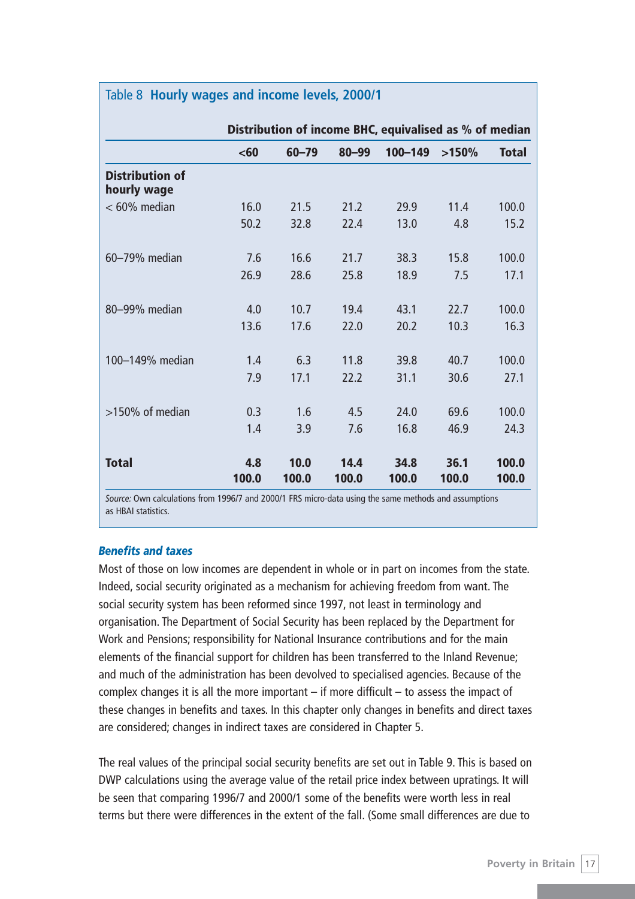Table 8 **Hourly wages and income levels, 2000/1**

| | Distribution of income BHC, equivalised as % of median | | | | | |
|---|---|---|---|---|---|---|
| | **<60** | **60–79** | **80–99** | **100–149** | **>150%** | **Total** |
| **Distribution of hourly wage** | | | | | | |
| < 60% median | 16.0 | 21.5 | 21.2 | 29.9 | 11.4 | 100.0 |
| | 50.2 | 32.8 | 22.4 | 13.0 | 4.8 | 15.2 |
| 60–79% median | 7.6 | 16.6 | 21.7 | 38.3 | 15.8 | 100.0 |
| | 26.9 | 28.6 | 25.8 | 18.9 | 7.5 | 17.1 |
| 80–99% median | 4.0 | 10.7 | 19.4 | 43.1 | 22.7 | 100.0 |
| | 13.6 | 17.6 | 22.0 | 20.2 | 10.3 | 16.3 |
| 100–149% median | 1.4 | 6.3 | 11.8 | 39.8 | 40.7 | 100.0 |
| | 7.9 | 17.1 | 22.2 | 31.1 | 30.6 | 27.1 |
| >150% of median | 0.3 | 1.6 | 4.5 | 24.0 | 69.6 | 100.0 |
| | 1.4 | 3.9 | 7.6 | 16.8 | 46.9 | 24.3 |
| **Total** | **4.8** | **10.0** | **14.4** | **34.8** | **36.1** | **100.0** |
| | **100.0** | **100.0** | **100.0** | **100.0** | **100.0** | **100.0** |

*Source:* Own calculations from 1996/7 and 2000/1 FRS micro-data using the same methods and assumptions as HBAI statistics.

### *Benefits and taxes*

Most of those on low incomes are dependent in whole or in part on incomes from the state. Indeed, social security originated as a mechanism for achieving freedom from want. The social security system has been reformed since 1997, not least in terminology and organisation. The Department of Social Security has been replaced by the Department for Work and Pensions; responsibility for National Insurance contributions and for the main elements of the financial support for children has been transferred to the Inland Revenue; and much of the administration has been devolved to specialised agencies. Because of the complex changes it is all the more important – if more difficult – to assess the impact of these changes in benefits and taxes. In this chapter only changes in benefits and direct taxes are considered; changes in indirect taxes are considered in Chapter 5.

The real values of the principal social security benefits are set out in Table 9. This is based on DWP calculations using the average value of the retail price index between upratings. It will be seen that comparing 1996/7 and 2000/1 some of the benefits were worth less in real terms but there were differences in the extent of the fall. (Some small differences are due to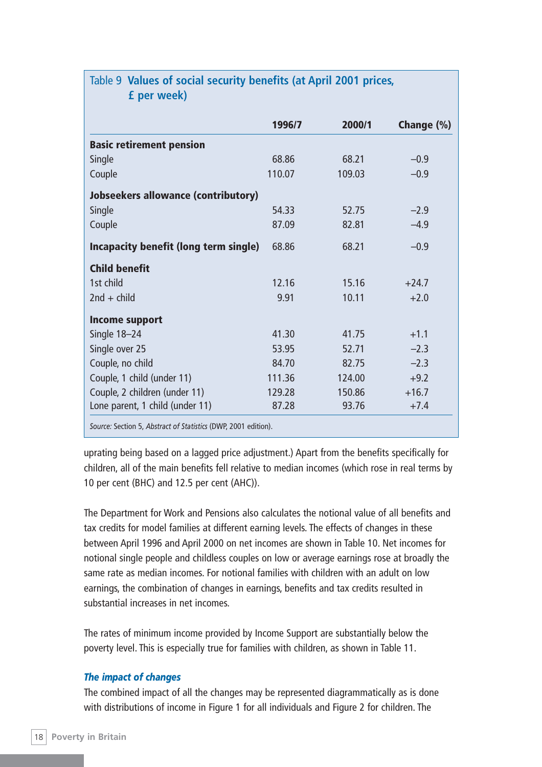Table 9 **Values of social security benefits (at April 2001 prices, £ per week)**

| | 1996/7 | 2000/1 | Change (%) |
|---|---|---|---|
| **Basic retirement pension** | | | |
| Single | 68.86 | 68.21 | −0.9 |
| Couple | 110.07 | 109.03 | −0.9 |
| **Jobseekers allowance (contributory)** | | | |
| Single | 54.33 | 52.75 | −2.9 |
| Couple | 87.09 | 82.81 | −4.9 |
| **Incapacity benefit (long term single)** | 68.86 | 68.21 | −0.9 |
| **Child benefit** | | | |
| 1st child | 12.16 | 15.16 | +24.7 |
| 2nd + child | 9.91 | 10.11 | +2.0 |
| **Income support** | | | |
| Single 18–24 | 41.30 | 41.75 | +1.1 |
| Single over 25 | 53.95 | 52.71 | −2.3 |
| Couple, no child | 84.70 | 82.75 | −2.3 |
| Couple, 1 child (under 11) | 111.36 | 124.00 | +9.2 |
| Couple, 2 children (under 11) | 129.28 | 150.86 | +16.7 |
| Lone parent, 1 child (under 11) | 87.28 | 93.76 | +7.4 |

*Source:* Section 5, *Abstract of Statistics* (DWP, 2001 edition).

uprating being based on a lagged price adjustment.) Apart from the benefits specifically for children, all of the main benefits fell relative to median incomes (which rose in real terms by 10 per cent (BHC) and 12.5 per cent (AHC)).

The Department for Work and Pensions also calculates the notional value of all benefits and tax credits for model families at different earning levels. The effects of changes in these between April 1996 and April 2000 on net incomes are shown in Table 10. Net incomes for notional single people and childless couples on low or average earnings rose at broadly the same rate as median incomes. For notional families with children with an adult on low earnings, the combination of changes in earnings, benefits and tax credits resulted in substantial increases in net incomes.

The rates of minimum income provided by Income Support are substantially below the poverty level. This is especially true for families with children, as shown in Table 11.

### *The impact of changes*

The combined impact of all the changes may be represented diagrammatically as is done with distributions of income in Figure 1 for all individuals and Figure 2 for children. The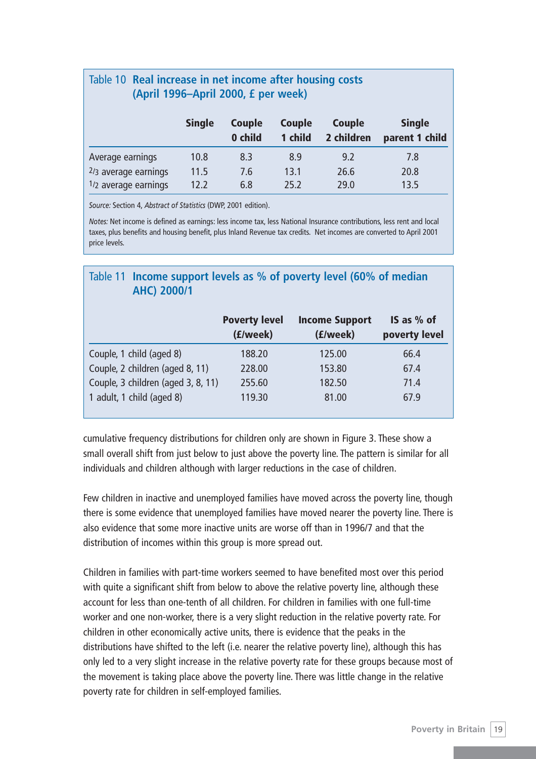**Table 10 Real increase in net income after housing costs (April 1996–April 2000, £ per week)**

| | Single | Couple 0 child | Couple 1 child | Couple 2 children | Single parent 1 child |
|---|---|---|---|---|---|
| Average earnings | 10.8 | 8.3 | 8.9 | 9.2 | 7.8 |
| 2/3 average earnings | 11.5 | 7.6 | 13.1 | 26.6 | 20.8 |
| 1/2 average earnings | 12.2 | 6.8 | 25.2 | 29.0 | 13.5 |

*Source:* Section 4, *Abstract of Statistics* (DWP, 2001 edition).

*Notes:* Net income is defined as earnings: less income tax, less National Insurance contributions, less rent and local taxes, plus benefits and housing benefit, plus Inland Revenue tax credits. Net incomes are converted to April 2001 price levels.

**Table 11 Income support levels as % of poverty level (60% of median AHC) 2000/1**

| | Poverty level (£/week) | Income Support (£/week) | IS as % of poverty level |
|---|---|---|---|
| Couple, 1 child (aged 8) | 188.20 | 125.00 | 66.4 |
| Couple, 2 children (aged 8, 11) | 228.00 | 153.80 | 67.4 |
| Couple, 3 children (aged 3, 8, 11) | 255.60 | 182.50 | 71.4 |
| 1 adult, 1 child (aged 8) | 119.30 | 81.00 | 67.9 |

cumulative frequency distributions for children only are shown in Figure 3. These show a small overall shift from just below to just above the poverty line. The pattern is similar for all individuals and children although with larger reductions in the case of children.

Few children in inactive and unemployed families have moved across the poverty line, though there is some evidence that unemployed families have moved nearer the poverty line. There is also evidence that some more inactive units are worse off than in 1996/7 and that the distribution of incomes within this group is more spread out.

Children in families with part-time workers seemed to have benefited most over this period with quite a significant shift from below to above the relative poverty line, although these account for less than one-tenth of all children. For children in families with one full-time worker and one non-worker, there is a very slight reduction in the relative poverty rate. For children in other economically active units, there is evidence that the peaks in the distributions have shifted to the left (i.e. nearer the relative poverty line), although this has only led to a very slight increase in the relative poverty rate for these groups because most of the movement is taking place above the poverty line. There was little change in the relative poverty rate for children in self-employed families.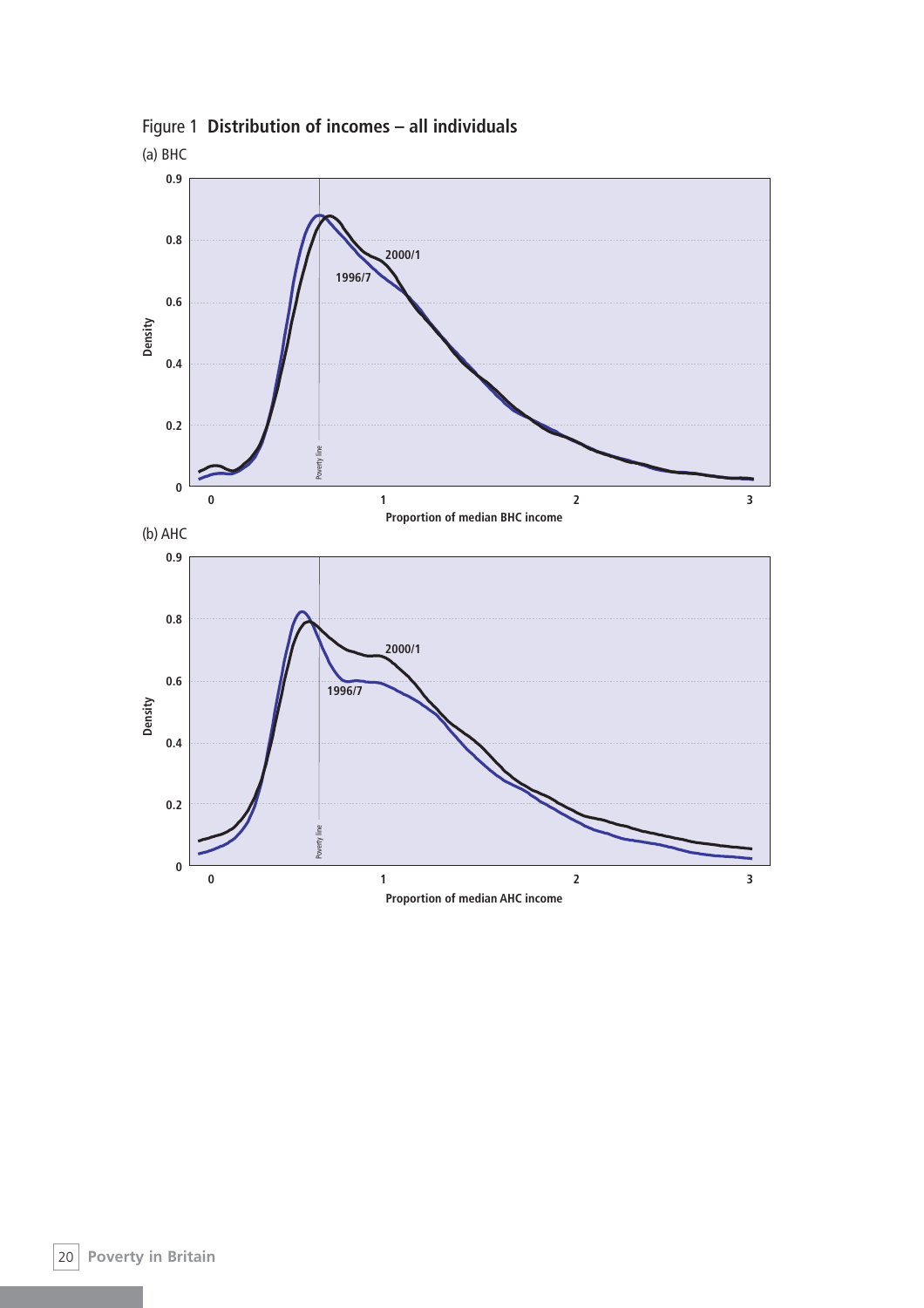Figure 1 **Distribution of incomes – all individuals**

(a) BHC

(b) AHC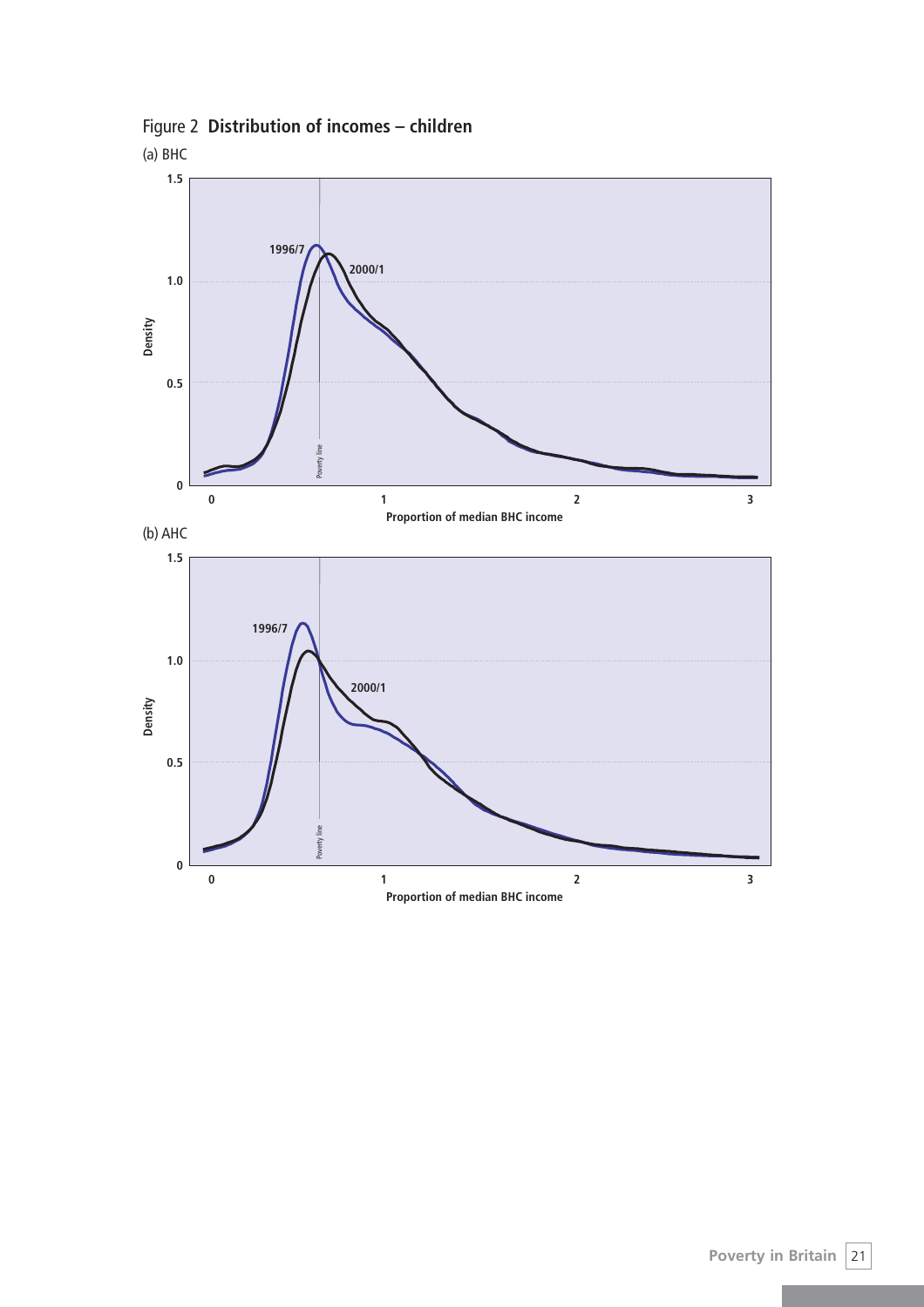Figure 2 **Distribution of incomes – children**

(a) BHC

(b) AHC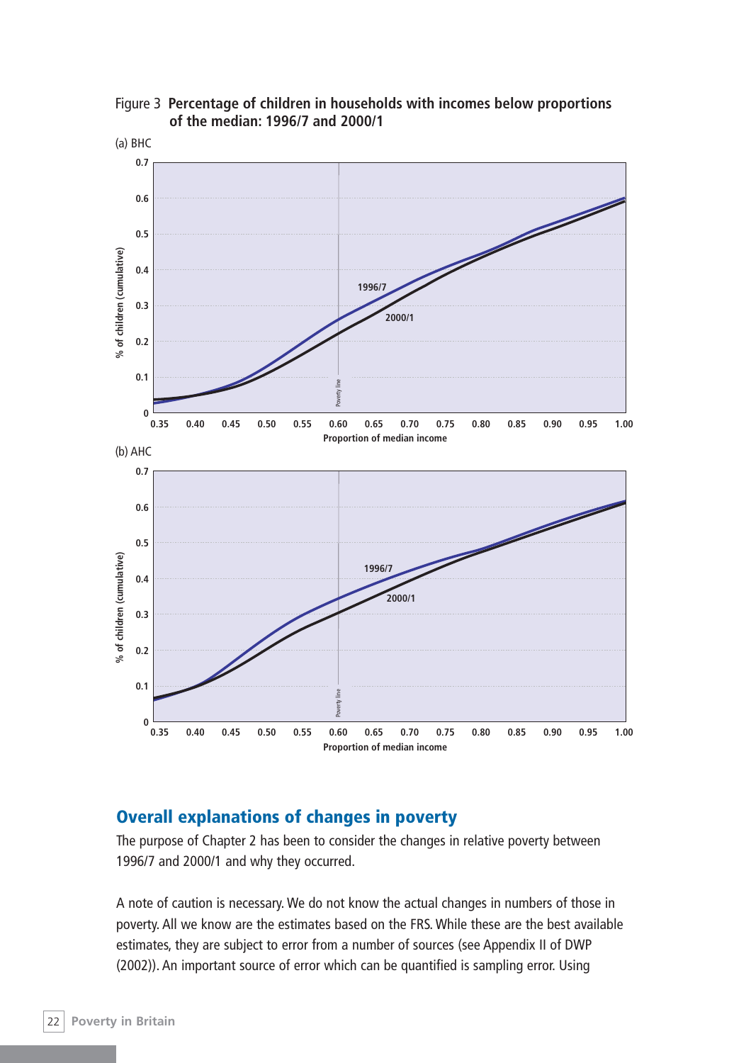Figure 3 **Percentage of children in households with incomes below proportions of the median: 1996/7 and 2000/1**

(a) BHC

(b) AHC

## Overall explanations of changes in poverty

The purpose of Chapter 2 has been to consider the changes in relative poverty between 1996/7 and 2000/1 and why they occurred.

A note of caution is necessary. We do not know the actual changes in numbers of those in poverty. All we know are the estimates based on the FRS. While these are the best available estimates, they are subject to error from a number of sources (see Appendix II of DWP (2002)). An important source of error which can be quantified is sampling error. Using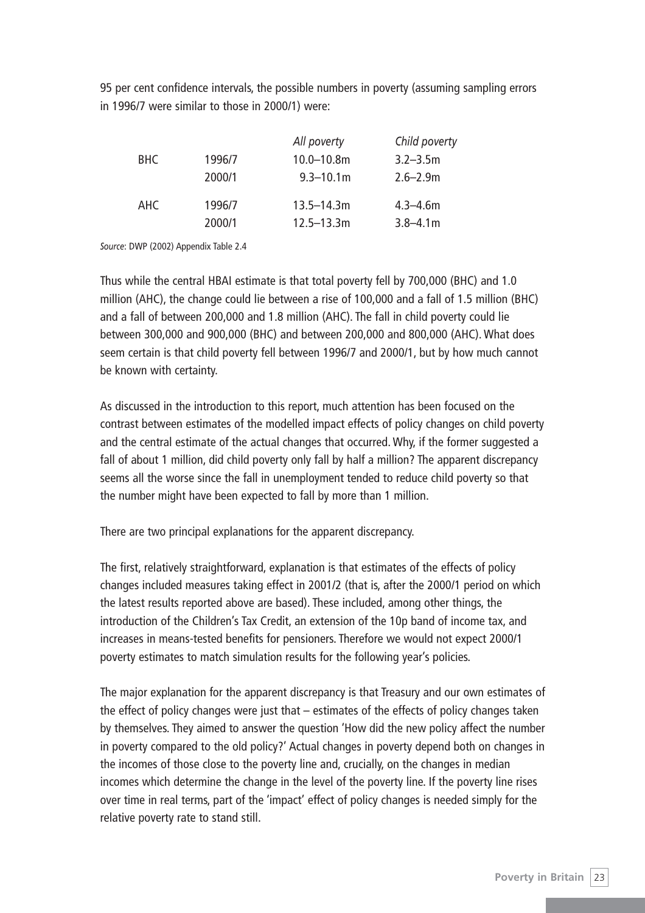95 per cent confidence intervals, the possible numbers in poverty (assuming sampling errors in 1996/7 were similar to those in 2000/1) were:

| | | *All poverty* | *Child poverty* |
|---|---|---|---|
| BHC | 1996/7 | 10.0–10.8m | 3.2–3.5m |
| | 2000/1 | 9.3–10.1m | 2.6–2.9m |
| AHC | 1996/7 | 13.5–14.3m | 4.3–4.6m |
| | 2000/1 | 12.5–13.3m | 3.8–4.1m |

*Source*: DWP (2002) Appendix Table 2.4

Thus while the central HBAI estimate is that total poverty fell by 700,000 (BHC) and 1.0 million (AHC), the change could lie between a rise of 100,000 and a fall of 1.5 million (BHC) and a fall of between 200,000 and 1.8 million (AHC). The fall in child poverty could lie between 300,000 and 900,000 (BHC) and between 200,000 and 800,000 (AHC). What does seem certain is that child poverty fell between 1996/7 and 2000/1, but by how much cannot be known with certainty.

As discussed in the introduction to this report, much attention has been focused on the contrast between estimates of the modelled impact effects of policy changes on child poverty and the central estimate of the actual changes that occurred. Why, if the former suggested a fall of about 1 million, did child poverty only fall by half a million? The apparent discrepancy seems all the worse since the fall in unemployment tended to reduce child poverty so that the number might have been expected to fall by more than 1 million.

There are two principal explanations for the apparent discrepancy.

The first, relatively straightforward, explanation is that estimates of the effects of policy changes included measures taking effect in 2001/2 (that is, after the 2000/1 period on which the latest results reported above are based). These included, among other things, the introduction of the Children's Tax Credit, an extension of the 10p band of income tax, and increases in means-tested benefits for pensioners. Therefore we would not expect 2000/1 poverty estimates to match simulation results for the following year's policies.

The major explanation for the apparent discrepancy is that Treasury and our own estimates of the effect of policy changes were just that – estimates of the effects of policy changes taken by themselves. They aimed to answer the question 'How did the new policy affect the number in poverty compared to the old policy?' Actual changes in poverty depend both on changes in the incomes of those close to the poverty line and, crucially, on the changes in median incomes which determine the change in the level of the poverty line. If the poverty line rises over time in real terms, part of the 'impact' effect of policy changes is needed simply for the relative poverty rate to stand still.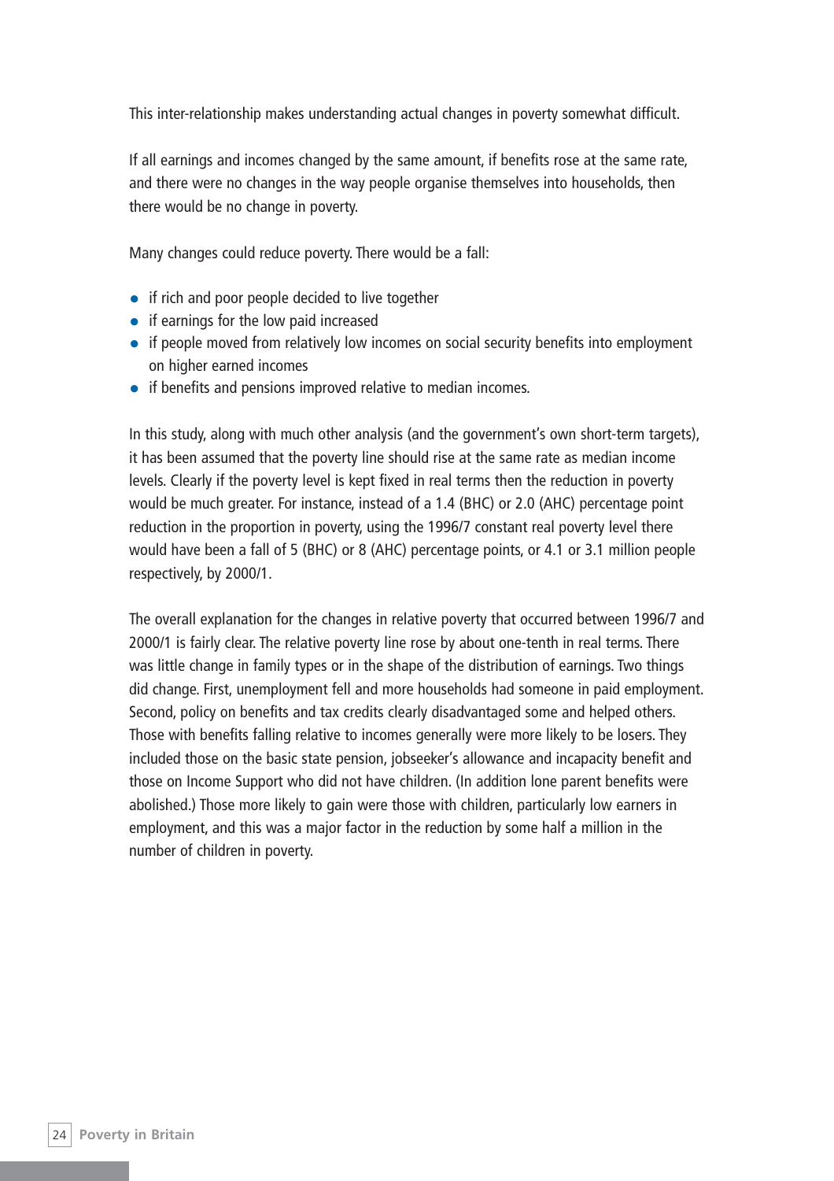This inter-relationship makes understanding actual changes in poverty somewhat difficult.

If all earnings and incomes changed by the same amount, if benefits rose at the same rate, and there were no changes in the way people organise themselves into households, then there would be no change in poverty.

Many changes could reduce poverty. There would be a fall:

- if rich and poor people decided to live together
- if earnings for the low paid increased
- if people moved from relatively low incomes on social security benefits into employment on higher earned incomes
- if benefits and pensions improved relative to median incomes.

In this study, along with much other analysis (and the government's own short-term targets), it has been assumed that the poverty line should rise at the same rate as median income levels. Clearly if the poverty level is kept fixed in real terms then the reduction in poverty would be much greater. For instance, instead of a 1.4 (BHC) or 2.0 (AHC) percentage point reduction in the proportion in poverty, using the 1996/7 constant real poverty level there would have been a fall of 5 (BHC) or 8 (AHC) percentage points, or 4.1 or 3.1 million people respectively, by 2000/1.

The overall explanation for the changes in relative poverty that occurred between 1996/7 and 2000/1 is fairly clear. The relative poverty line rose by about one-tenth in real terms. There was little change in family types or in the shape of the distribution of earnings. Two things did change. First, unemployment fell and more households had someone in paid employment. Second, policy on benefits and tax credits clearly disadvantaged some and helped others. Those with benefits falling relative to incomes generally were more likely to be losers. They included those on the basic state pension, jobseeker's allowance and incapacity benefit and those on Income Support who did not have children. (In addition lone parent benefits were abolished.) Those more likely to gain were those with children, particularly low earners in employment, and this was a major factor in the reduction by some half a million in the number of children in poverty.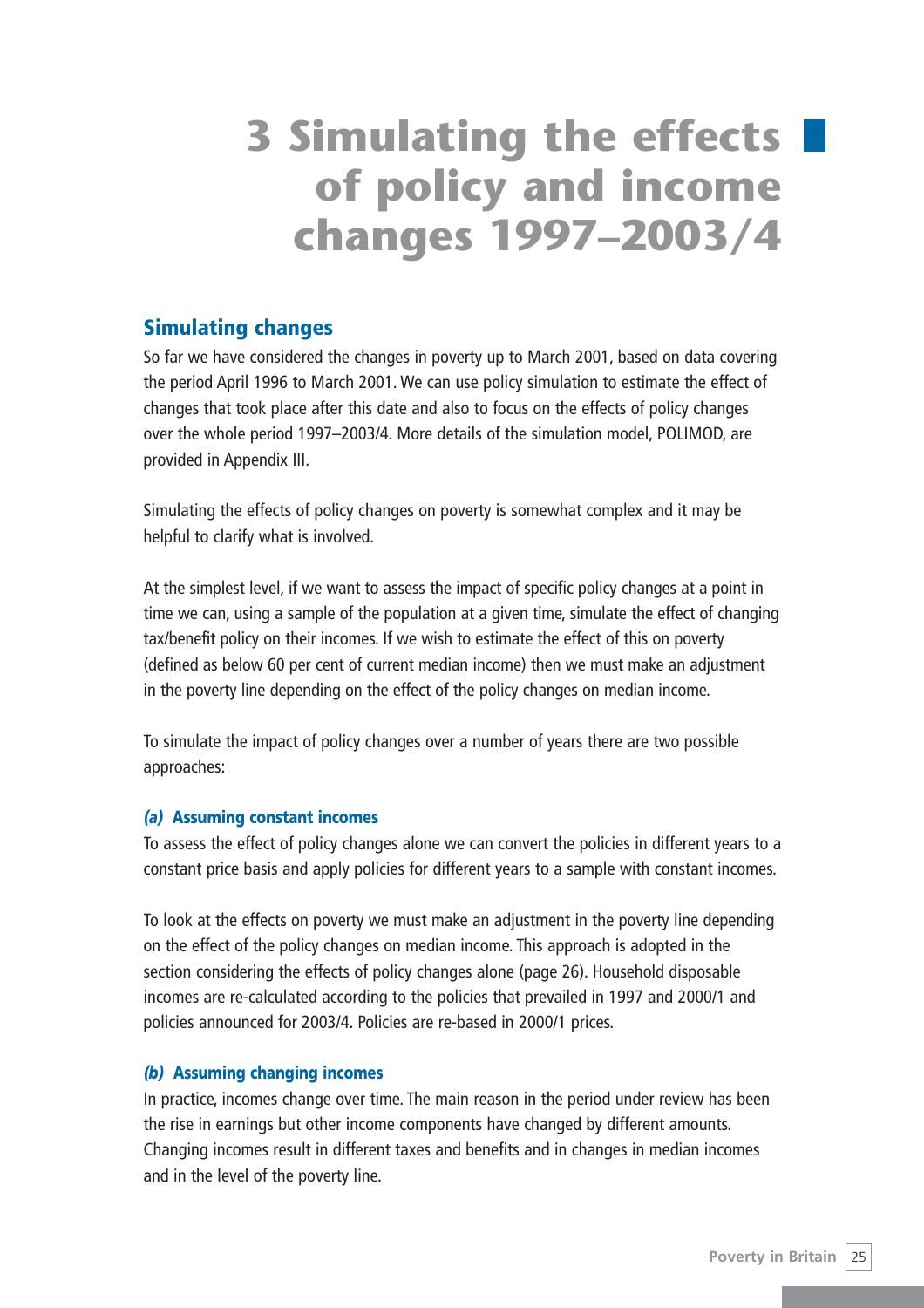# 3 Simulating the effects of policy and income changes 1997–2003/4

## Simulating changes

So far we have considered the changes in poverty up to March 2001, based on data covering the period April 1996 to March 2001. We can use policy simulation to estimate the effect of changes that took place after this date and also to focus on the effects of policy changes over the whole period 1997–2003/4. More details of the simulation model, POLIMOD, are provided in Appendix III.

Simulating the effects of policy changes on poverty is somewhat complex and it may be helpful to clarify what is involved.

At the simplest level, if we want to assess the impact of specific policy changes at a point in time we can, using a sample of the population at a given time, simulate the effect of changing tax/benefit policy on their incomes. If we wish to estimate the effect of this on poverty (defined as below 60 per cent of current median income) then we must make an adjustment in the poverty line depending on the effect of the policy changes on median income.

To simulate the impact of policy changes over a number of years there are two possible approaches:

#### *(a)* Assuming constant incomes

To assess the effect of policy changes alone we can convert the policies in different years to a constant price basis and apply policies for different years to a sample with constant incomes.

To look at the effects on poverty we must make an adjustment in the poverty line depending on the effect of the policy changes on median income. This approach is adopted in the section considering the effects of policy changes alone (page 26). Household disposable incomes are re-calculated according to the policies that prevailed in 1997 and 2000/1 and policies announced for 2003/4. Policies are re-based in 2000/1 prices.

#### *(b)* Assuming changing incomes

In practice, incomes change over time. The main reason in the period under review has been the rise in earnings but other income components have changed by different amounts. Changing incomes result in different taxes and benefits and in changes in median incomes and in the level of the poverty line.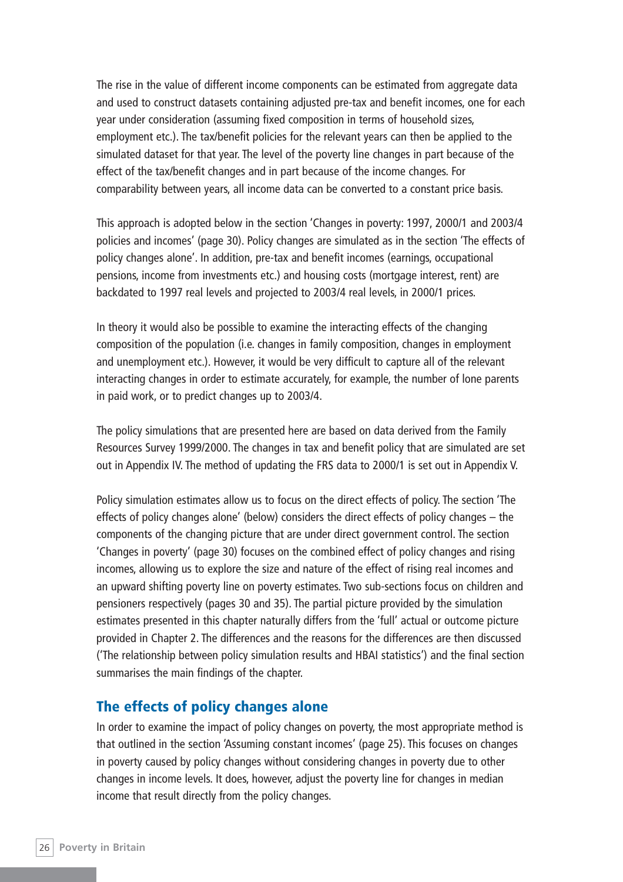The rise in the value of different income components can be estimated from aggregate data and used to construct datasets containing adjusted pre-tax and benefit incomes, one for each year under consideration (assuming fixed composition in terms of household sizes, employment etc.). The tax/benefit policies for the relevant years can then be applied to the simulated dataset for that year. The level of the poverty line changes in part because of the effect of the tax/benefit changes and in part because of the income changes. For comparability between years, all income data can be converted to a constant price basis.

This approach is adopted below in the section 'Changes in poverty: 1997, 2000/1 and 2003/4 policies and incomes' (page 30). Policy changes are simulated as in the section 'The effects of policy changes alone'. In addition, pre-tax and benefit incomes (earnings, occupational pensions, income from investments etc.) and housing costs (mortgage interest, rent) are backdated to 1997 real levels and projected to 2003/4 real levels, in 2000/1 prices.

In theory it would also be possible to examine the interacting effects of the changing composition of the population (i.e. changes in family composition, changes in employment and unemployment etc.). However, it would be very difficult to capture all of the relevant interacting changes in order to estimate accurately, for example, the number of lone parents in paid work, or to predict changes up to 2003/4.

The policy simulations that are presented here are based on data derived from the Family Resources Survey 1999/2000. The changes in tax and benefit policy that are simulated are set out in Appendix IV. The method of updating the FRS data to 2000/1 is set out in Appendix V.

Policy simulation estimates allow us to focus on the direct effects of policy. The section 'The effects of policy changes alone' (below) considers the direct effects of policy changes – the components of the changing picture that are under direct government control. The section 'Changes in poverty' (page 30) focuses on the combined effect of policy changes and rising incomes, allowing us to explore the size and nature of the effect of rising real incomes and an upward shifting poverty line on poverty estimates. Two sub-sections focus on children and pensioners respectively (pages 30 and 35). The partial picture provided by the simulation estimates presented in this chapter naturally differs from the 'full' actual or outcome picture provided in Chapter 2. The differences and the reasons for the differences are then discussed ('The relationship between policy simulation results and HBAI statistics') and the final section summarises the main findings of the chapter.

## The effects of policy changes alone

In order to examine the impact of policy changes on poverty, the most appropriate method is that outlined in the section 'Assuming constant incomes' (page 25). This focuses on changes in poverty caused by policy changes without considering changes in poverty due to other changes in income levels. It does, however, adjust the poverty line for changes in median income that result directly from the policy changes.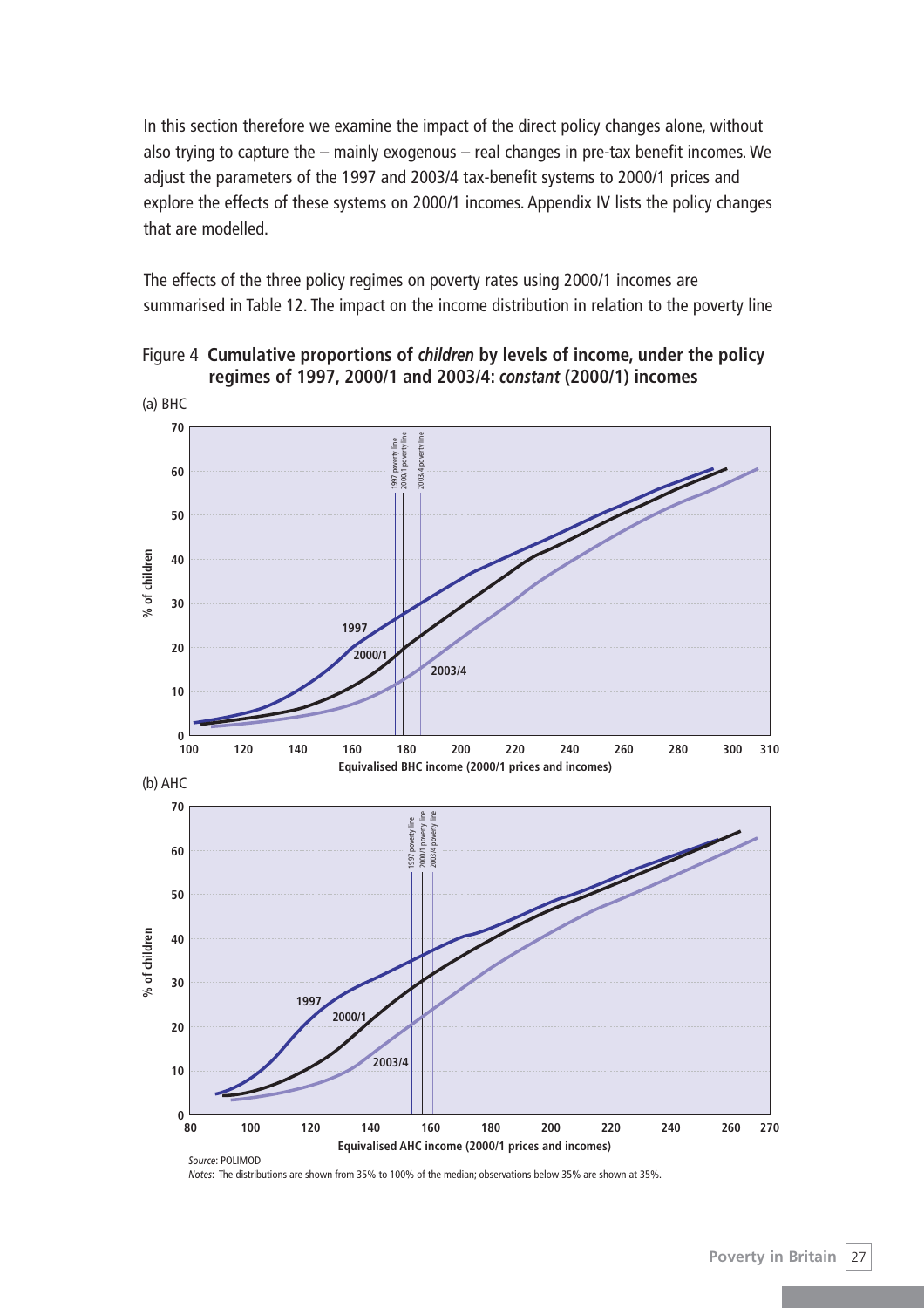In this section therefore we examine the impact of the direct policy changes alone, without also trying to capture the – mainly exogenous – real changes in pre-tax benefit incomes. We adjust the parameters of the 1997 and 2003/4 tax-benefit systems to 2000/1 prices and explore the effects of these systems on 2000/1 incomes. Appendix IV lists the policy changes that are modelled.

The effects of the three policy regimes on poverty rates using 2000/1 incomes are summarised in Table 12. The impact on the income distribution in relation to the poverty line

Figure 4 **Cumulative proportions of *children* by levels of income, under the policy regimes of 1997, 2000/1 and 2003/4: *constant* (2000/1) incomes**

(a) BHC

(b) AHC

*Source*: POLIMOD

*Notes*: The distributions are shown from 35% to 100% of the median; observations below 35% are shown at 35%.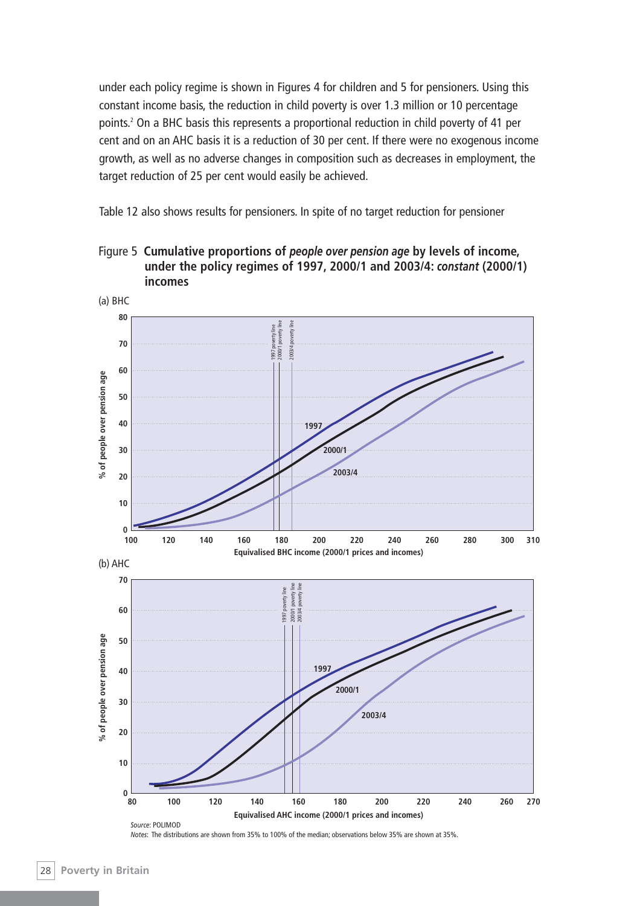under each policy regime is shown in Figures 4 for children and 5 for pensioners. Using this constant income basis, the reduction in child poverty is over 1.3 million or 10 percentage points.[2] On a BHC basis this represents a proportional reduction in child poverty of 41 per cent and on an AHC basis it is a reduction of 30 per cent. If there were no exogenous income growth, as well as no adverse changes in composition such as decreases in employment, the target reduction of 25 per cent would easily be achieved.

Table 12 also shows results for pensioners. In spite of no target reduction for pensioner

Figure 5 **Cumulative proportions of *people over pension age* by levels of income, under the policy regimes of 1997, 2000/1 and 2003/4: *constant* (2000/1) incomes**

(a) BHC

(b) AHC

*Source*: POLIMOD

*Notes*: The distributions are shown from 35% to 100% of the median; observations below 35% are shown at 35%.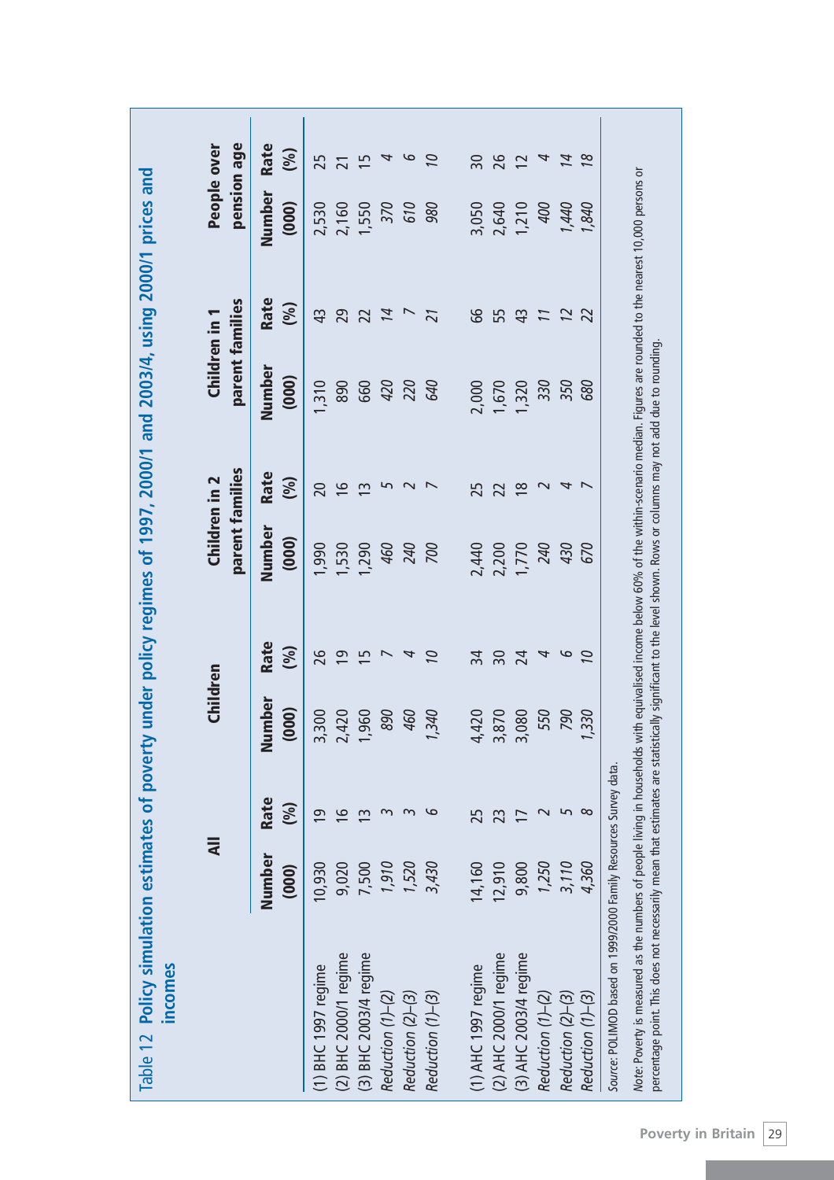Table 12 **Policy simulation estimates of poverty under policy regimes of 1997, 2000/1 and 2003/4, using 2000/1 prices and incomes**

| | All | | Children | | Children in 2 parent families | | Children in 1 parent families | | People over pension age | |
|---|---|---|---|---|---|---|---|---|---|---|
| | Number (000) | Rate (%) | Number (000) | Rate (%) | Number (000) | Rate (%) | Number (000) | Rate (%) | Number (000) | Rate (%) |
| (1) BHC 1997 regime | 10,930 | 19 | 3,300 | 26 | 1,990 | 20 | 1,310 | 43 | 2,530 | 25 |
| (2) BHC 2000/1 regime | 9,020 | 16 | 2,420 | 19 | 1,530 | 16 | 890 | 29 | 2,160 | 21 |
| (3) BHC 2003/4 regime | 7,500 | 13 | 1,960 | 15 | 1,290 | 13 | 660 | 22 | 1,550 | 15 |
| *Reduction (1)–(2)* | *1,910* | *3* | *890* | *7* | *460* | *5* | *420* | *14* | *370* | *4* |
| *Reduction (2)–(3)* | *1,520* | *3* | *460* | *4* | *240* | *2* | *220* | *7* | *610* | *6* |
| *Reduction (1)–(3)* | *3,430* | *6* | *1,340* | *10* | *700* | *7* | *640* | *21* | *980* | *10* |
| | | | | | | | | | | |
| (1) AHC 1997 regime | 14,160 | 25 | 4,420 | 34 | 2,440 | 25 | 2,000 | 66 | 3,050 | 30 |
| (2) AHC 2000/1 regime | 12,910 | 23 | 3,870 | 30 | 2,200 | 22 | 1,670 | 55 | 2,640 | 26 |
| (3) AHC 2003/4 regime | 9,800 | 17 | 3,080 | 24 | 1,770 | 18 | 1,320 | 43 | 1,210 | 12 |
| *Reduction (1)–(2)* | *1,250* | *2* | *550* | *4* | *240* | *2* | *330* | *11* | *400* | *4* |
| *Reduction (2)–(3)* | *3,110* | *5* | *790* | *6* | *430* | *4* | *350* | *12* | *1,440* | *14* |
| *Reduction (1)–(3)* | *4,360* | *8* | *1,330* | *10* | *670* | *7* | *680* | *22* | *1,840* | *18* |

*Source*: POLIMOD based on 1999/2000 Family Resources Survey data.

*Note*: Poverty is measured as the numbers of people living in households with equivalised income below 60% of the within-scenario median. Figures are rounded to the nearest 10,000 persons or percentage point. This does not necessarily mean that estimates are statistically significant to the level shown. Rows or columns may not add due to rounding.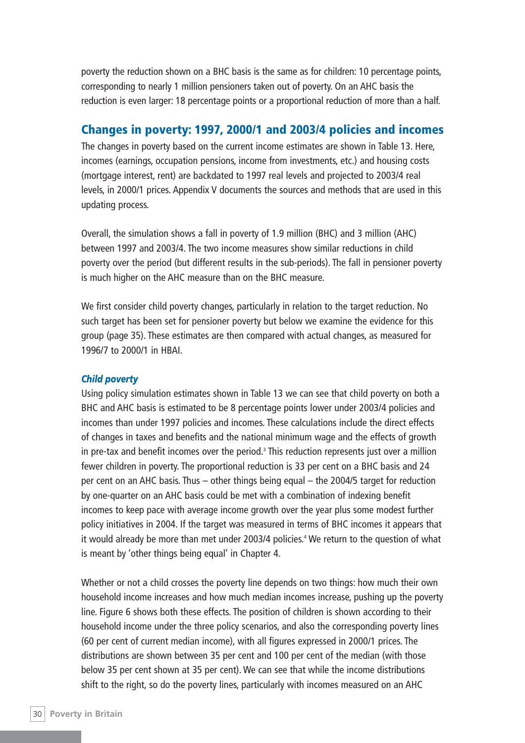poverty the reduction shown on a BHC basis is the same as for children: 10 percentage points, corresponding to nearly 1 million pensioners taken out of poverty. On an AHC basis the reduction is even larger: 18 percentage points or a proportional reduction of more than a half.

## Changes in poverty: 1997, 2000/1 and 2003/4 policies and incomes

The changes in poverty based on the current income estimates are shown in Table 13. Here, incomes (earnings, occupation pensions, income from investments, etc.) and housing costs (mortgage interest, rent) are backdated to 1997 real levels and projected to 2003/4 real levels, in 2000/1 prices. Appendix V documents the sources and methods that are used in this updating process.

Overall, the simulation shows a fall in poverty of 1.9 million (BHC) and 3 million (AHC) between 1997 and 2003/4. The two income measures show similar reductions in child poverty over the period (but different results in the sub-periods). The fall in pensioner poverty is much higher on the AHC measure than on the BHC measure.

We first consider child poverty changes, particularly in relation to the target reduction. No such target has been set for pensioner poverty but below we examine the evidence for this group (page 35). These estimates are then compared with actual changes, as measured for 1996/7 to 2000/1 in HBAI.

### *Child poverty*

Using policy simulation estimates shown in Table 13 we can see that child poverty on both a BHC and AHC basis is estimated to be 8 percentage points lower under 2003/4 policies and incomes than under 1997 policies and incomes. These calculations include the direct effects of changes in taxes and benefits and the national minimum wage and the effects of growth in pre-tax and benefit incomes over the period.[3] This reduction represents just over a million fewer children in poverty. The proportional reduction is 33 per cent on a BHC basis and 24 per cent on an AHC basis. Thus – other things being equal – the 2004/5 target for reduction by one-quarter on an AHC basis could be met with a combination of indexing benefit incomes to keep pace with average income growth over the year plus some modest further policy initiatives in 2004. If the target was measured in terms of BHC incomes it appears that it would already be more than met under 2003/4 policies.[4] We return to the question of what is meant by 'other things being equal' in Chapter 4.

Whether or not a child crosses the poverty line depends on two things: how much their own household income increases and how much median incomes increase, pushing up the poverty line. Figure 6 shows both these effects. The position of children is shown according to their household income under the three policy scenarios, and also the corresponding poverty lines (60 per cent of current median income), with all figures expressed in 2000/1 prices. The distributions are shown between 35 per cent and 100 per cent of the median (with those below 35 per cent shown at 35 per cent). We can see that while the income distributions shift to the right, so do the poverty lines, particularly with incomes measured on an AHC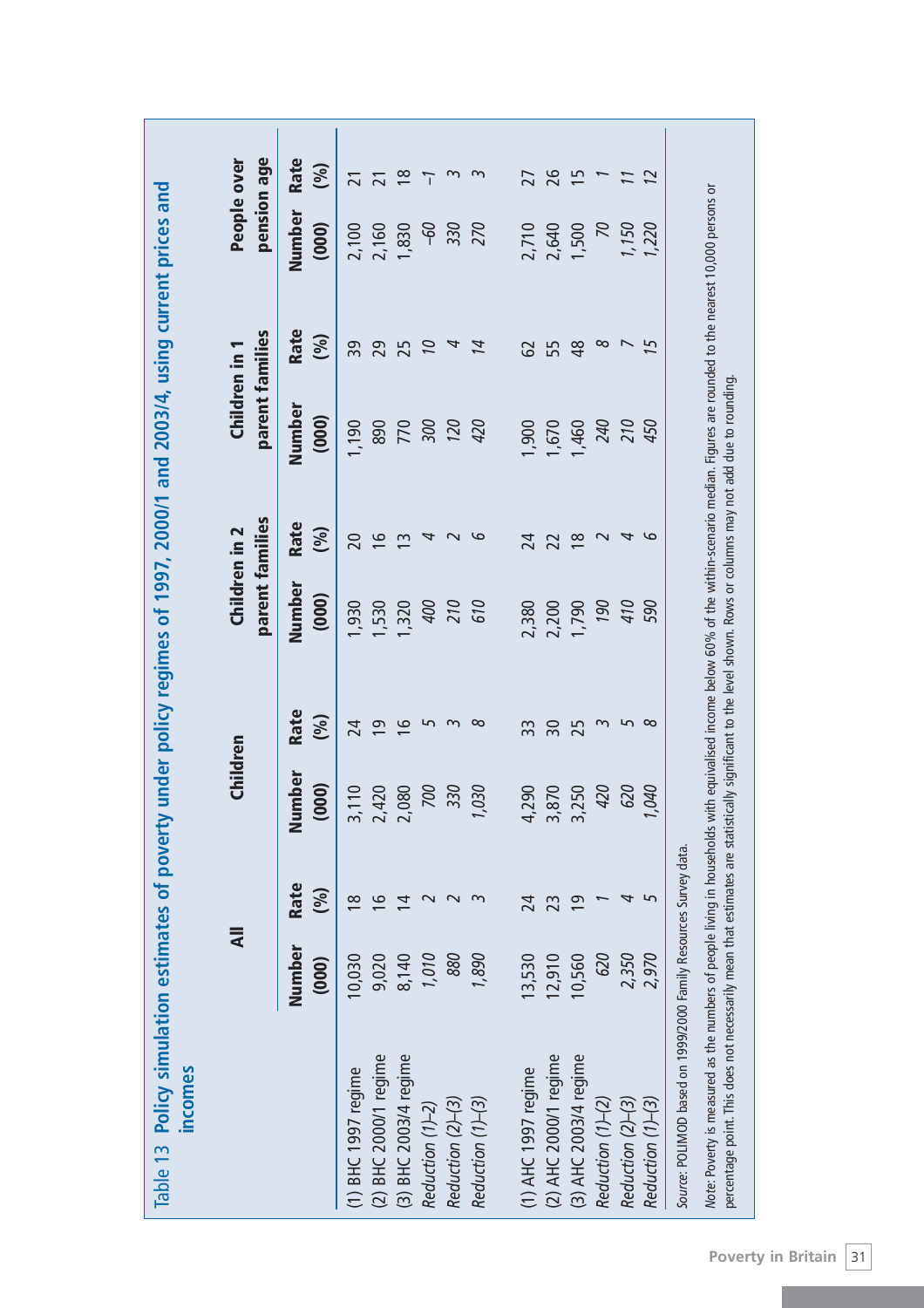Table 13 **Policy simulation estimates of poverty under policy regimes of 1997, 2000/1 and 2003/4, using current prices and incomes**

| | All | | Children | | Children in 2 parent families | | Children in 1 parent families | | People over pension age | |
|---|---|---|---|---|---|---|---|---|---|---|
| | Number (000) | Rate (%) | Number (000) | Rate (%) | Number (000) | Rate (%) | Number (000) | Rate (%) | Number (000) | Rate (%) |
| (1) BHC 1997 regime | 10,030 | 18 | 3,110 | 24 | 1,930 | 20 | 1,190 | 39 | 2,100 | 21 |
| (2) BHC 2000/1 regime | 9,020 | 16 | 2,420 | 19 | 1,530 | 16 | 890 | 29 | 2,160 | 21 |
| (3) BHC 2003/4 regime | 8,140 | 14 | 2,080 | 16 | 1,320 | 13 | 770 | 25 | 1,830 | 18 |
| *Reduction (1)–2)* | *1,010* | *2* | *700* | *5* | *400* | *4* | *300* | *10* | *–60* | *–1* |
| *Reduction (2)–(3)* | *880* | *2* | *330* | *3* | *210* | *2* | *120* | *4* | *330* | *3* |
| *Reduction (1)–(3)* | *1,890* | *3* | *1,030* | *8* | *610* | *6* | *420* | *14* | *270* | *3* |
| (1) AHC 1997 regime | 13,530 | 24 | 4,290 | 33 | 2,380 | 24 | 1,900 | 62 | 2,710 | 27 |
| (2) AHC 2000/1 regime | 12,910 | 23 | 3,870 | 30 | 2,200 | 22 | 1,670 | 55 | 2,640 | 26 |
| (3) AHC 2003/4 regime | 10,560 | 19 | 3,250 | 25 | 1,790 | 18 | 1,460 | 48 | 1,500 | 15 |
| *Reduction (1)–(2)* | *620* | *1* | *420* | *3* | *190* | *2* | *240* | *8* | *70* | *1* |
| *Reduction (2)–(3)* | *2,350* | *4* | *620* | *5* | *410* | *4* | *210* | *7* | *1,150* | *11* |
| *Reduction (1)–(3)* | *2,970* | *5* | *1,040* | *8* | *590* | *6* | *450* | *15* | *1,220* | *12* |

*Source*: POLIMOD based on 1999/2000 Family Resources Survey data.

*Note*: Poverty is measured as the numbers of people living in households with equivalised income below 60% of the within-scenario median. Figures are rounded to the nearest 10,000 persons or percentage point. This does not necessarily mean that estimates are statistically significant to the level shown. Rows or columns may not add due to rounding.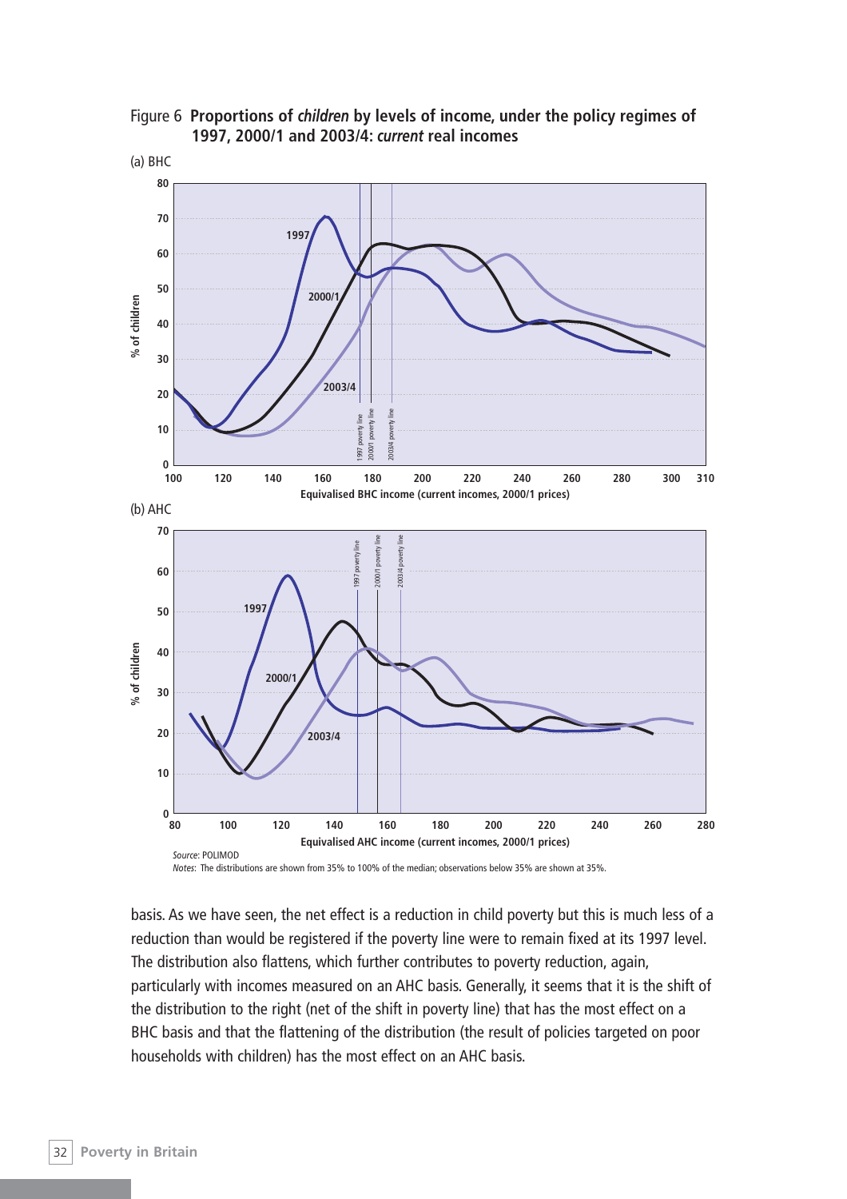Figure 6 **Proportions of *children* by levels of income, under the policy regimes of 1997, 2000/1 and 2003/4: *current* real incomes**

(a) BHC

(b) AHC

*Source*: POLIMOD

*Notes*: The distributions are shown from 35% to 100% of the median; observations below 35% are shown at 35%.

basis. As we have seen, the net effect is a reduction in child poverty but this is much less of a reduction than would be registered if the poverty line were to remain fixed at its 1997 level. The distribution also flattens, which further contributes to poverty reduction, again, particularly with incomes measured on an AHC basis. Generally, it seems that it is the shift of the distribution to the right (net of the shift in poverty line) that has the most effect on a BHC basis and that the flattening of the distribution (the result of policies targeted on poor households with children) has the most effect on an AHC basis.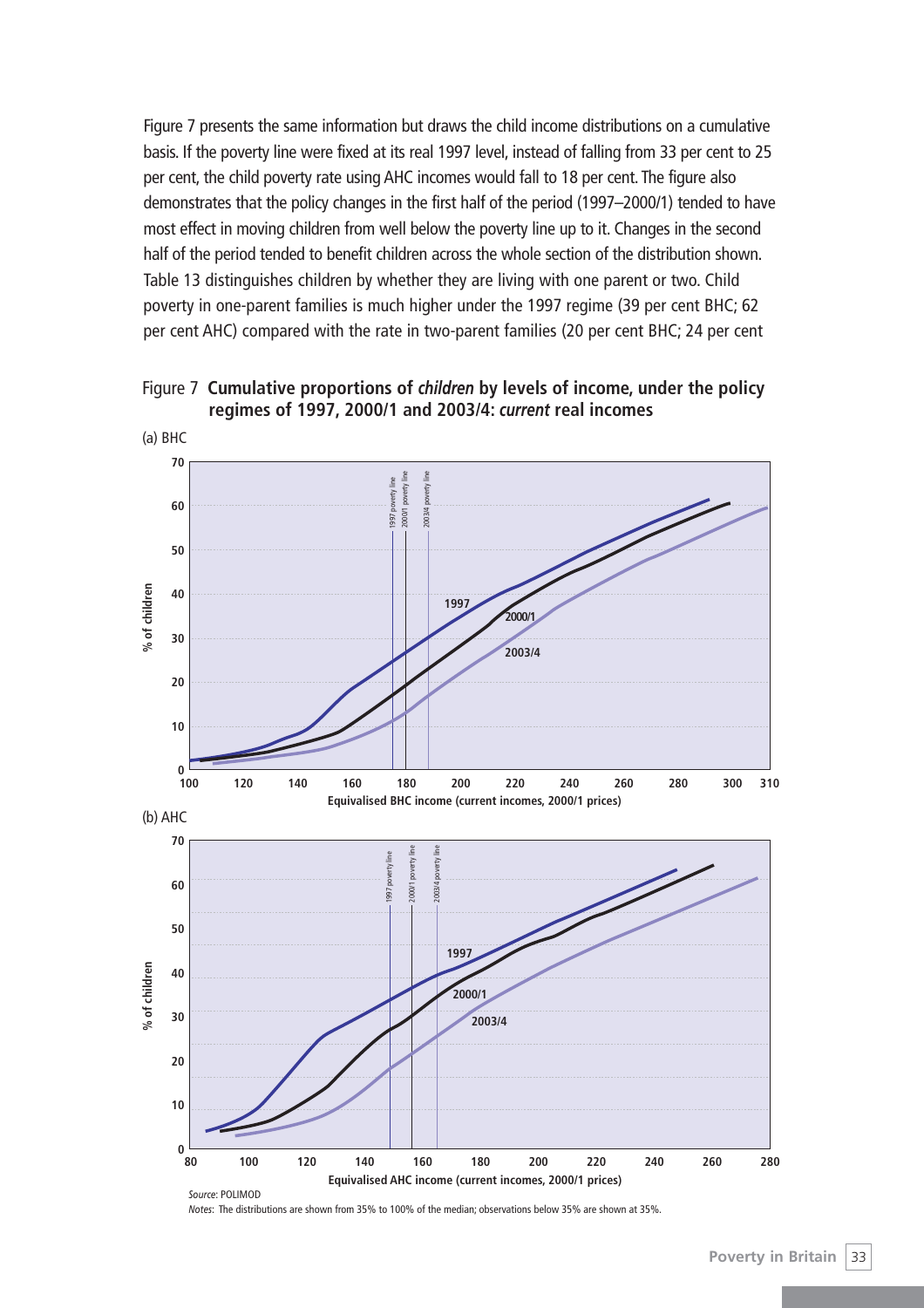Figure 7 presents the same information but draws the child income distributions on a cumulative basis. If the poverty line were fixed at its real 1997 level, instead of falling from 33 per cent to 25 per cent, the child poverty rate using AHC incomes would fall to 18 per cent. The figure also demonstrates that the policy changes in the first half of the period (1997–2000/1) tended to have most effect in moving children from well below the poverty line up to it. Changes in the second half of the period tended to benefit children across the whole section of the distribution shown. Table 13 distinguishes children by whether they are living with one parent or two. Child poverty in one-parent families is much higher under the 1997 regime (39 per cent BHC; 62 per cent AHC) compared with the rate in two-parent families (20 per cent BHC; 24 per cent

Figure 7 **Cumulative proportions of *children* by levels of income, under the policy regimes of 1997, 2000/1 and 2003/4: *current* real incomes**

(a) BHC

(b) AHC

*Source*: POLIMOD

*Notes*: The distributions are shown from 35% to 100% of the median; observations below 35% are shown at 35%.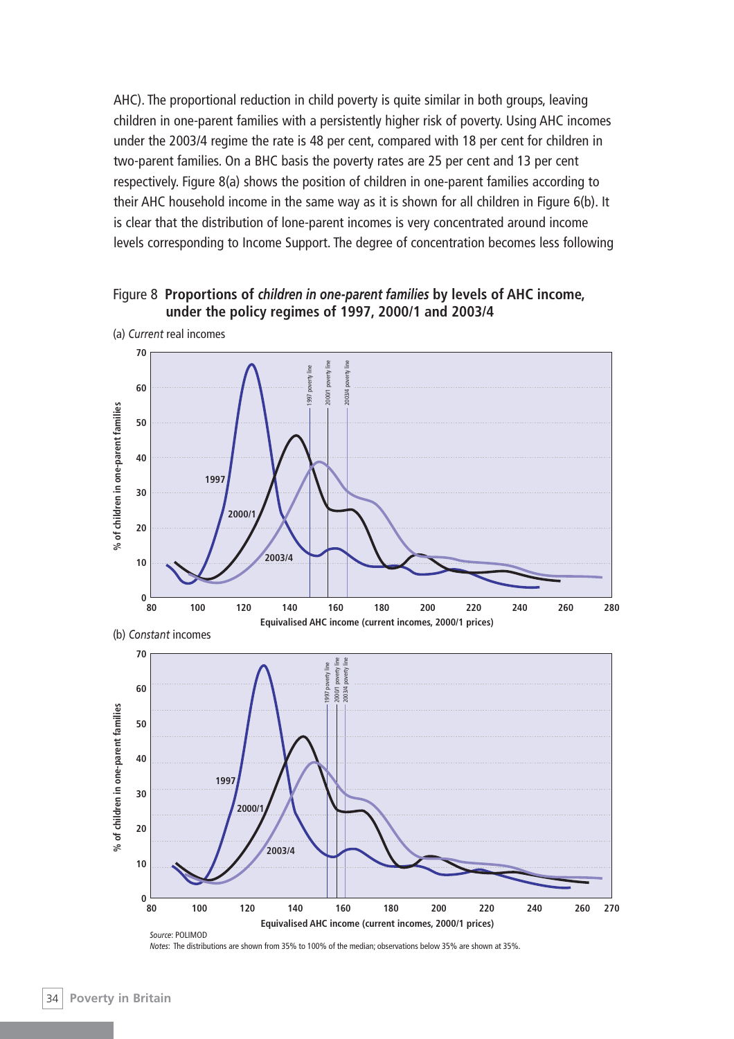AHC). The proportional reduction in child poverty is quite similar in both groups, leaving children in one-parent families with a persistently higher risk of poverty. Using AHC incomes under the 2003/4 regime the rate is 48 per cent, compared with 18 per cent for children in two-parent families. On a BHC basis the poverty rates are 25 per cent and 13 per cent respectively. Figure 8(a) shows the position of children in one-parent families according to their AHC household income in the same way as it is shown for all children in Figure 6(b). It is clear that the distribution of lone-parent incomes is very concentrated around income levels corresponding to Income Support. The degree of concentration becomes less following

Figure 8 **Proportions of *children in one-parent families* by levels of AHC income, under the policy regimes of 1997, 2000/1 and 2003/4**

(a) *Current* real incomes

(b) *Constant* incomes

*Source*: POLIMOD

*Notes*: The distributions are shown from 35% to 100% of the median; observations below 35% are shown at 35%.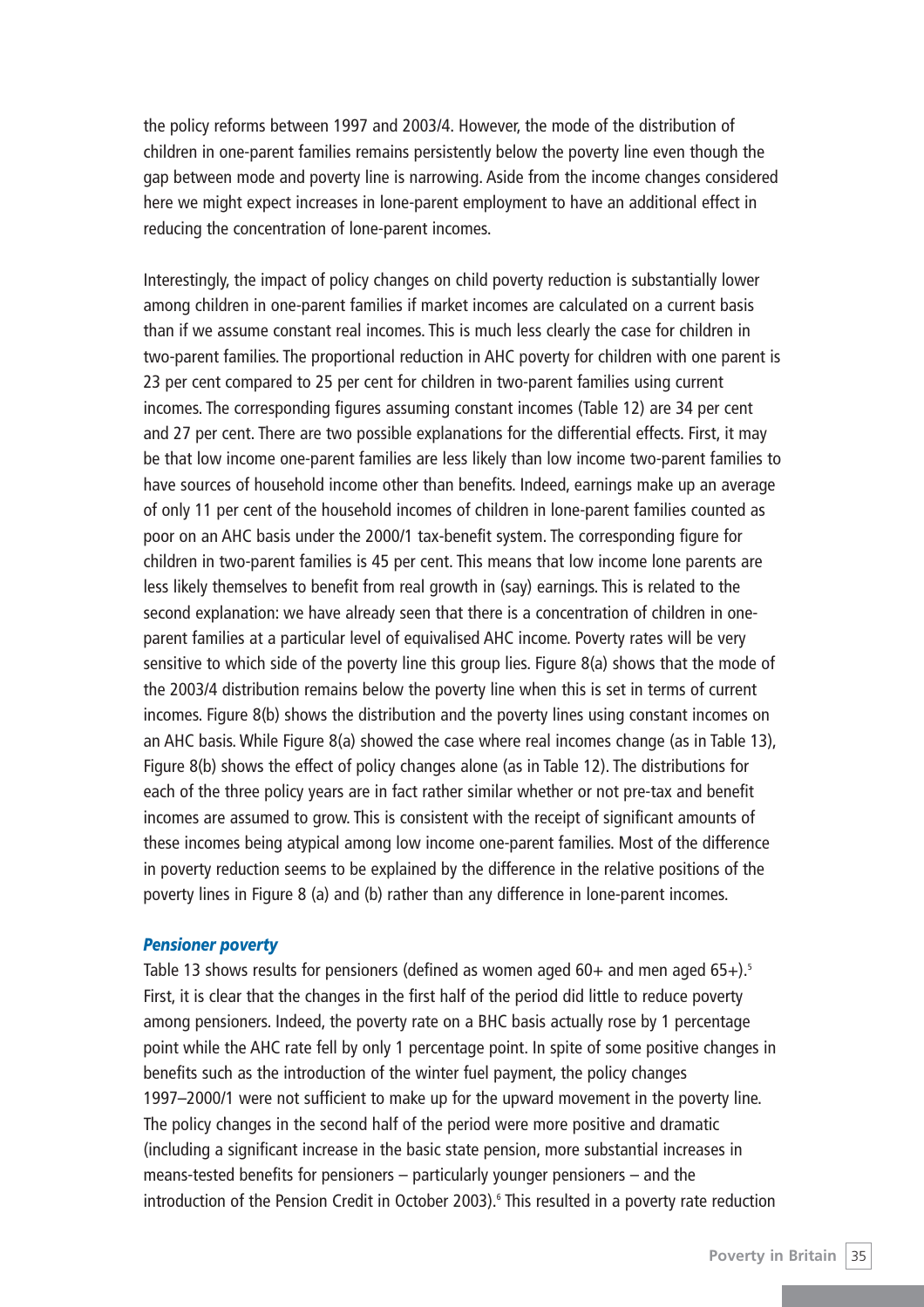the policy reforms between 1997 and 2003/4. However, the mode of the distribution of children in one-parent families remains persistently below the poverty line even though the gap between mode and poverty line is narrowing. Aside from the income changes considered here we might expect increases in lone-parent employment to have an additional effect in reducing the concentration of lone-parent incomes.

Interestingly, the impact of policy changes on child poverty reduction is substantially lower among children in one-parent families if market incomes are calculated on a current basis than if we assume constant real incomes. This is much less clearly the case for children in two-parent families. The proportional reduction in AHC poverty for children with one parent is 23 per cent compared to 25 per cent for children in two-parent families using current incomes. The corresponding figures assuming constant incomes (Table 12) are 34 per cent and 27 per cent. There are two possible explanations for the differential effects. First, it may be that low income one-parent families are less likely than low income two-parent families to have sources of household income other than benefits. Indeed, earnings make up an average of only 11 per cent of the household incomes of children in lone-parent families counted as poor on an AHC basis under the 2000/1 tax-benefit system. The corresponding figure for children in two-parent families is 45 per cent. This means that low income lone parents are less likely themselves to benefit from real growth in (say) earnings. This is related to the second explanation: we have already seen that there is a concentration of children in one-parent families at a particular level of equivalised AHC income. Poverty rates will be very sensitive to which side of the poverty line this group lies. Figure 8(a) shows that the mode of the 2003/4 distribution remains below the poverty line when this is set in terms of current incomes. Figure 8(b) shows the distribution and the poverty lines using constant incomes on an AHC basis. While Figure 8(a) showed the case where real incomes change (as in Table 13), Figure 8(b) shows the effect of policy changes alone (as in Table 12). The distributions for each of the three policy years are in fact rather similar whether or not pre-tax and benefit incomes are assumed to grow. This is consistent with the receipt of significant amounts of these incomes being atypical among low income one-parent families. Most of the difference in poverty reduction seems to be explained by the difference in the relative positions of the poverty lines in Figure 8 (a) and (b) rather than any difference in lone-parent incomes.

### *Pensioner poverty*

Table 13 shows results for pensioners (defined as women aged 60+ and men aged 65+).[5] First, it is clear that the changes in the first half of the period did little to reduce poverty among pensioners. Indeed, the poverty rate on a BHC basis actually rose by 1 percentage point while the AHC rate fell by only 1 percentage point. In spite of some positive changes in benefits such as the introduction of the winter fuel payment, the policy changes 1997–2000/1 were not sufficient to make up for the upward movement in the poverty line. The policy changes in the second half of the period were more positive and dramatic (including a significant increase in the basic state pension, more substantial increases in means-tested benefits for pensioners – particularly younger pensioners – and the introduction of the Pension Credit in October 2003).[6] This resulted in a poverty rate reduction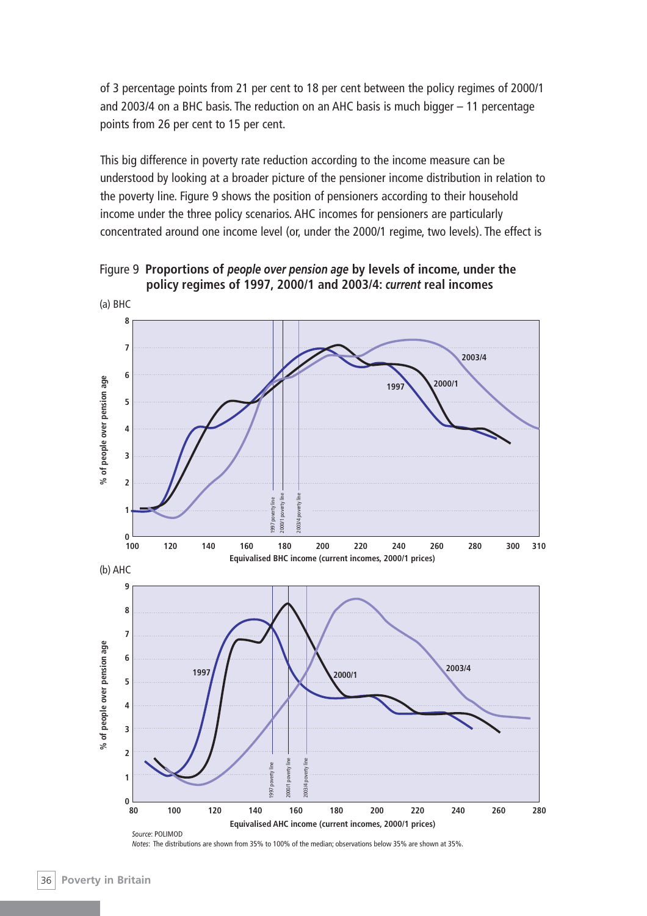of 3 percentage points from 21 per cent to 18 per cent between the policy regimes of 2000/1 and 2003/4 on a BHC basis. The reduction on an AHC basis is much bigger – 11 percentage points from 26 per cent to 15 per cent.

This big difference in poverty rate reduction according to the income measure can be understood by looking at a broader picture of the pensioner income distribution in relation to the poverty line. Figure 9 shows the position of pensioners according to their household income under the three policy scenarios. AHC incomes for pensioners are particularly concentrated around one income level (or, under the 2000/1 regime, two levels). The effect is

Figure 9 **Proportions of *people over pension age* by levels of income, under the policy regimes of 1997, 2000/1 and 2003/4: *current* real incomes**

(a) BHC

(b) AHC

*Source*: POLIMOD

*Notes*: The distributions are shown from 35% to 100% of the median; observations below 35% are shown at 35%.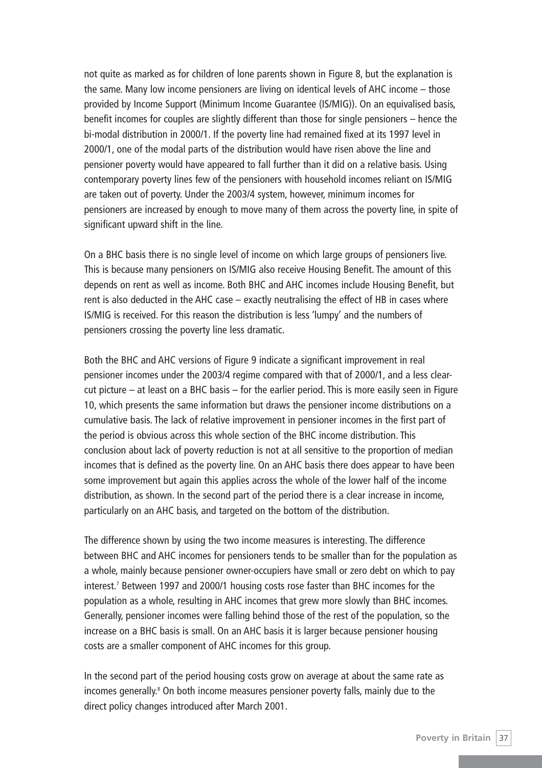not quite as marked as for children of lone parents shown in Figure 8, but the explanation is the same. Many low income pensioners are living on identical levels of AHC income – those provided by Income Support (Minimum Income Guarantee (IS/MIG)). On an equivalised basis, benefit incomes for couples are slightly different than those for single pensioners – hence the bi-modal distribution in 2000/1. If the poverty line had remained fixed at its 1997 level in 2000/1, one of the modal parts of the distribution would have risen above the line and pensioner poverty would have appeared to fall further than it did on a relative basis. Using contemporary poverty lines few of the pensioners with household incomes reliant on IS/MIG are taken out of poverty. Under the 2003/4 system, however, minimum incomes for pensioners are increased by enough to move many of them across the poverty line, in spite of significant upward shift in the line.

On a BHC basis there is no single level of income on which large groups of pensioners live. This is because many pensioners on IS/MIG also receive Housing Benefit. The amount of this depends on rent as well as income. Both BHC and AHC incomes include Housing Benefit, but rent is also deducted in the AHC case – exactly neutralising the effect of HB in cases where IS/MIG is received. For this reason the distribution is less 'lumpy' and the numbers of pensioners crossing the poverty line less dramatic.

Both the BHC and AHC versions of Figure 9 indicate a significant improvement in real pensioner incomes under the 2003/4 regime compared with that of 2000/1, and a less clear-cut picture – at least on a BHC basis – for the earlier period. This is more easily seen in Figure 10, which presents the same information but draws the pensioner income distributions on a cumulative basis. The lack of relative improvement in pensioner incomes in the first part of the period is obvious across this whole section of the BHC income distribution. This conclusion about lack of poverty reduction is not at all sensitive to the proportion of median incomes that is defined as the poverty line. On an AHC basis there does appear to have been some improvement but again this applies across the whole of the lower half of the income distribution, as shown. In the second part of the period there is a clear increase in income, particularly on an AHC basis, and targeted on the bottom of the distribution.

The difference shown by using the two income measures is interesting. The difference between BHC and AHC incomes for pensioners tends to be smaller than for the population as a whole, mainly because pensioner owner-occupiers have small or zero debt on which to pay interest.[7] Between 1997 and 2000/1 housing costs rose faster than BHC incomes for the population as a whole, resulting in AHC incomes that grew more slowly than BHC incomes. Generally, pensioner incomes were falling behind those of the rest of the population, so the increase on a BHC basis is small. On an AHC basis it is larger because pensioner housing costs are a smaller component of AHC incomes for this group.

In the second part of the period housing costs grow on average at about the same rate as incomes generally.[8] On both income measures pensioner poverty falls, mainly due to the direct policy changes introduced after March 2001.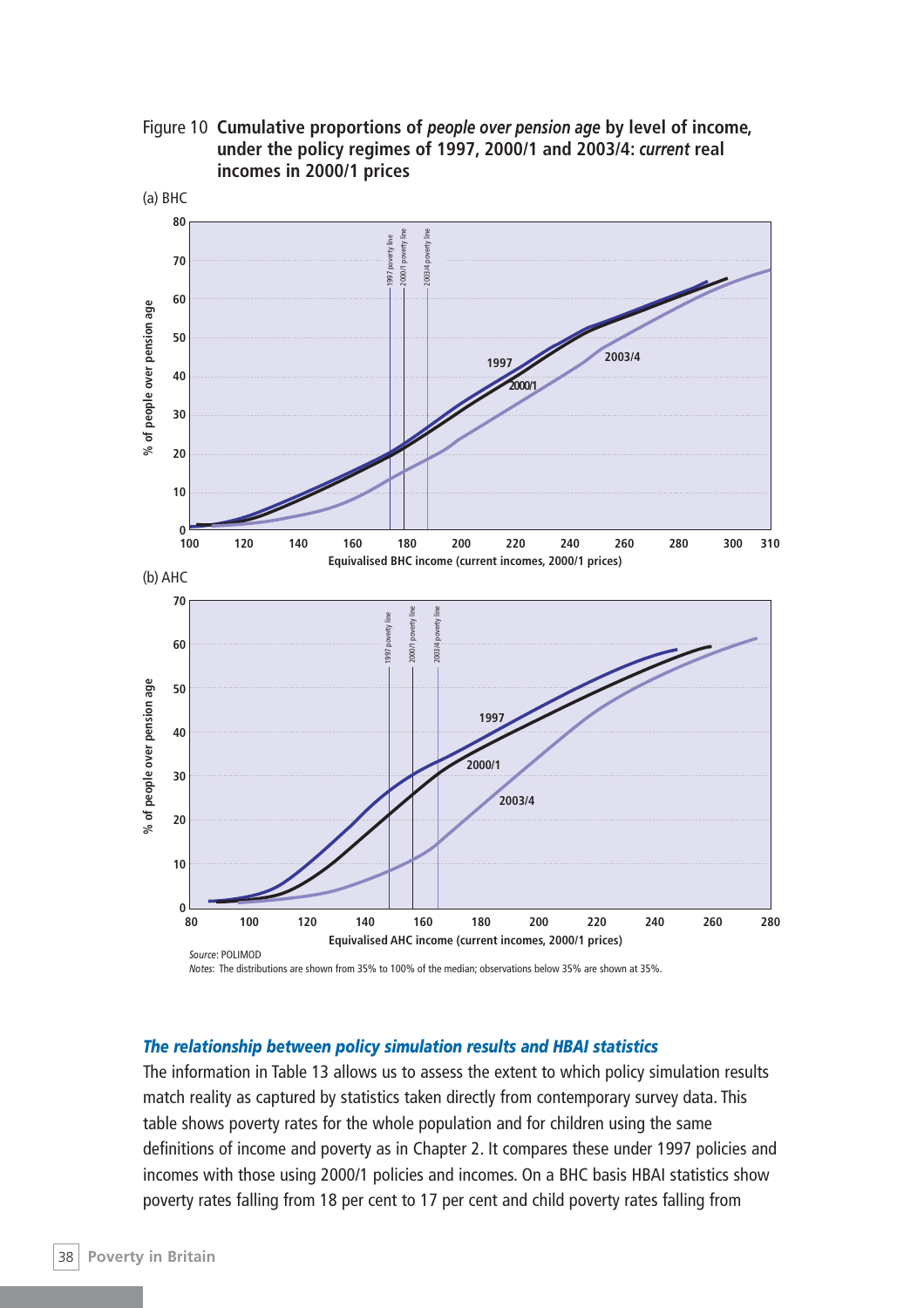Figure 10 **Cumulative proportions of *people over pension age* by level of income, under the policy regimes of 1997, 2000/1 and 2003/4: *current* real incomes in 2000/1 prices**

(a) BHC

(b) AHC

*Source*: POLIMOD

*Notes*: The distributions are shown from 35% to 100% of the median; observations below 35% are shown at 35%.

### *The relationship between policy simulation results and HBAI statistics*

The information in Table 13 allows us to assess the extent to which policy simulation results match reality as captured by statistics taken directly from contemporary survey data. This table shows poverty rates for the whole population and for children using the same definitions of income and poverty as in Chapter 2. It compares these under 1997 policies and incomes with those using 2000/1 policies and incomes. On a BHC basis HBAI statistics show poverty rates falling from 18 per cent to 17 per cent and child poverty rates falling from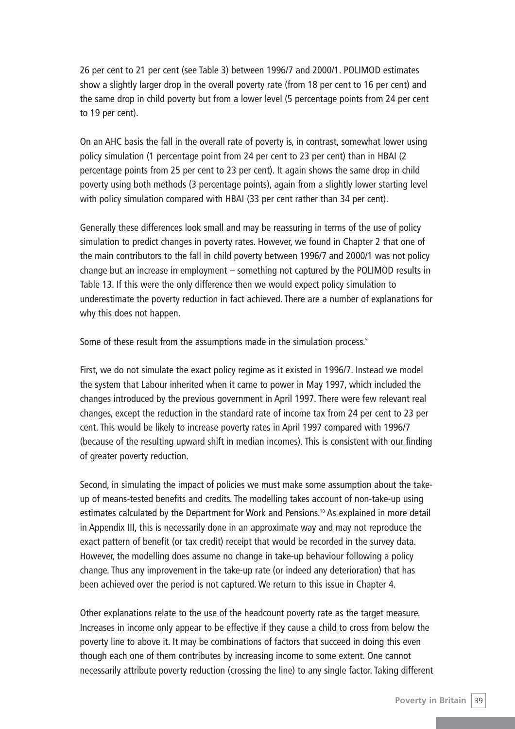26 per cent to 21 per cent (see Table 3) between 1996/7 and 2000/1. POLIMOD estimates show a slightly larger drop in the overall poverty rate (from 18 per cent to 16 per cent) and the same drop in child poverty but from a lower level (5 percentage points from 24 per cent to 19 per cent).

On an AHC basis the fall in the overall rate of poverty is, in contrast, somewhat lower using policy simulation (1 percentage point from 24 per cent to 23 per cent) than in HBAI (2 percentage points from 25 per cent to 23 per cent). It again shows the same drop in child poverty using both methods (3 percentage points), again from a slightly lower starting level with policy simulation compared with HBAI (33 per cent rather than 34 per cent).

Generally these differences look small and may be reassuring in terms of the use of policy simulation to predict changes in poverty rates. However, we found in Chapter 2 that one of the main contributors to the fall in child poverty between 1996/7 and 2000/1 was not policy change but an increase in employment – something not captured by the POLIMOD results in Table 13. If this were the only difference then we would expect policy simulation to underestimate the poverty reduction in fact achieved. There are a number of explanations for why this does not happen.

Some of these result from the assumptions made in the simulation process.[9]

First, we do not simulate the exact policy regime as it existed in 1996/7. Instead we model the system that Labour inherited when it came to power in May 1997, which included the changes introduced by the previous government in April 1997. There were few relevant real changes, except the reduction in the standard rate of income tax from 24 per cent to 23 per cent. This would be likely to increase poverty rates in April 1997 compared with 1996/7 (because of the resulting upward shift in median incomes). This is consistent with our finding of greater poverty reduction.

Second, in simulating the impact of policies we must make some assumption about the take-up of means-tested benefits and credits. The modelling takes account of non-take-up using estimates calculated by the Department for Work and Pensions.[10] As explained in more detail in Appendix III, this is necessarily done in an approximate way and may not reproduce the exact pattern of benefit (or tax credit) receipt that would be recorded in the survey data. However, the modelling does assume no change in take-up behaviour following a policy change. Thus any improvement in the take-up rate (or indeed any deterioration) that has been achieved over the period is not captured. We return to this issue in Chapter 4.

Other explanations relate to the use of the headcount poverty rate as the target measure. Increases in income only appear to be effective if they cause a child to cross from below the poverty line to above it. It may be combinations of factors that succeed in doing this even though each one of them contributes by increasing income to some extent. One cannot necessarily attribute poverty reduction (crossing the line) to any single factor. Taking different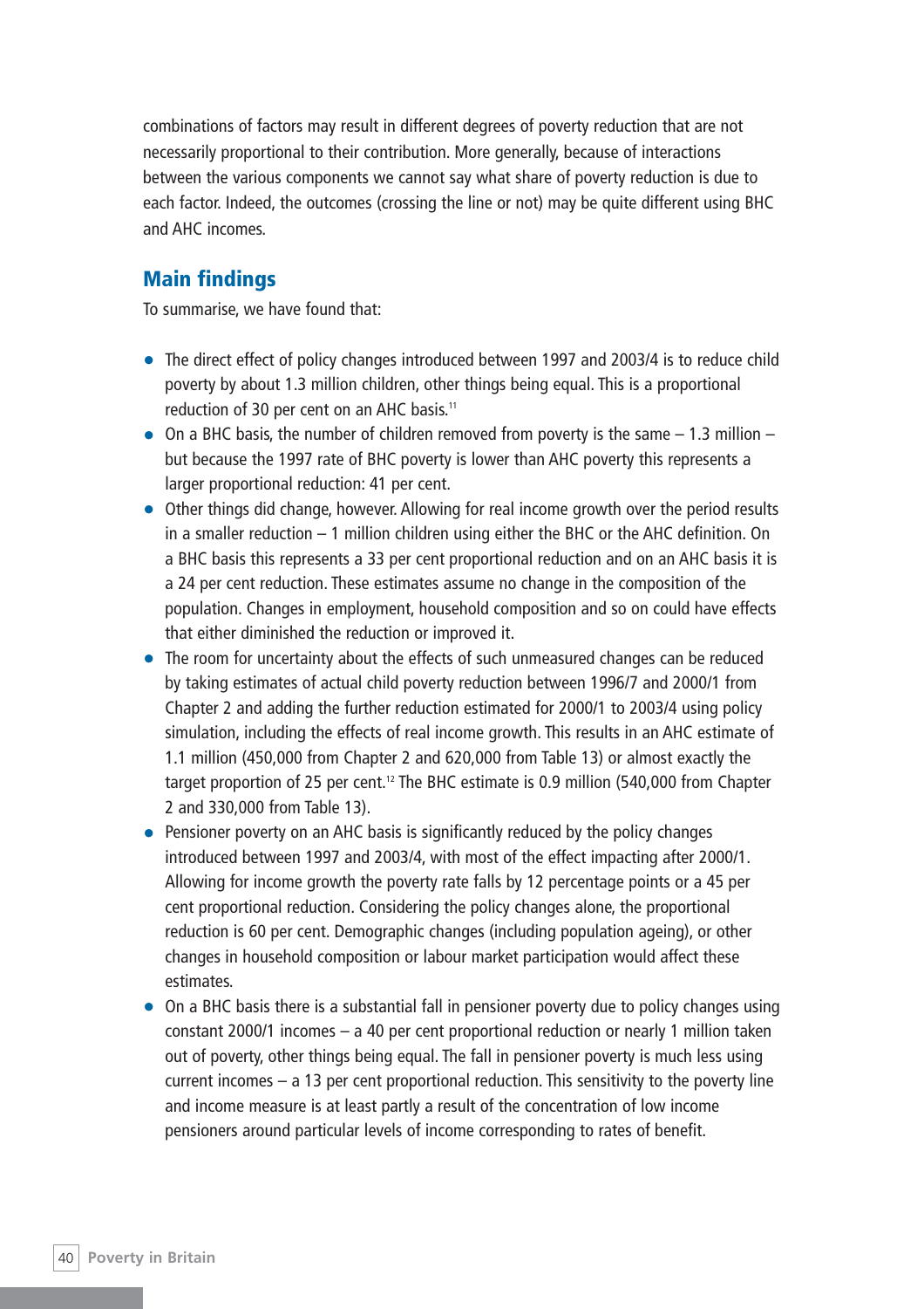combinations of factors may result in different degrees of poverty reduction that are not necessarily proportional to their contribution. More generally, because of interactions between the various components we cannot say what share of poverty reduction is due to each factor. Indeed, the outcomes (crossing the line or not) may be quite different using BHC and AHC incomes.

## Main findings

To summarise, we have found that:

- The direct effect of policy changes introduced between 1997 and 2003/4 is to reduce child poverty by about 1.3 million children, other things being equal. This is a proportional reduction of 30 per cent on an AHC basis.[11]
- On a BHC basis, the number of children removed from poverty is the same – 1.3 million – but because the 1997 rate of BHC poverty is lower than AHC poverty this represents a larger proportional reduction: 41 per cent.
- Other things did change, however. Allowing for real income growth over the period results in a smaller reduction – 1 million children using either the BHC or the AHC definition. On a BHC basis this represents a 33 per cent proportional reduction and on an AHC basis it is a 24 per cent reduction. These estimates assume no change in the composition of the population. Changes in employment, household composition and so on could have effects that either diminished the reduction or improved it.
- The room for uncertainty about the effects of such unmeasured changes can be reduced by taking estimates of actual child poverty reduction between 1996/7 and 2000/1 from Chapter 2 and adding the further reduction estimated for 2000/1 to 2003/4 using policy simulation, including the effects of real income growth. This results in an AHC estimate of 1.1 million (450,000 from Chapter 2 and 620,000 from Table 13) or almost exactly the target proportion of 25 per cent.[12] The BHC estimate is 0.9 million (540,000 from Chapter 2 and 330,000 from Table 13).
- Pensioner poverty on an AHC basis is significantly reduced by the policy changes introduced between 1997 and 2003/4, with most of the effect impacting after 2000/1. Allowing for income growth the poverty rate falls by 12 percentage points or a 45 per cent proportional reduction. Considering the policy changes alone, the proportional reduction is 60 per cent. Demographic changes (including population ageing), or other changes in household composition or labour market participation would affect these estimates.
- On a BHC basis there is a substantial fall in pensioner poverty due to policy changes using constant 2000/1 incomes – a 40 per cent proportional reduction or nearly 1 million taken out of poverty, other things being equal. The fall in pensioner poverty is much less using current incomes – a 13 per cent proportional reduction. This sensitivity to the poverty line and income measure is at least partly a result of the concentration of low income pensioners around particular levels of income corresponding to rates of benefit.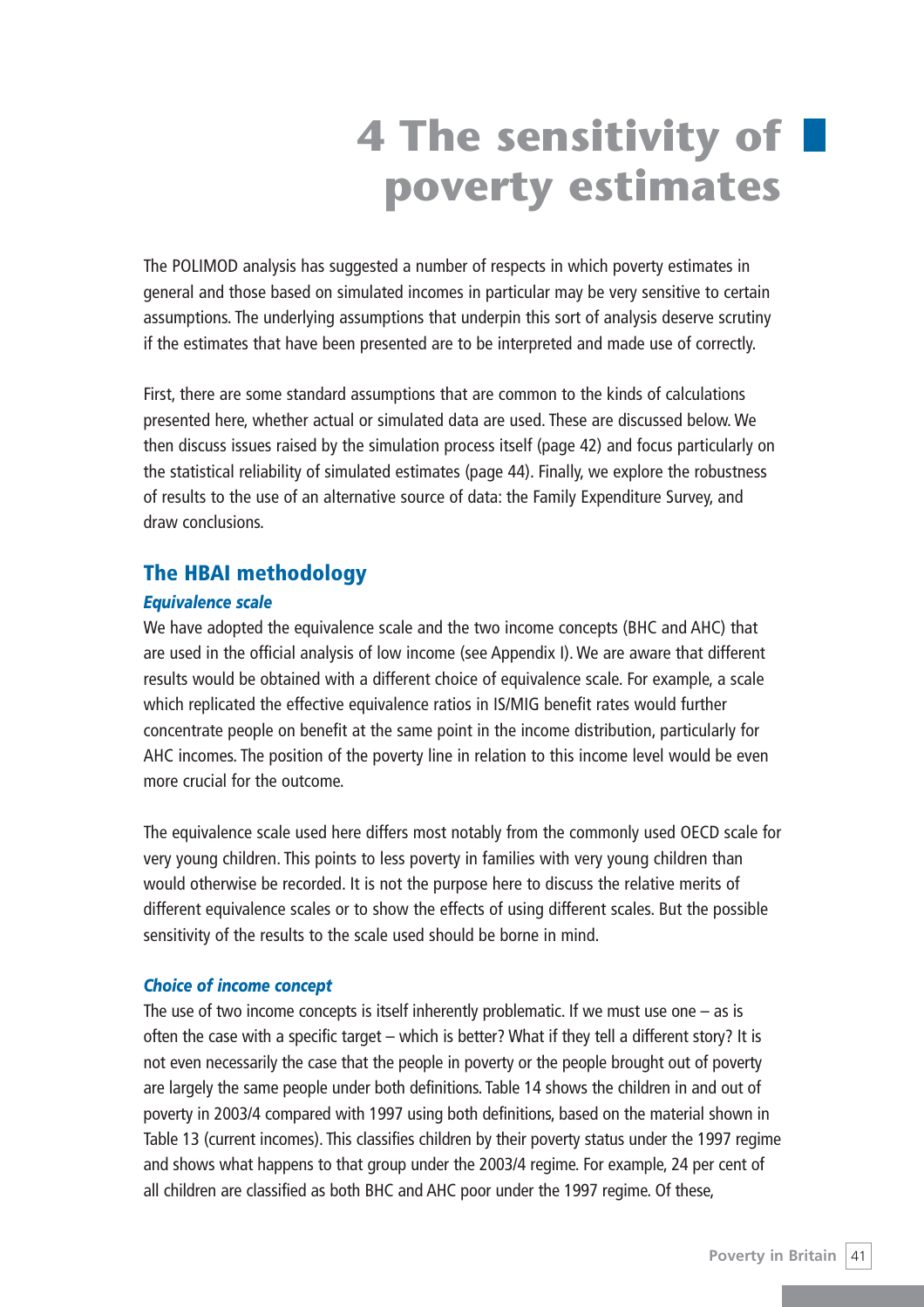# 4 The sensitivity of poverty estimates

The POLIMOD analysis has suggested a number of respects in which poverty estimates in general and those based on simulated incomes in particular may be very sensitive to certain assumptions. The underlying assumptions that underpin this sort of analysis deserve scrutiny if the estimates that have been presented are to be interpreted and made use of correctly.

First, there are some standard assumptions that are common to the kinds of calculations presented here, whether actual or simulated data are used. These are discussed below. We then discuss issues raised by the simulation process itself (page 42) and focus particularly on the statistical reliability of simulated estimates (page 44). Finally, we explore the robustness of results to the use of an alternative source of data: the Family Expenditure Survey, and draw conclusions.

## The HBAI methodology

### *Equivalence scale*

We have adopted the equivalence scale and the two income concepts (BHC and AHC) that are used in the official analysis of low income (see Appendix I). We are aware that different results would be obtained with a different choice of equivalence scale. For example, a scale which replicated the effective equivalence ratios in IS/MIG benefit rates would further concentrate people on benefit at the same point in the income distribution, particularly for AHC incomes. The position of the poverty line in relation to this income level would be even more crucial for the outcome.

The equivalence scale used here differs most notably from the commonly used OECD scale for very young children. This points to less poverty in families with very young children than would otherwise be recorded. It is not the purpose here to discuss the relative merits of different equivalence scales or to show the effects of using different scales. But the possible sensitivity of the results to the scale used should be borne in mind.

### *Choice of income concept*

The use of two income concepts is itself inherently problematic. If we must use one – as is often the case with a specific target – which is better? What if they tell a different story? It is not even necessarily the case that the people in poverty or the people brought out of poverty are largely the same people under both definitions. Table 14 shows the children in and out of poverty in 2003/4 compared with 1997 using both definitions, based on the material shown in Table 13 (current incomes). This classifies children by their poverty status under the 1997 regime and shows what happens to that group under the 2003/4 regime. For example, 24 per cent of all children are classified as both BHC and AHC poor under the 1997 regime. Of these,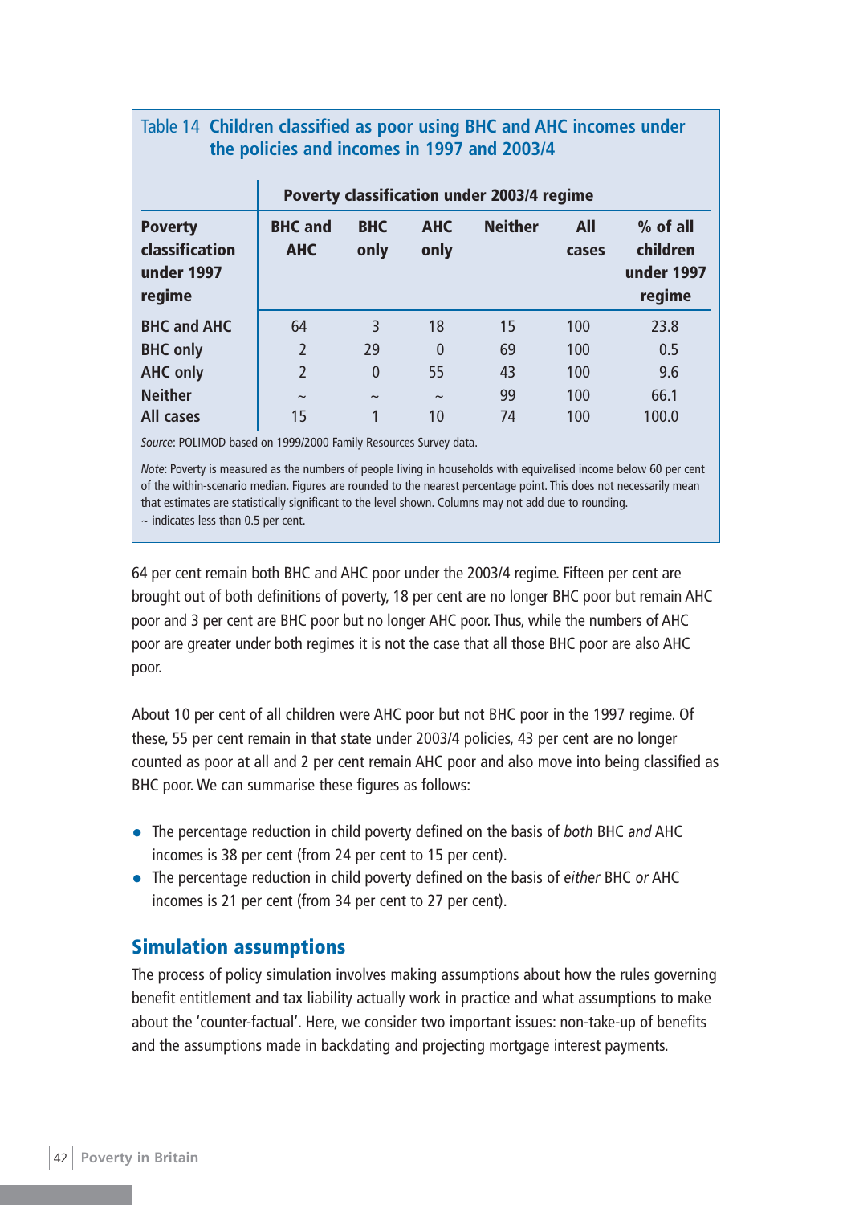Table 14 **Children classified as poor using BHC and AHC incomes under the policies and incomes in 1997 and 2003/4**

| | Poverty classification under 2003/4 regime | | | | | |
|---|---|---|---|---|---|---|
| **Poverty classification under 1997 regime** | **BHC and AHC** | **BHC only** | **AHC only** | **Neither** | **All cases** | **% of all children under 1997 regime** |
| **BHC and AHC** | 64 | 3 | 18 | 15 | 100 | 23.8 |
| **BHC only** | 2 | 29 | 0 | 69 | 100 | 0.5 |
| **AHC only** | 2 | 0 | 55 | 43 | 100 | 9.6 |
| **Neither** | ~ | ~ | ~ | 99 | 100 | 66.1 |
| **All cases** | 15 | 1 | 10 | 74 | 100 | 100.0 |

*Source*: POLIMOD based on 1999/2000 Family Resources Survey data.

*Note*: Poverty is measured as the numbers of people living in households with equivalised income below 60 per cent of the within-scenario median. Figures are rounded to the nearest percentage point. This does not necessarily mean that estimates are statistically significant to the level shown. Columns may not add due to rounding.
~ indicates less than 0.5 per cent.

64 per cent remain both BHC and AHC poor under the 2003/4 regime. Fifteen per cent are brought out of both definitions of poverty, 18 per cent are no longer BHC poor but remain AHC poor and 3 per cent are BHC poor but no longer AHC poor. Thus, while the numbers of AHC poor are greater under both regimes it is not the case that all those BHC poor are also AHC poor.

About 10 per cent of all children were AHC poor but not BHC poor in the 1997 regime. Of these, 55 per cent remain in that state under 2003/4 policies, 43 per cent are no longer counted as poor at all and 2 per cent remain AHC poor and also move into being classified as BHC poor. We can summarise these figures as follows:

- The percentage reduction in child poverty defined on the basis of *both* BHC *and* AHC incomes is 38 per cent (from 24 per cent to 15 per cent).
- The percentage reduction in child poverty defined on the basis of *either* BHC *or* AHC incomes is 21 per cent (from 34 per cent to 27 per cent).

## Simulation assumptions

The process of policy simulation involves making assumptions about how the rules governing benefit entitlement and tax liability actually work in practice and what assumptions to make about the 'counter-factual'. Here, we consider two important issues: non-take-up of benefits and the assumptions made in backdating and projecting mortgage interest payments.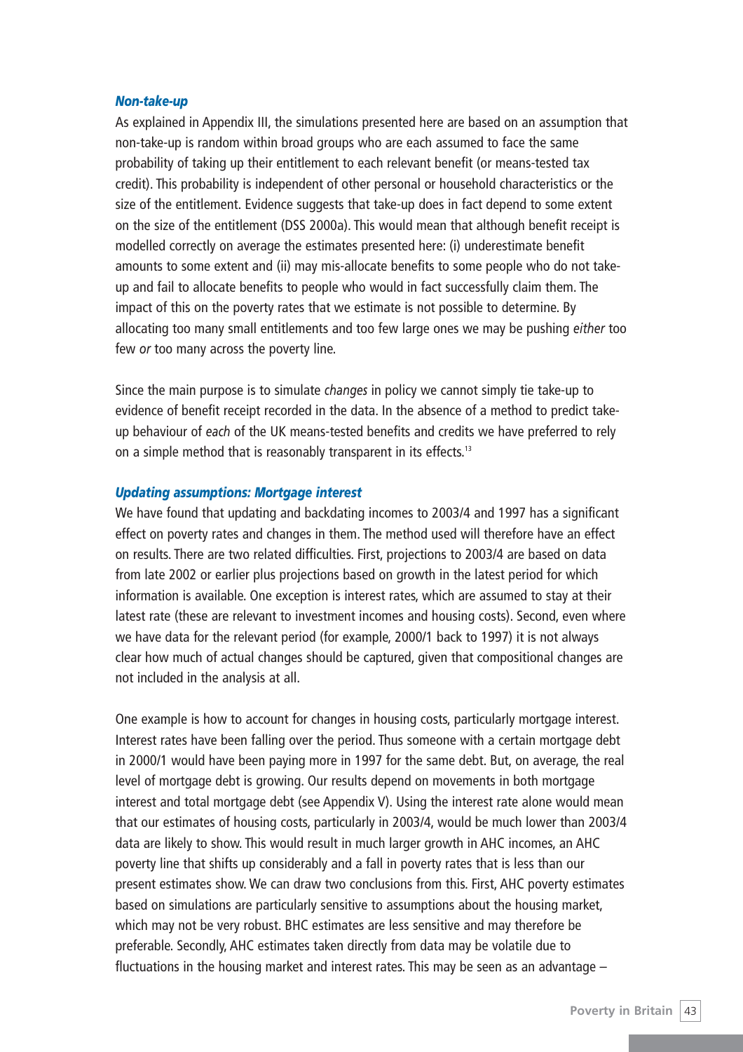### *Non-take-up*

As explained in Appendix III, the simulations presented here are based on an assumption that non-take-up is random within broad groups who are each assumed to face the same probability of taking up their entitlement to each relevant benefit (or means-tested tax credit). This probability is independent of other personal or household characteristics or the size of the entitlement. Evidence suggests that take-up does in fact depend to some extent on the size of the entitlement (DSS 2000a). This would mean that although benefit receipt is modelled correctly on average the estimates presented here: (i) underestimate benefit amounts to some extent and (ii) may mis-allocate benefits to some people who do not take-up and fail to allocate benefits to people who would in fact successfully claim them. The impact of this on the poverty rates that we estimate is not possible to determine. By allocating too many small entitlements and too few large ones we may be pushing *either* too few *or* too many across the poverty line.

Since the main purpose is to simulate *changes* in policy we cannot simply tie take-up to evidence of benefit receipt recorded in the data. In the absence of a method to predict take-up behaviour of *each* of the UK means-tested benefits and credits we have preferred to rely on a simple method that is reasonably transparent in its effects.[13]

### *Updating assumptions: Mortgage interest*

We have found that updating and backdating incomes to 2003/4 and 1997 has a significant effect on poverty rates and changes in them. The method used will therefore have an effect on results. There are two related difficulties. First, projections to 2003/4 are based on data from late 2002 or earlier plus projections based on growth in the latest period for which information is available. One exception is interest rates, which are assumed to stay at their latest rate (these are relevant to investment incomes and housing costs). Second, even where we have data for the relevant period (for example, 2000/1 back to 1997) it is not always clear how much of actual changes should be captured, given that compositional changes are not included in the analysis at all.

One example is how to account for changes in housing costs, particularly mortgage interest. Interest rates have been falling over the period. Thus someone with a certain mortgage debt in 2000/1 would have been paying more in 1997 for the same debt. But, on average, the real level of mortgage debt is growing. Our results depend on movements in both mortgage interest and total mortgage debt (see Appendix V). Using the interest rate alone would mean that our estimates of housing costs, particularly in 2003/4, would be much lower than 2003/4 data are likely to show. This would result in much larger growth in AHC incomes, an AHC poverty line that shifts up considerably and a fall in poverty rates that is less than our present estimates show. We can draw two conclusions from this. First, AHC poverty estimates based on simulations are particularly sensitive to assumptions about the housing market, which may not be very robust. BHC estimates are less sensitive and may therefore be preferable. Secondly, AHC estimates taken directly from data may be volatile due to fluctuations in the housing market and interest rates. This may be seen as an advantage –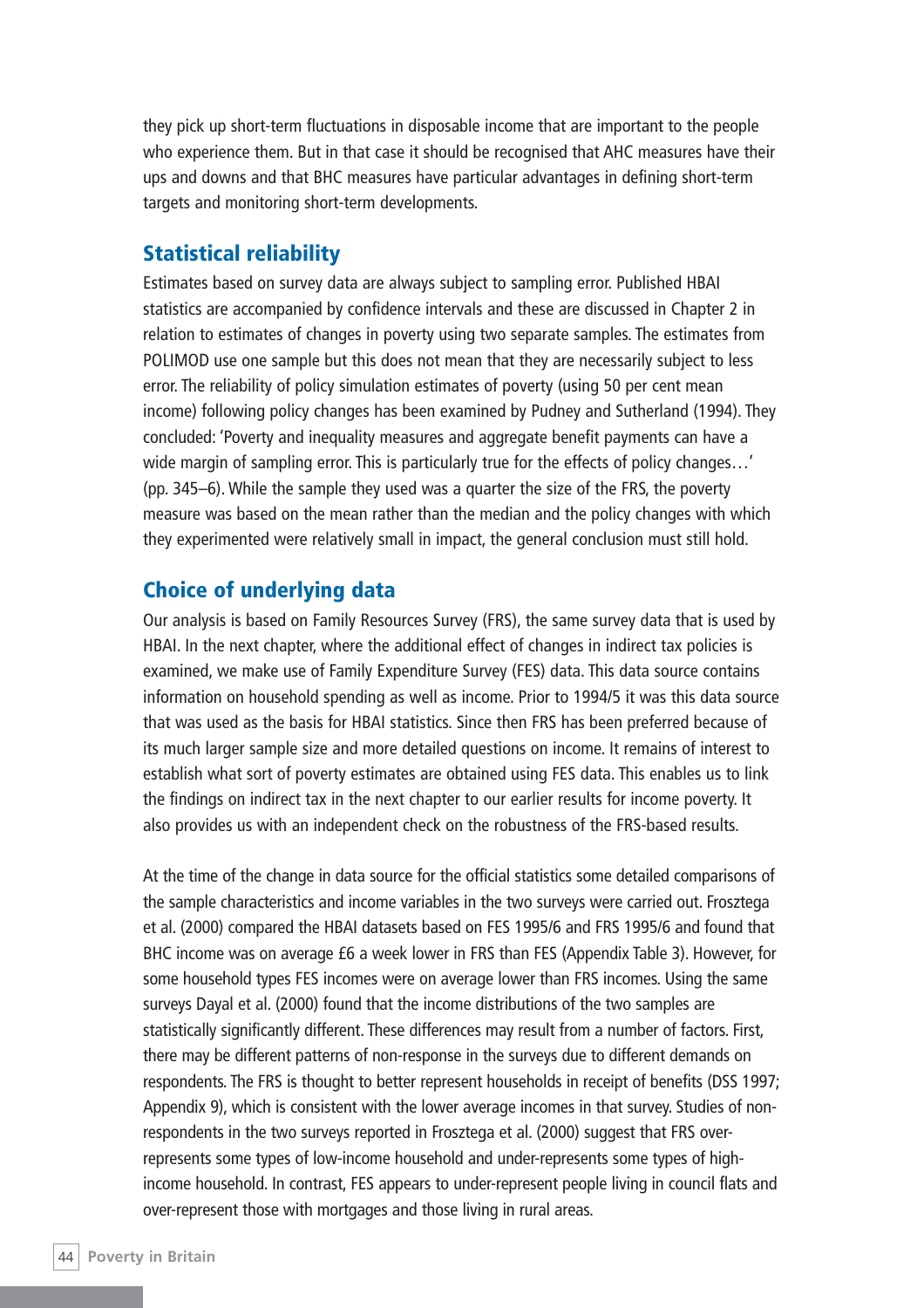they pick up short-term fluctuations in disposable income that are important to the people who experience them. But in that case it should be recognised that AHC measures have their ups and downs and that BHC measures have particular advantages in defining short-term targets and monitoring short-term developments.

## Statistical reliability

Estimates based on survey data are always subject to sampling error. Published HBAI statistics are accompanied by confidence intervals and these are discussed in Chapter 2 in relation to estimates of changes in poverty using two separate samples. The estimates from POLIMOD use one sample but this does not mean that they are necessarily subject to less error. The reliability of policy simulation estimates of poverty (using 50 per cent mean income) following policy changes has been examined by Pudney and Sutherland (1994). They concluded: 'Poverty and inequality measures and aggregate benefit payments can have a wide margin of sampling error. This is particularly true for the effects of policy changes…' (pp. 345–6). While the sample they used was a quarter the size of the FRS, the poverty measure was based on the mean rather than the median and the policy changes with which they experimented were relatively small in impact, the general conclusion must still hold.

## Choice of underlying data

Our analysis is based on Family Resources Survey (FRS), the same survey data that is used by HBAI. In the next chapter, where the additional effect of changes in indirect tax policies is examined, we make use of Family Expenditure Survey (FES) data. This data source contains information on household spending as well as income. Prior to 1994/5 it was this data source that was used as the basis for HBAI statistics. Since then FRS has been preferred because of its much larger sample size and more detailed questions on income. It remains of interest to establish what sort of poverty estimates are obtained using FES data. This enables us to link the findings on indirect tax in the next chapter to our earlier results for income poverty. It also provides us with an independent check on the robustness of the FRS-based results.

At the time of the change in data source for the official statistics some detailed comparisons of the sample characteristics and income variables in the two surveys were carried out. Frosztega et al. (2000) compared the HBAI datasets based on FES 1995/6 and FRS 1995/6 and found that BHC income was on average £6 a week lower in FRS than FES (Appendix Table 3). However, for some household types FES incomes were on average lower than FRS incomes. Using the same surveys Dayal et al. (2000) found that the income distributions of the two samples are statistically significantly different. These differences may result from a number of factors. First, there may be different patterns of non-response in the surveys due to different demands on respondents. The FRS is thought to better represent households in receipt of benefits (DSS 1997; Appendix 9), which is consistent with the lower average incomes in that survey. Studies of non-respondents in the two surveys reported in Frosztega et al. (2000) suggest that FRS over-represents some types of low-income household and under-represents some types of high-income household. In contrast, FES appears to under-represent people living in council flats and over-represent those with mortgages and those living in rural areas.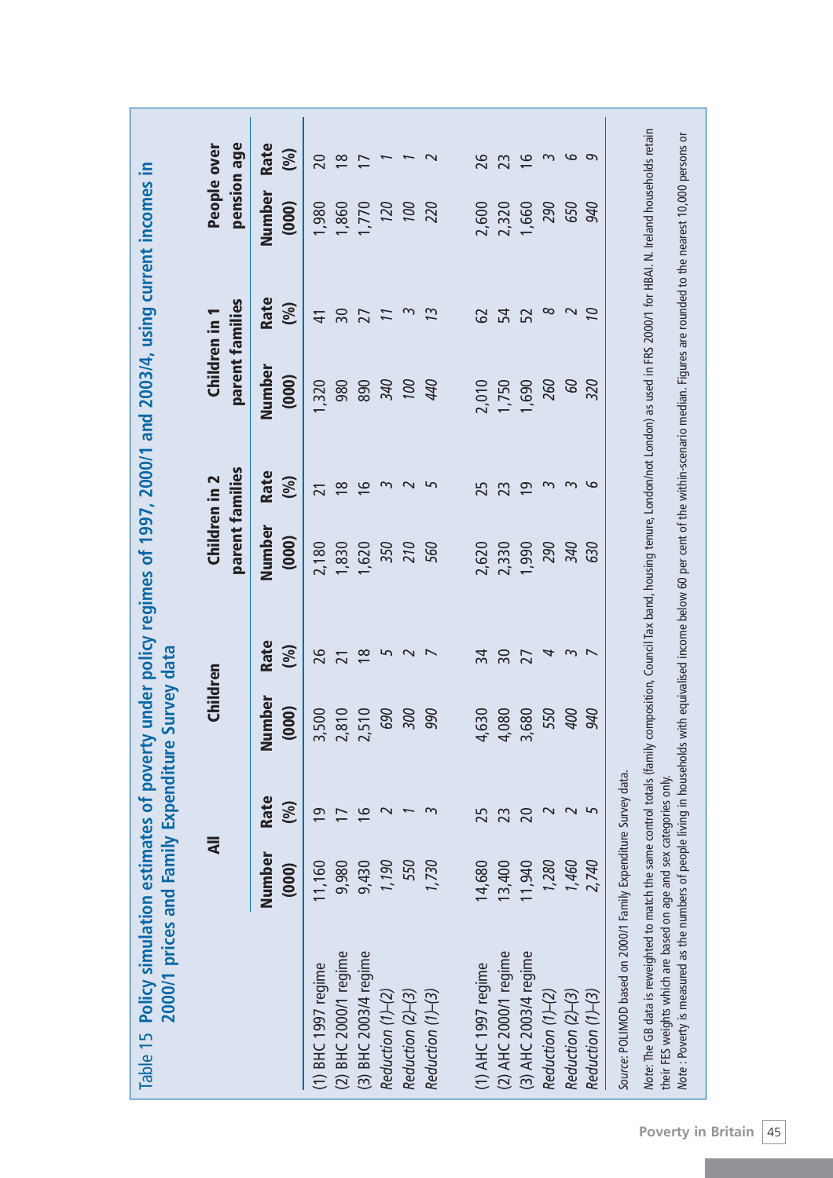## Table 15 Policy simulation estimates of poverty under policy regimes of 1997, 2000/1 and 2003/4, using current incomes in 2000/1 prices and Family Expenditure Survey data

| | All | | Children | | Children in 2 parent families | | Children in 1 parent families | | People over pension age | |
|---|---|---|---|---|---|---|---|---|---|---|
| | Number (000) | Rate (%) | Number (000) | Rate (%) | Number (000) | Rate (%) | Number (000) | Rate (%) | Number (000) | Rate (%) |
| (1) BHC 1997 regime | 11,160 | 19 | 3,500 | 26 | 2,180 | 21 | 1,320 | 41 | 1,980 | 20 |
| (2) BHC 2000/1 regime | 9,980 | 17 | 2,810 | 21 | 1,830 | 18 | 980 | 30 | 1,860 | 18 |
| (3) BHC 2003/4 regime | 9,430 | 16 | 2,510 | 18 | 1,620 | 16 | 890 | 27 | 1,770 | 17 |
| *Reduction (1)–(2)* | *1,190* | *2* | *690* | *5* | *350* | *3* | *340* | *11* | *120* | *1* |
| *Reduction (2)–(3)* | *550* | *1* | *300* | *2* | *210* | *2* | *100* | *3* | *100* | *1* |
| *Reduction (1)–(3)* | *1,730* | *3* | *990* | *7* | *560* | *5* | *440* | *13* | *220* | *2* |
| | | | | | | | | | | |
| (1) AHC 1997 regime | 14,680 | 25 | 4,630 | 34 | 2,620 | 25 | 2,010 | 62 | 2,600 | 26 |
| (2) AHC 2000/1 regime | 13,400 | 23 | 4,080 | 30 | 2,330 | 23 | 1,750 | 54 | 2,320 | 23 |
| (3) AHC 2003/4 regime | 11,940 | 20 | 3,680 | 27 | 1,990 | 19 | 1,690 | 52 | 1,660 | 16 |
| *Reduction (1)–(2)* | *1,280* | *2* | *550* | *4* | *290* | *3* | *260* | *8* | *290* | *3* |
| *Reduction (2)–(3)* | *1,460* | *2* | *400* | *3* | *340* | *3* | *60* | *2* | *650* | *6* |
| *Reduction (1)–(3)* | *2,740* | *5* | *940* | *7* | *630* | *6* | *320* | *10* | *940* | *9* |

*Source:* POLIMOD based on 2000/1 Family Expenditure Survey data.

*Note:* The GB data is reweighted to match the same control totals (family composition, Council Tax band, housing tenure, London/not London) as used in FRS 2000/1 for HBAI. N. Ireland households retain their FES weights which are based on age and sex categories only.

*Note:* Poverty is measured as the numbers of people living in households with equivalised income below 60 per cent of the within-scenario median. Figures are rounded to the nearest 10,000 persons or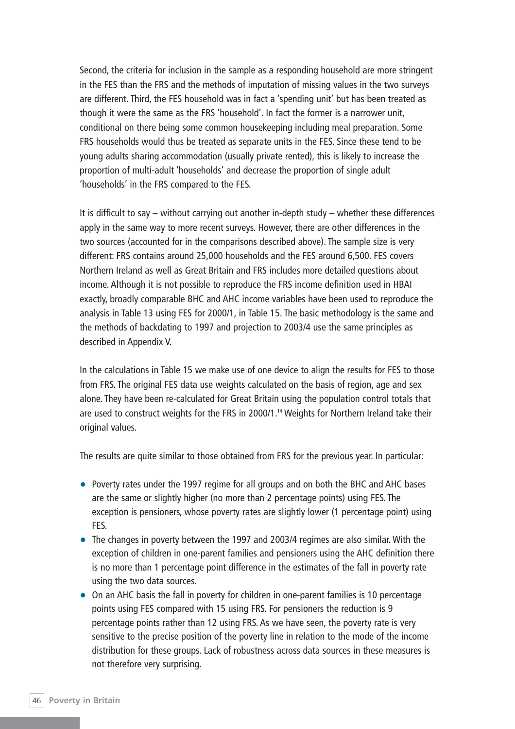Second, the criteria for inclusion in the sample as a responding household are more stringent in the FES than the FRS and the methods of imputation of missing values in the two surveys are different. Third, the FES household was in fact a 'spending unit' but has been treated as though it were the same as the FRS 'household'. In fact the former is a narrower unit, conditional on there being some common housekeeping including meal preparation. Some FRS households would thus be treated as separate units in the FES. Since these tend to be young adults sharing accommodation (usually private rented), this is likely to increase the proportion of multi-adult 'households' and decrease the proportion of single adult 'households' in the FRS compared to the FES.

It is difficult to say – without carrying out another in-depth study – whether these differences apply in the same way to more recent surveys. However, there are other differences in the two sources (accounted for in the comparisons described above). The sample size is very different: FRS contains around 25,000 households and the FES around 6,500. FES covers Northern Ireland as well as Great Britain and FRS includes more detailed questions about income. Although it is not possible to reproduce the FRS income definition used in HBAI exactly, broadly comparable BHC and AHC income variables have been used to reproduce the analysis in Table 13 using FES for 2000/1, in Table 15. The basic methodology is the same and the methods of backdating to 1997 and projection to 2003/4 use the same principles as described in Appendix V.

In the calculations in Table 15 we make use of one device to align the results for FES to those from FRS. The original FES data use weights calculated on the basis of region, age and sex alone. They have been re-calculated for Great Britain using the population control totals that are used to construct weights for the FRS in 2000/1.[14] Weights for Northern Ireland take their original values.

The results are quite similar to those obtained from FRS for the previous year. In particular:

- Poverty rates under the 1997 regime for all groups and on both the BHC and AHC bases are the same or slightly higher (no more than 2 percentage points) using FES. The exception is pensioners, whose poverty rates are slightly lower (1 percentage point) using FES.
- The changes in poverty between the 1997 and 2003/4 regimes are also similar. With the exception of children in one-parent families and pensioners using the AHC definition there is no more than 1 percentage point difference in the estimates of the fall in poverty rate using the two data sources.
- On an AHC basis the fall in poverty for children in one-parent families is 10 percentage points using FES compared with 15 using FRS. For pensioners the reduction is 9 percentage points rather than 12 using FRS. As we have seen, the poverty rate is very sensitive to the precise position of the poverty line in relation to the mode of the income distribution for these groups. Lack of robustness across data sources in these measures is not therefore very surprising.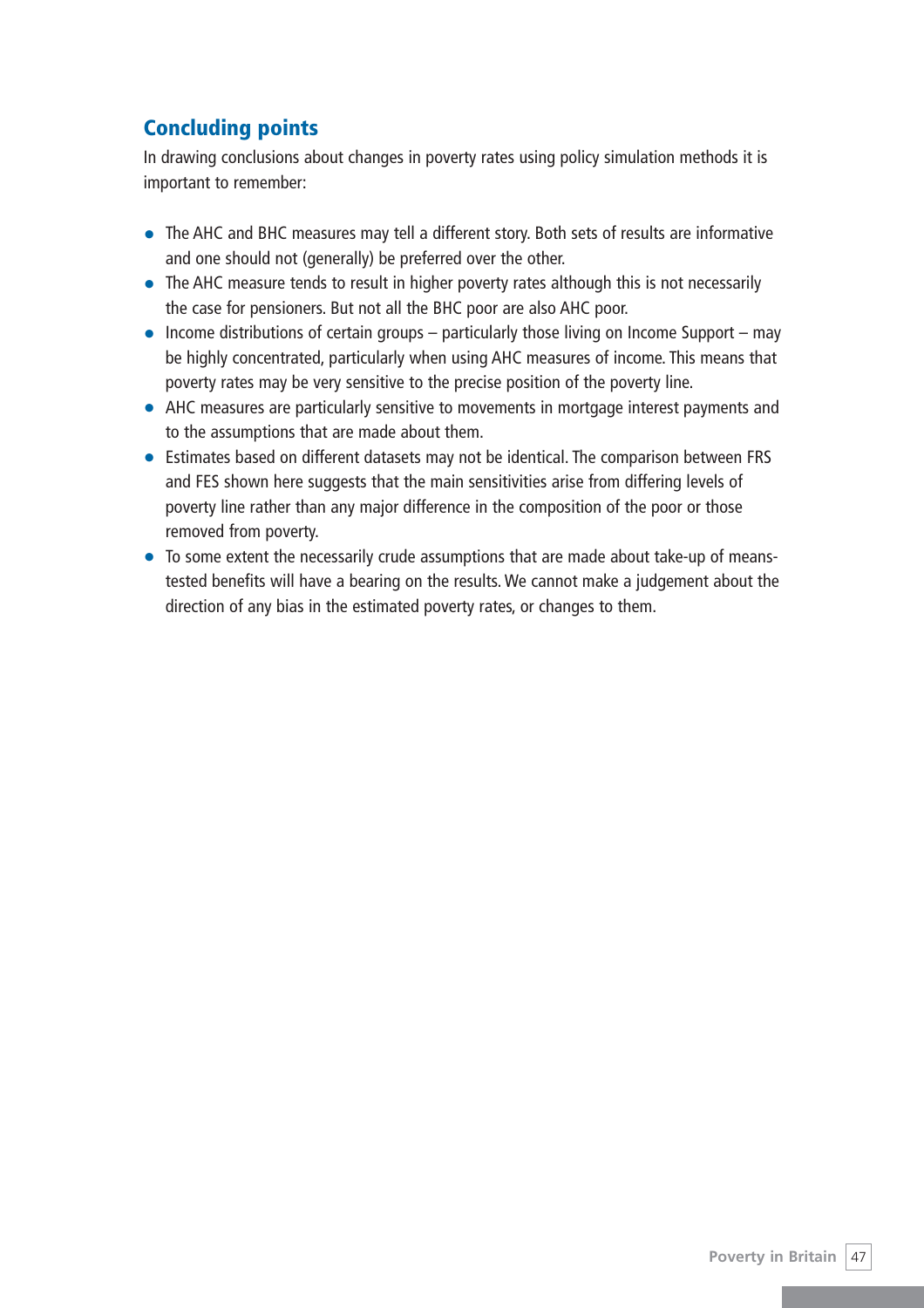## Concluding points

In drawing conclusions about changes in poverty rates using policy simulation methods it is important to remember:

- The AHC and BHC measures may tell a different story. Both sets of results are informative and one should not (generally) be preferred over the other.
- The AHC measure tends to result in higher poverty rates although this is not necessarily the case for pensioners. But not all the BHC poor are also AHC poor.
- Income distributions of certain groups – particularly those living on Income Support – may be highly concentrated, particularly when using AHC measures of income. This means that poverty rates may be very sensitive to the precise position of the poverty line.
- AHC measures are particularly sensitive to movements in mortgage interest payments and to the assumptions that are made about them.
- Estimates based on different datasets may not be identical. The comparison between FRS and FES shown here suggests that the main sensitivities arise from differing levels of poverty line rather than any major difference in the composition of the poor or those removed from poverty.
- To some extent the necessarily crude assumptions that are made about take-up of means-tested benefits will have a bearing on the results. We cannot make a judgement about the direction of any bias in the estimated poverty rates, or changes to them.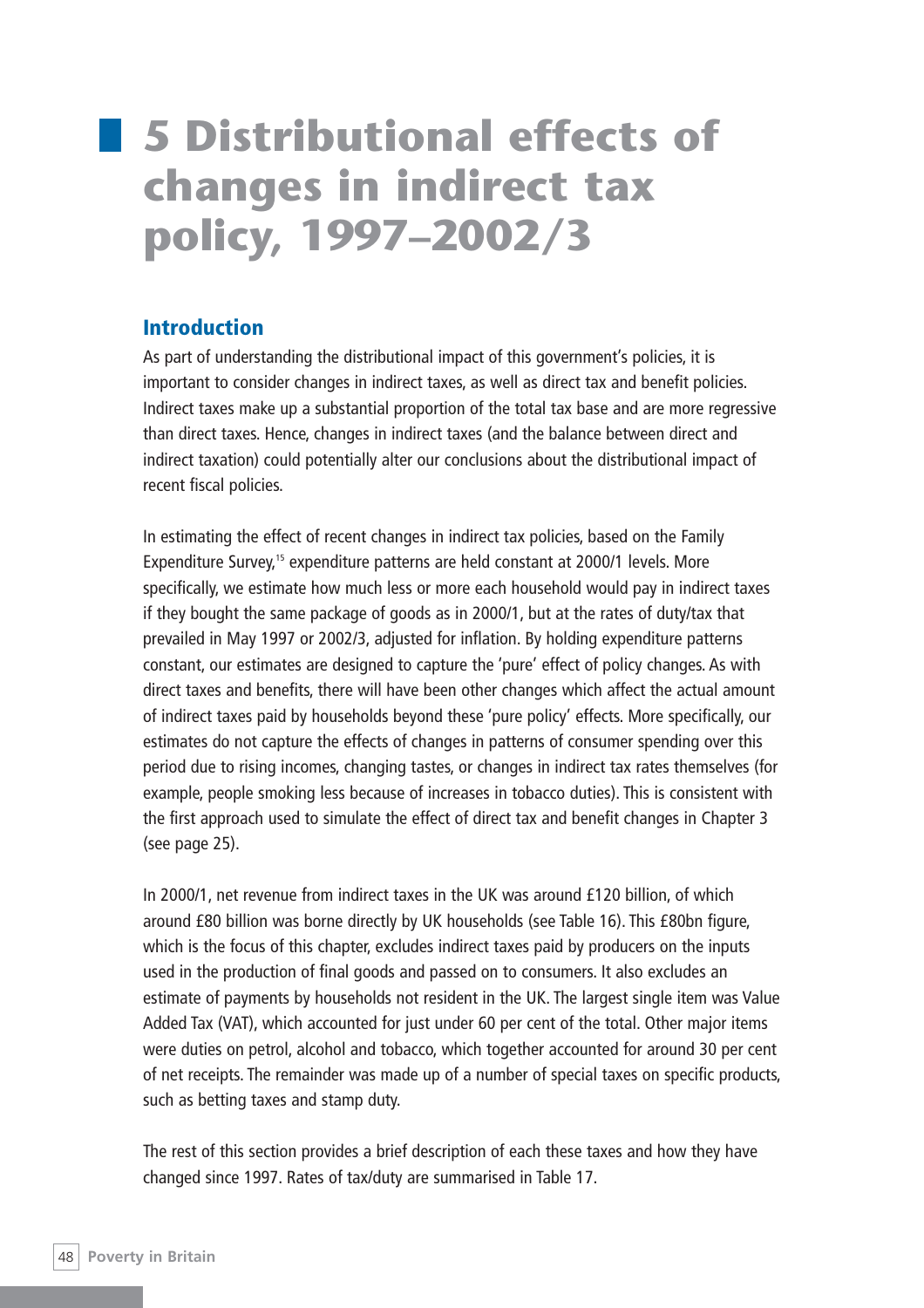# 5 Distributional effects of changes in indirect tax policy, 1997–2002/3

## Introduction

As part of understanding the distributional impact of this government's policies, it is important to consider changes in indirect taxes, as well as direct tax and benefit policies. Indirect taxes make up a substantial proportion of the total tax base and are more regressive than direct taxes. Hence, changes in indirect taxes (and the balance between direct and indirect taxation) could potentially alter our conclusions about the distributional impact of recent fiscal policies.

In estimating the effect of recent changes in indirect tax policies, based on the Family Expenditure Survey,[15] expenditure patterns are held constant at 2000/1 levels. More specifically, we estimate how much less or more each household would pay in indirect taxes if they bought the same package of goods as in 2000/1, but at the rates of duty/tax that prevailed in May 1997 or 2002/3, adjusted for inflation. By holding expenditure patterns constant, our estimates are designed to capture the 'pure' effect of policy changes. As with direct taxes and benefits, there will have been other changes which affect the actual amount of indirect taxes paid by households beyond these 'pure policy' effects. More specifically, our estimates do not capture the effects of changes in patterns of consumer spending over this period due to rising incomes, changing tastes, or changes in indirect tax rates themselves (for example, people smoking less because of increases in tobacco duties). This is consistent with the first approach used to simulate the effect of direct tax and benefit changes in Chapter 3 (see page 25).

In 2000/1, net revenue from indirect taxes in the UK was around £120 billion, of which around £80 billion was borne directly by UK households (see Table 16). This £80bn figure, which is the focus of this chapter, excludes indirect taxes paid by producers on the inputs used in the production of final goods and passed on to consumers. It also excludes an estimate of payments by households not resident in the UK. The largest single item was Value Added Tax (VAT), which accounted for just under 60 per cent of the total. Other major items were duties on petrol, alcohol and tobacco, which together accounted for around 30 per cent of net receipts. The remainder was made up of a number of special taxes on specific products, such as betting taxes and stamp duty.

The rest of this section provides a brief description of each these taxes and how they have changed since 1997. Rates of tax/duty are summarised in Table 17.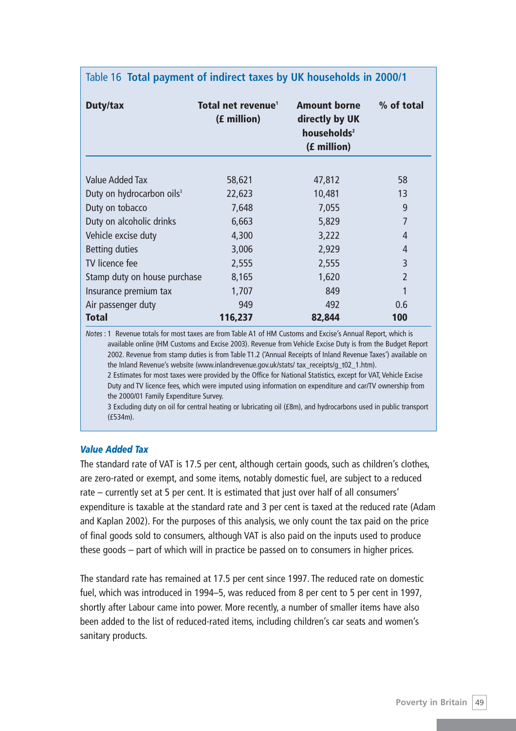## Table 16 **Total payment of indirect taxes by UK households in 2000/1**

| Duty/tax | Total net revenue[1] (£ million) | Amount borne directly by UK households[2] (£ million) | % of total |
|---|---|---|---|
| Value Added Tax | 58,621 | 47,812 | 58 |
| Duty on hydrocarbon oils[3] | 22,623 | 10,481 | 13 |
| Duty on tobacco | 7,648 | 7,055 | 9 |
| Duty on alcoholic drinks | 6,663 | 5,829 | 7 |
| Vehicle excise duty | 4,300 | 3,222 | 4 |
| Betting duties | 3,006 | 2,929 | 4 |
| TV licence fee | 2,555 | 2,555 | 3 |
| Stamp duty on house purchase | 8,165 | 1,620 | 2 |
| Insurance premium tax | 1,707 | 849 | 1 |
| Air passenger duty | 949 | 492 | 0.6 |
| **Total** | **116,237** | **82,844** | **100** |

*Notes* : 1 Revenue totals for most taxes are from Table A1 of HM Customs and Excise's Annual Report, which is available online (HM Customs and Excise 2003). Revenue from Vehicle Excise Duty is from the Budget Report 2002. Revenue from stamp duties is from Table T1.2 ('Annual Receipts of Inland Revenue Taxes') available on the Inland Revenue's website (www.inlandrevenue.gov.uk/stats/ tax_receipts/g_t02_1.htm).
2 Estimates for most taxes were provided by the Office for National Statistics, except for VAT, Vehicle Excise Duty and TV licence fees, which were imputed using information on expenditure and car/TV ownership from the 2000/01 Family Expenditure Survey.
3 Excluding duty on oil for central heating or lubricating oil (£8m), and hydrocarbons used in public transport (£534m).

### *Value Added Tax*

The standard rate of VAT is 17.5 per cent, although certain goods, such as children's clothes, are zero-rated or exempt, and some items, notably domestic fuel, are subject to a reduced rate – currently set at 5 per cent. It is estimated that just over half of all consumers' expenditure is taxable at the standard rate and 3 per cent is taxed at the reduced rate (Adam and Kaplan 2002). For the purposes of this analysis, we only count the tax paid on the price of final goods sold to consumers, although VAT is also paid on the inputs used to produce these goods – part of which will in practice be passed on to consumers in higher prices.

The standard rate has remained at 17.5 per cent since 1997. The reduced rate on domestic fuel, which was introduced in 1994–5, was reduced from 8 per cent to 5 per cent in 1997, shortly after Labour came into power. More recently, a number of smaller items have also been added to the list of reduced-rated items, including children's car seats and women's sanitary products.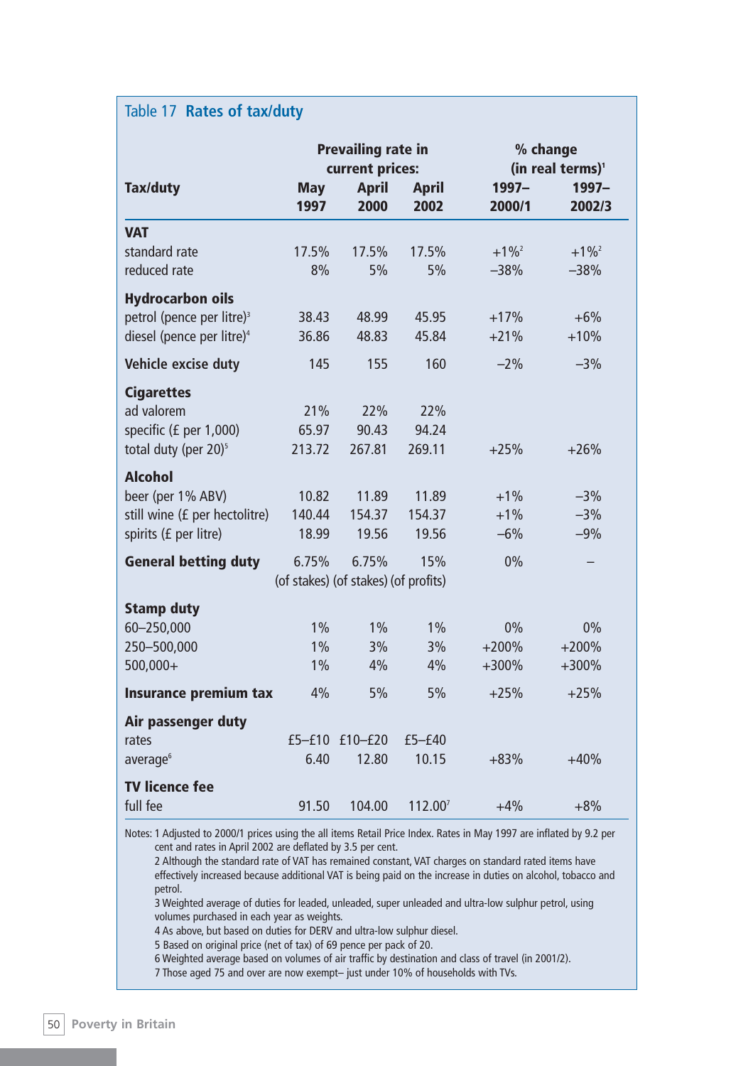Table 17 **Rates of tax/duty**

| Tax/duty | Prevailing rate in current prices: May 1997 | April 2000 | April 2002 | % change (in real terms)[1] 1997–2000/1 | 1997–2002/3 |
|---|---|---|---|---|---|
| **VAT** | | | | | |
| standard rate | 17.5% | 17.5% | 17.5% | +1%[2] | +1%[2] |
| reduced rate | 8% | 5% | 5% | –38% | –38% |
| **Hydrocarbon oils** | | | | | |
| petrol (pence per litre)[3] | 38.43 | 48.99 | 45.95 | +17% | +6% |
| diesel (pence per litre)[4] | 36.86 | 48.83 | 45.84 | +21% | +10% |
| **Vehicle excise duty** | 145 | 155 | 160 | –2% | –3% |
| **Cigarettes** | | | | | |
| ad valorem | 21% | 22% | 22% | | |
| specific (£ per 1,000) | 65.97 | 90.43 | 94.24 | | |
| total duty (per 20)[5] | 213.72 | 267.81 | 269.11 | +25% | +26% |
| **Alcohol** | | | | | |
| beer (per 1% ABV) | 10.82 | 11.89 | 11.89 | +1% | –3% |
| still wine (£ per hectolitre) | 140.44 | 154.37 | 154.37 | +1% | –3% |
| spirits (£ per litre) | 18.99 | 19.56 | 19.56 | –6% | –9% |
| **General betting duty** | 6.75% (of stakes) | 6.75% (of stakes) | 15% (of profits) | 0% | – |
| **Stamp duty** | | | | | |
| 60–250,000 | 1% | 1% | 1% | 0% | 0% |
| 250–500,000 | 1% | 3% | 3% | +200% | +200% |
| 500,000+ | 1% | 4% | 4% | +300% | +300% |
| **Insurance premium tax** | 4% | 5% | 5% | +25% | +25% |
| **Air passenger duty** | | | | | |
| rates | £5–£10 | £10–£20 | £5–£40 | | |
| average[6] | 6.40 | 12.80 | 10.15 | +83% | +40% |
| **TV licence fee** | | | | | |
| full fee | 91.50 | 104.00 | 112.00[7] | +4% | +8% |

Notes: 1 Adjusted to 2000/1 prices using the all items Retail Price Index. Rates in May 1997 are inflated by 9.2 per cent and rates in April 2002 are deflated by 3.5 per cent.
2 Although the standard rate of VAT has remained constant, VAT charges on standard rated items have effectively increased because additional VAT is being paid on the increase in duties on alcohol, tobacco and petrol.
3 Weighted average of duties for leaded, unleaded, super unleaded and ultra-low sulphur petrol, using volumes purchased in each year as weights.
4 As above, but based on duties for DERV and ultra-low sulphur diesel.
5 Based on original price (net of tax) of 69 pence per pack of 20.
6 Weighted average based on volumes of air traffic by destination and class of travel (in 2001/2).
7 Those aged 75 and over are now exempt– just under 10% of households with TVs.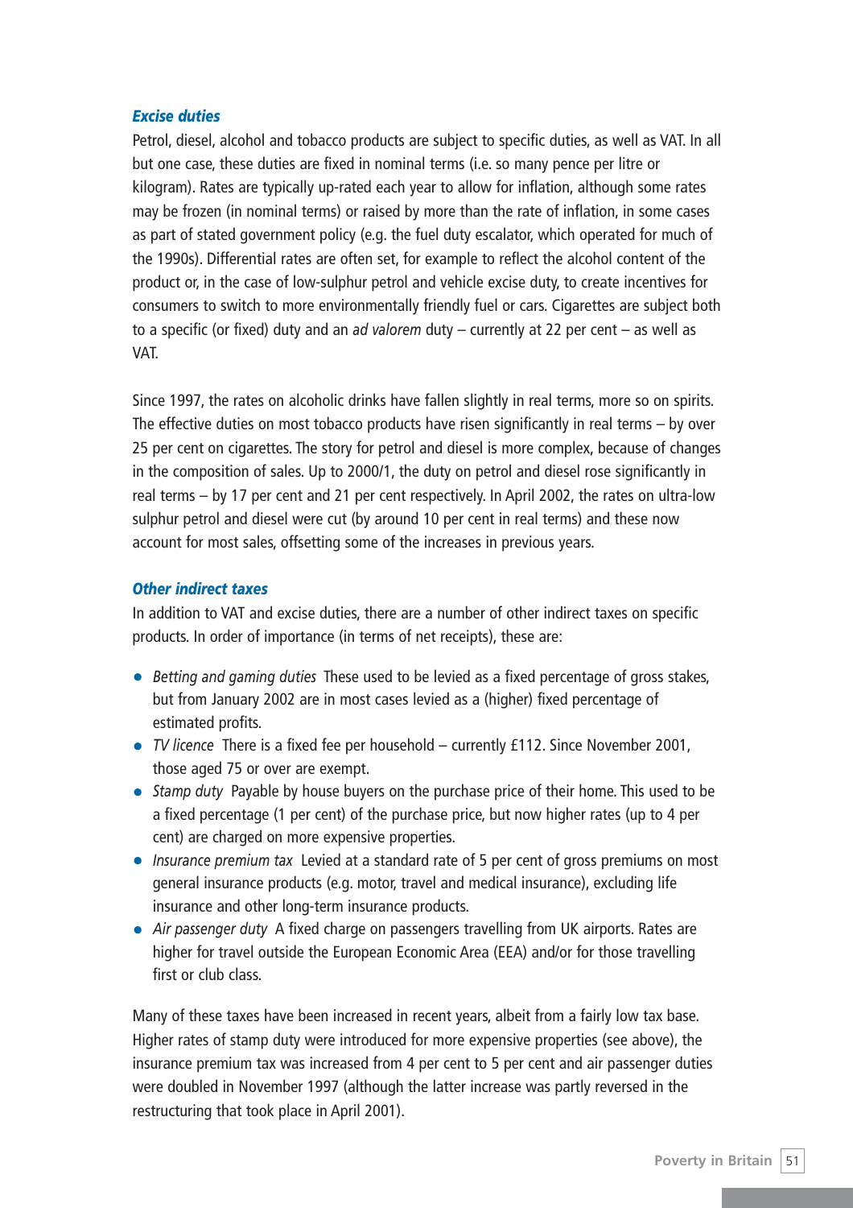### *Excise duties*

Petrol, diesel, alcohol and tobacco products are subject to specific duties, as well as VAT. In all but one case, these duties are fixed in nominal terms (i.e. so many pence per litre or kilogram). Rates are typically up-rated each year to allow for inflation, although some rates may be frozen (in nominal terms) or raised by more than the rate of inflation, in some cases as part of stated government policy (e.g. the fuel duty escalator, which operated for much of the 1990s). Differential rates are often set, for example to reflect the alcohol content of the product or, in the case of low-sulphur petrol and vehicle excise duty, to create incentives for consumers to switch to more environmentally friendly fuel or cars. Cigarettes are subject both to a specific (or fixed) duty and an *ad valorem* duty – currently at 22 per cent – as well as VAT.

Since 1997, the rates on alcoholic drinks have fallen slightly in real terms, more so on spirits. The effective duties on most tobacco products have risen significantly in real terms – by over 25 per cent on cigarettes. The story for petrol and diesel is more complex, because of changes in the composition of sales. Up to 2000/1, the duty on petrol and diesel rose significantly in real terms – by 17 per cent and 21 per cent respectively. In April 2002, the rates on ultra-low sulphur petrol and diesel were cut (by around 10 per cent in real terms) and these now account for most sales, offsetting some of the increases in previous years.

### *Other indirect taxes*

In addition to VAT and excise duties, there are a number of other indirect taxes on specific products. In order of importance (in terms of net receipts), these are:

- *Betting and gaming duties* These used to be levied as a fixed percentage of gross stakes, but from January 2002 are in most cases levied as a (higher) fixed percentage of estimated profits.
- *TV licence* There is a fixed fee per household – currently £112. Since November 2001, those aged 75 or over are exempt.
- *Stamp duty* Payable by house buyers on the purchase price of their home. This used to be a fixed percentage (1 per cent) of the purchase price, but now higher rates (up to 4 per cent) are charged on more expensive properties.
- *Insurance premium tax* Levied at a standard rate of 5 per cent of gross premiums on most general insurance products (e.g. motor, travel and medical insurance), excluding life insurance and other long-term insurance products.
- *Air passenger duty* A fixed charge on passengers travelling from UK airports. Rates are higher for travel outside the European Economic Area (EEA) and/or for those travelling first or club class.

Many of these taxes have been increased in recent years, albeit from a fairly low tax base. Higher rates of stamp duty were introduced for more expensive properties (see above), the insurance premium tax was increased from 4 per cent to 5 per cent and air passenger duties were doubled in November 1997 (although the latter increase was partly reversed in the restructuring that took place in April 2001).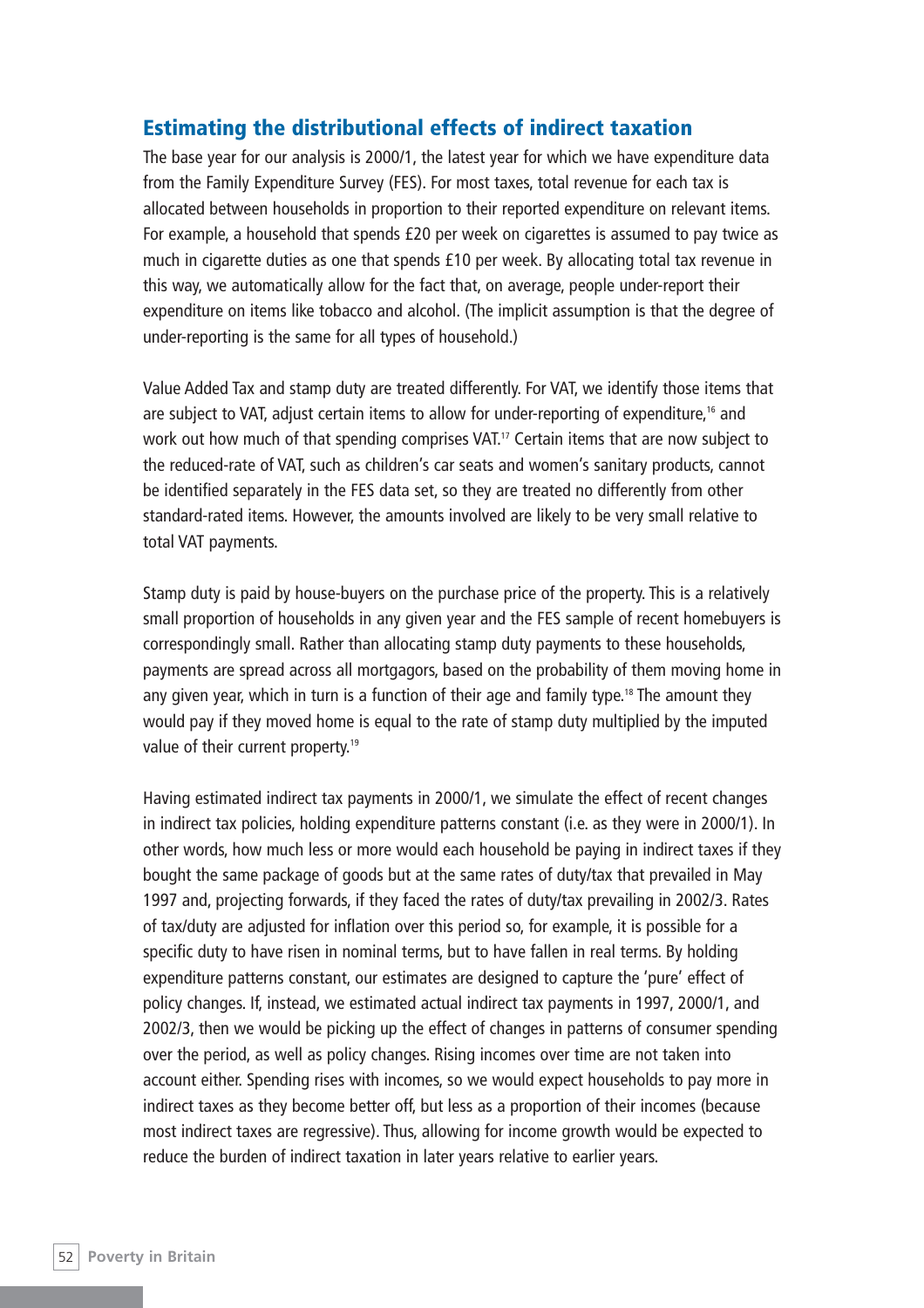## Estimating the distributional effects of indirect taxation

The base year for our analysis is 2000/1, the latest year for which we have expenditure data from the Family Expenditure Survey (FES). For most taxes, total revenue for each tax is allocated between households in proportion to their reported expenditure on relevant items. For example, a household that spends £20 per week on cigarettes is assumed to pay twice as much in cigarette duties as one that spends £10 per week. By allocating total tax revenue in this way, we automatically allow for the fact that, on average, people under-report their expenditure on items like tobacco and alcohol. (The implicit assumption is that the degree of under-reporting is the same for all types of household.)

Value Added Tax and stamp duty are treated differently. For VAT, we identify those items that are subject to VAT, adjust certain items to allow for under-reporting of expenditure,[16] and work out how much of that spending comprises VAT.[17] Certain items that are now subject to the reduced-rate of VAT, such as children's car seats and women's sanitary products, cannot be identified separately in the FES data set, so they are treated no differently from other standard-rated items. However, the amounts involved are likely to be very small relative to total VAT payments.

Stamp duty is paid by house-buyers on the purchase price of the property. This is a relatively small proportion of households in any given year and the FES sample of recent homebuyers is correspondingly small. Rather than allocating stamp duty payments to these households, payments are spread across all mortgagors, based on the probability of them moving home in any given year, which in turn is a function of their age and family type.[18] The amount they would pay if they moved home is equal to the rate of stamp duty multiplied by the imputed value of their current property.[19]

Having estimated indirect tax payments in 2000/1, we simulate the effect of recent changes in indirect tax policies, holding expenditure patterns constant (i.e. as they were in 2000/1). In other words, how much less or more would each household be paying in indirect taxes if they bought the same package of goods but at the same rates of duty/tax that prevailed in May 1997 and, projecting forwards, if they faced the rates of duty/tax prevailing in 2002/3. Rates of tax/duty are adjusted for inflation over this period so, for example, it is possible for a specific duty to have risen in nominal terms, but to have fallen in real terms. By holding expenditure patterns constant, our estimates are designed to capture the 'pure' effect of policy changes. If, instead, we estimated actual indirect tax payments in 1997, 2000/1, and 2002/3, then we would be picking up the effect of changes in patterns of consumer spending over the period, as well as policy changes. Rising incomes over time are not taken into account either. Spending rises with incomes, so we would expect households to pay more in indirect taxes as they become better off, but less as a proportion of their incomes (because most indirect taxes are regressive). Thus, allowing for income growth would be expected to reduce the burden of indirect taxation in later years relative to earlier years.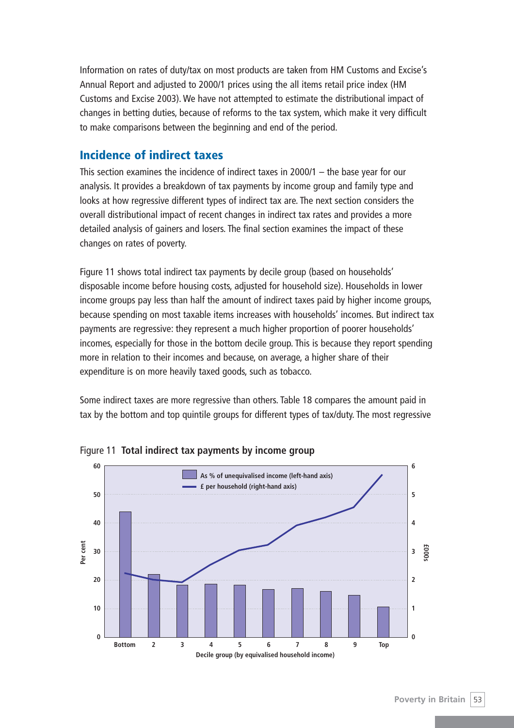Information on rates of duty/tax on most products are taken from HM Customs and Excise's Annual Report and adjusted to 2000/1 prices using the all items retail price index (HM Customs and Excise 2003). We have not attempted to estimate the distributional impact of changes in betting duties, because of reforms to the tax system, which make it very difficult to make comparisons between the beginning and end of the period.

## Incidence of indirect taxes

This section examines the incidence of indirect taxes in 2000/1 – the base year for our analysis. It provides a breakdown of tax payments by income group and family type and looks at how regressive different types of indirect tax are. The next section considers the overall distributional impact of recent changes in indirect tax rates and provides a more detailed analysis of gainers and losers. The final section examines the impact of these changes on rates of poverty.

Figure 11 shows total indirect tax payments by decile group (based on households' disposable income before housing costs, adjusted for household size). Households in lower income groups pay less than half the amount of indirect taxes paid by higher income groups, because spending on most taxable items increases with households' incomes. But indirect tax payments are regressive: they represent a much higher proportion of poorer households' incomes, especially for those in the bottom decile group. This is because they report spending more in relation to their incomes and because, on average, a higher share of their expenditure is on more heavily taxed goods, such as tobacco.

Some indirect taxes are more regressive than others. Table 18 compares the amount paid in tax by the bottom and top quintile groups for different types of tax/duty. The most regressive

Figure 11 **Total indirect tax payments by income group**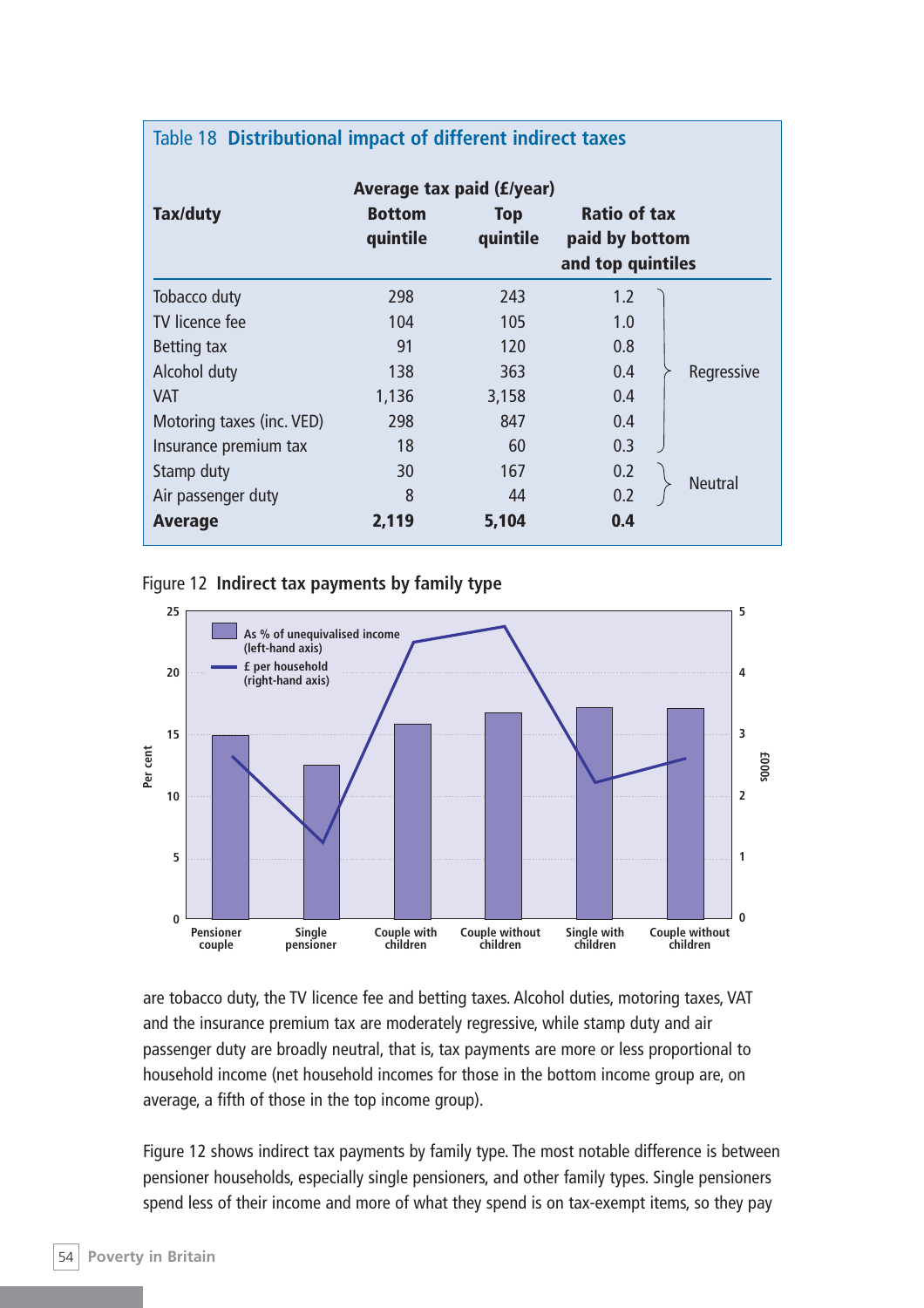Table 18 **Distributional impact of different indirect taxes**

| Tax/duty | Average tax paid (£/year) Bottom quintile | Top quintile | Ratio of tax paid by bottom and top quintiles | |
|---|---|---|---|---|
| Tobacco duty | 298 | 243 | 1.2 | Regressive |
| TV licence fee | 104 | 105 | 1.0 | Regressive |
| Betting tax | 91 | 120 | 0.8 | Regressive |
| Alcohol duty | 138 | 363 | 0.4 | Regressive |
| VAT | 1,136 | 3,158 | 0.4 | Regressive |
| Motoring taxes (inc. VED) | 298 | 847 | 0.4 | Regressive |
| Insurance premium tax | 18 | 60 | 0.3 | Regressive |
| Stamp duty | 30 | 167 | 0.2 | Neutral |
| Air passenger duty | 8 | 44 | 0.2 | Neutral |
| **Average** | **2,119** | **5,104** | **0.4** | |

Figure 12 **Indirect tax payments by family type**

are tobacco duty, the TV licence fee and betting taxes. Alcohol duties, motoring taxes, VAT and the insurance premium tax are moderately regressive, while stamp duty and air passenger duty are broadly neutral, that is, tax payments are more or less proportional to household income (net household incomes for those in the bottom income group are, on average, a fifth of those in the top income group).

Figure 12 shows indirect tax payments by family type. The most notable difference is between pensioner households, especially single pensioners, and other family types. Single pensioners spend less of their income and more of what they spend is on tax-exempt items, so they pay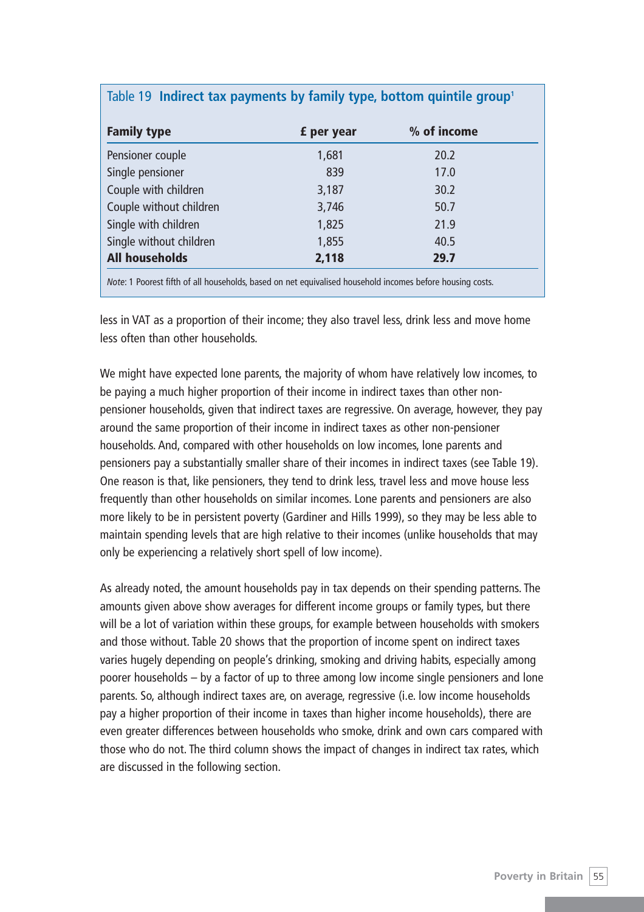Table 19 **Indirect tax payments by family type, bottom quintile group**[1]

| Family type | £ per year | % of income |
| --- | --- | --- |
| Pensioner couple | 1,681 | 20.2 |
| Single pensioner | 839 | 17.0 |
| Couple with children | 3,187 | 30.2 |
| Couple without children | 3,746 | 50.7 |
| Single with children | 1,825 | 21.9 |
| Single without children | 1,855 | 40.5 |
| **All households** | **2,118** | **29.7** |

*Note*: 1 Poorest fifth of all households, based on net equivalised household incomes before housing costs.

less in VAT as a proportion of their income; they also travel less, drink less and move home less often than other households.

We might have expected lone parents, the majority of whom have relatively low incomes, to be paying a much higher proportion of their income in indirect taxes than other non-pensioner households, given that indirect taxes are regressive. On average, however, they pay around the same proportion of their income in indirect taxes as other non-pensioner households. And, compared with other households on low incomes, lone parents and pensioners pay a substantially smaller share of their incomes in indirect taxes (see Table 19). One reason is that, like pensioners, they tend to drink less, travel less and move house less frequently than other households on similar incomes. Lone parents and pensioners are also more likely to be in persistent poverty (Gardiner and Hills 1999), so they may be less able to maintain spending levels that are high relative to their incomes (unlike households that may only be experiencing a relatively short spell of low income).

As already noted, the amount households pay in tax depends on their spending patterns. The amounts given above show averages for different income groups or family types, but there will be a lot of variation within these groups, for example between households with smokers and those without. Table 20 shows that the proportion of income spent on indirect taxes varies hugely depending on people's drinking, smoking and driving habits, especially among poorer households – by a factor of up to three among low income single pensioners and lone parents. So, although indirect taxes are, on average, regressive (i.e. low income households pay a higher proportion of their income in taxes than higher income households), there are even greater differences between households who smoke, drink and own cars compared with those who do not. The third column shows the impact of changes in indirect tax rates, which are discussed in the following section.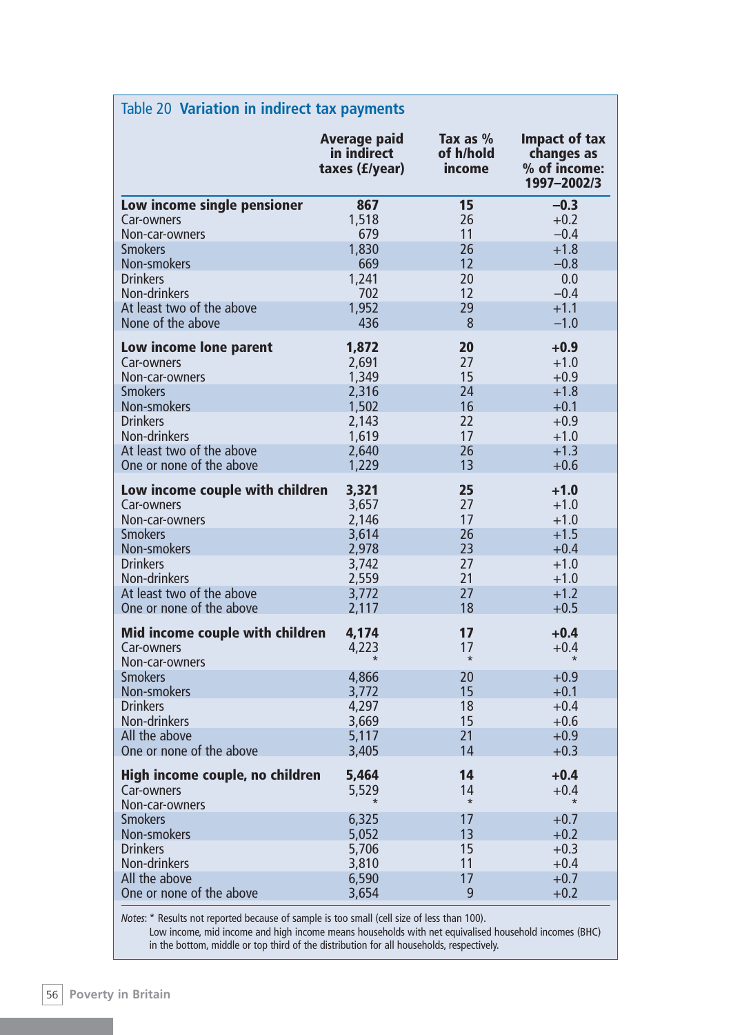Table 20 **Variation in indirect tax payments**

| | Average paid in indirect taxes (£/year) | Tax as % of h/hold income | Impact of tax changes as % of income: 1997–2002/3 |
|---|---|---|---|
| **Low income single pensioner** | **867** | **15** | **–0.3** |
| Car-owners | 1,518 | 26 | +0.2 |
| Non-car-owners | 679 | 11 | –0.4 |
| Smokers | 1,830 | 26 | +1.8 |
| Non-smokers | 669 | 12 | –0.8 |
| Drinkers | 1,241 | 20 | 0.0 |
| Non-drinkers | 702 | 12 | –0.4 |
| At least two of the above | 1,952 | 29 | +1.1 |
| None of the above | 436 | 8 | –1.0 |
| **Low income lone parent** | **1,872** | **20** | **+0.9** |
| Car-owners | 2,691 | 27 | +1.0 |
| Non-car-owners | 1,349 | 15 | +0.9 |
| Smokers | 2,316 | 24 | +1.8 |
| Non-smokers | 1,502 | 16 | +0.1 |
| Drinkers | 2,143 | 22 | +0.9 |
| Non-drinkers | 1,619 | 17 | +1.0 |
| At least two of the above | 2,640 | 26 | +1.3 |
| One or none of the above | 1,229 | 13 | +0.6 |
| **Low income couple with children** | **3,321** | **25** | **+1.0** |
| Car-owners | 3,657 | 27 | +1.0 |
| Non-car-owners | 2,146 | 17 | +1.0 |
| Smokers | 3,614 | 26 | +1.5 |
| Non-smokers | 2,978 | 23 | +0.4 |
| Drinkers | 3,742 | 27 | +1.0 |
| Non-drinkers | 2,559 | 21 | +1.0 |
| At least two of the above | 3,772 | 27 | +1.2 |
| One or none of the above | 2,117 | 18 | +0.5 |
| **Mid income couple with children** | **4,174** | **17** | **+0.4** |
| Car-owners | 4,223 | 17 | +0.4 |
| Non-car-owners | * | * | * |
| Smokers | 4,866 | 20 | +0.9 |
| Non-smokers | 3,772 | 15 | +0.1 |
| Drinkers | 4,297 | 18 | +0.4 |
| Non-drinkers | 3,669 | 15 | +0.6 |
| All the above | 5,117 | 21 | +0.9 |
| One or none of the above | 3,405 | 14 | +0.3 |
| **High income couple, no children** | **5,464** | **14** | **+0.4** |
| Car-owners | 5,529 | 14 | +0.4 |
| Non-car-owners | * | * | * |
| Smokers | 6,325 | 17 | +0.7 |
| Non-smokers | 5,052 | 13 | +0.2 |
| Drinkers | 5,706 | 15 | +0.3 |
| Non-drinkers | 3,810 | 11 | +0.4 |
| All the above | 6,590 | 17 | +0.7 |
| One or none of the above | 3,654 | 9 | +0.2 |

*Notes:* * Results not reported because of sample is too small (cell size of less than 100).
Low income, mid income and high income means households with net equivalised household incomes (BHC) in the bottom, middle or top third of the distribution for all households, respectively.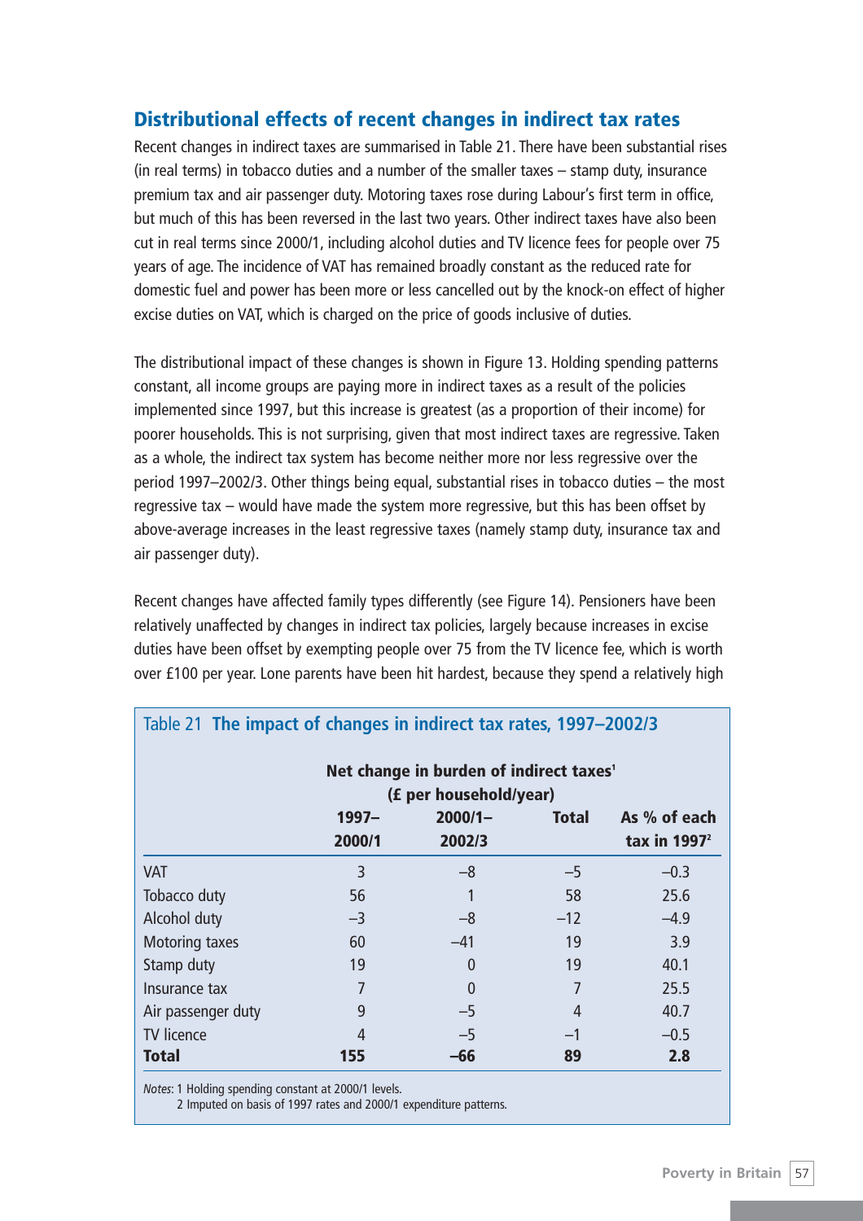## Distributional effects of recent changes in indirect tax rates

Recent changes in indirect taxes are summarised in Table 21. There have been substantial rises (in real terms) in tobacco duties and a number of the smaller taxes – stamp duty, insurance premium tax and air passenger duty. Motoring taxes rose during Labour's first term in office, but much of this has been reversed in the last two years. Other indirect taxes have also been cut in real terms since 2000/1, including alcohol duties and TV licence fees for people over 75 years of age. The incidence of VAT has remained broadly constant as the reduced rate for domestic fuel and power has been more or less cancelled out by the knock-on effect of higher excise duties on VAT, which is charged on the price of goods inclusive of duties.

The distributional impact of these changes is shown in Figure 13. Holding spending patterns constant, all income groups are paying more in indirect taxes as a result of the policies implemented since 1997, but this increase is greatest (as a proportion of their income) for poorer households. This is not surprising, given that most indirect taxes are regressive. Taken as a whole, the indirect tax system has become neither more nor less regressive over the period 1997–2002/3. Other things being equal, substantial rises in tobacco duties – the most regressive tax – would have made the system more regressive, but this has been offset by above-average increases in the least regressive taxes (namely stamp duty, insurance tax and air passenger duty).

Recent changes have affected family types differently (see Figure 14). Pensioners have been relatively unaffected by changes in indirect tax policies, largely because increases in excise duties have been offset by exempting people over 75 from the TV licence fee, which is worth over £100 per year. Lone parents have been hit hardest, because they spend a relatively high

**Table 21 The impact of changes in indirect tax rates, 1997–2002/3**

| | Net change in burden of indirect taxes[1] (£ per household/year) | | | |
|---|---|---|---|---|
| | **1997–2000/1** | **2000/1–2002/3** | **Total** | **As % of each tax in 1997[2]** |
| VAT | 3 | –8 | –5 | –0.3 |
| Tobacco duty | 56 | 1 | 58 | 25.6 |
| Alcohol duty | –3 | –8 | –12 | –4.9 |
| Motoring taxes | 60 | –41 | 19 | 3.9 |
| Stamp duty | 19 | 0 | 19 | 40.1 |
| Insurance tax | 7 | 0 | 7 | 25.5 |
| Air passenger duty | 9 | –5 | 4 | 40.7 |
| TV licence | 4 | –5 | –1 | –0.5 |
| **Total** | **155** | **–66** | **89** | **2.8** |

*Notes*: 1 Holding spending constant at 2000/1 levels.
2 Imputed on basis of 1997 rates and 2000/1 expenditure patterns.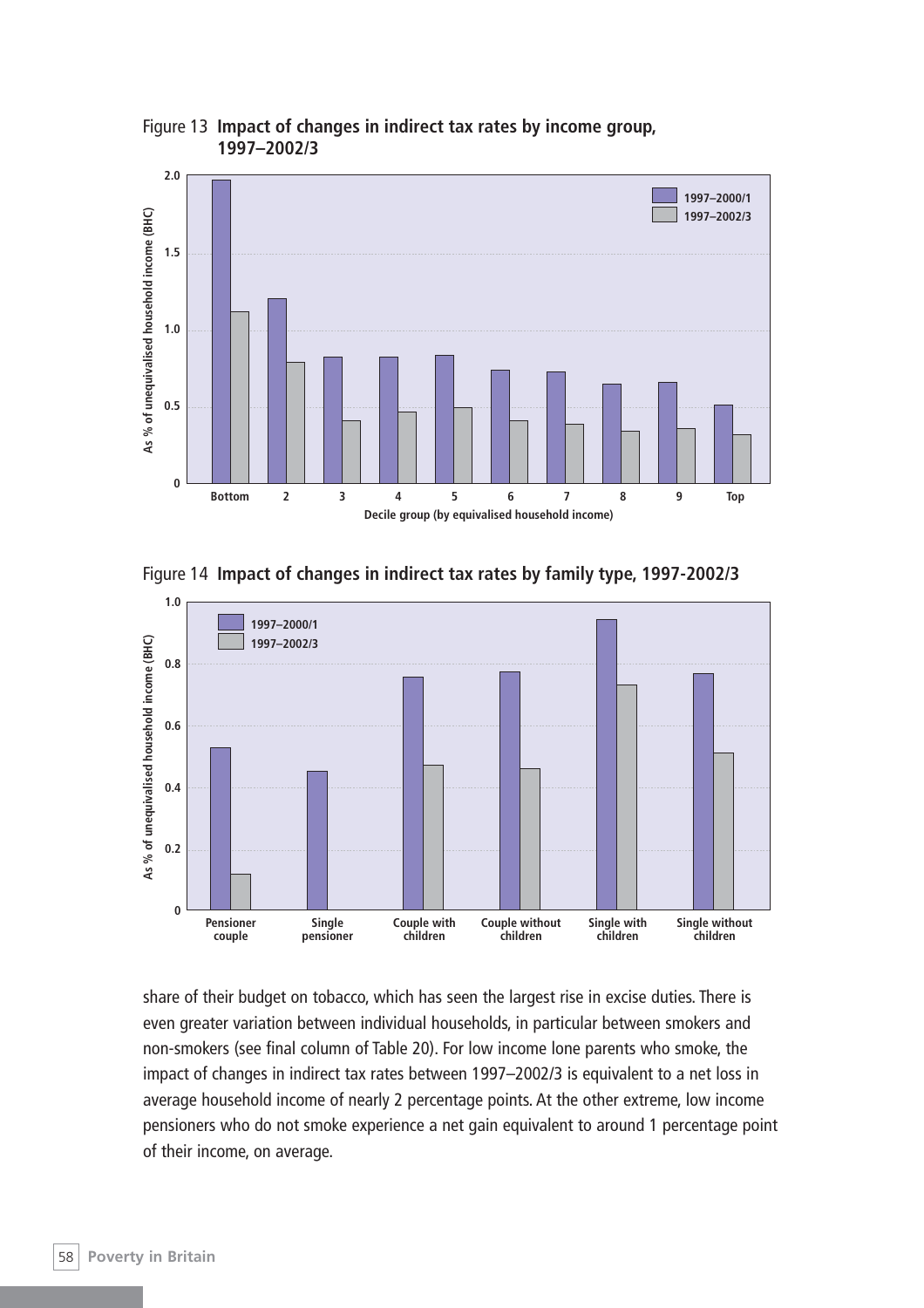Figure 13 **Impact of changes in indirect tax rates by income group, 1997–2002/3**

Figure 14 **Impact of changes in indirect tax rates by family type, 1997-2002/3**

share of their budget on tobacco, which has seen the largest rise in excise duties. There is even greater variation between individual households, in particular between smokers and non-smokers (see final column of Table 20). For low income lone parents who smoke, the impact of changes in indirect tax rates between 1997–2002/3 is equivalent to a net loss in average household income of nearly 2 percentage points. At the other extreme, low income pensioners who do not smoke experience a net gain equivalent to around 1 percentage point of their income, on average.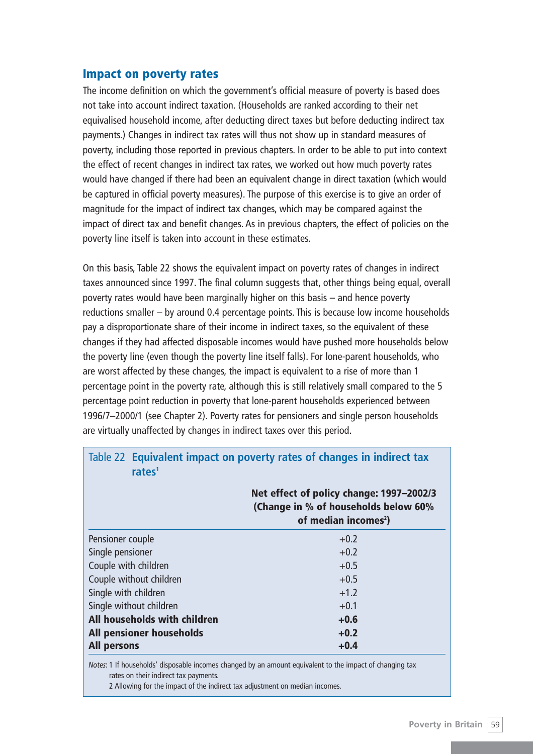## Impact on poverty rates

The income definition on which the government's official measure of poverty is based does not take into account indirect taxation. (Households are ranked according to their net equivalised household income, after deducting direct taxes but before deducting indirect tax payments.) Changes in indirect tax rates will thus not show up in standard measures of poverty, including those reported in previous chapters. In order to be able to put into context the effect of recent changes in indirect tax rates, we worked out how much poverty rates would have changed if there had been an equivalent change in direct taxation (which would be captured in official poverty measures). The purpose of this exercise is to give an order of magnitude for the impact of indirect tax changes, which may be compared against the impact of direct tax and benefit changes. As in previous chapters, the effect of policies on the poverty line itself is taken into account in these estimates.

On this basis, Table 22 shows the equivalent impact on poverty rates of changes in indirect taxes announced since 1997. The final column suggests that, other things being equal, overall poverty rates would have been marginally higher on this basis – and hence poverty reductions smaller – by around 0.4 percentage points. This is because low income households pay a disproportionate share of their income in indirect taxes, so the equivalent of these changes if they had affected disposable incomes would have pushed more households below the poverty line (even though the poverty line itself falls). For lone-parent households, who are worst affected by these changes, the impact is equivalent to a rise of more than 1 percentage point in the poverty rate, although this is still relatively small compared to the 5 percentage point reduction in poverty that lone-parent households experienced between 1996/7–2000/1 (see Chapter 2). Poverty rates for pensioners and single person households are virtually unaffected by changes in indirect taxes over this period.

Table 22 **Equivalent impact on poverty rates of changes in indirect tax rates**[1]

| | **Net effect of policy change: 1997–2002/3 (Change in % of households below 60% of median incomes[2])** |
|---|---|
| Pensioner couple | +0.2 |
| Single pensioner | +0.2 |
| Couple with children | +0.5 |
| Couple without children | +0.5 |
| Single with children | +1.2 |
| Single without children | +0.1 |
| **All households with children** | **+0.6** |
| **All pensioner households** | **+0.2** |
| **All persons** | **+0.4** |

*Notes:* 1 If households' disposable incomes changed by an amount equivalent to the impact of changing tax rates on their indirect tax payments.
2 Allowing for the impact of the indirect tax adjustment on median incomes.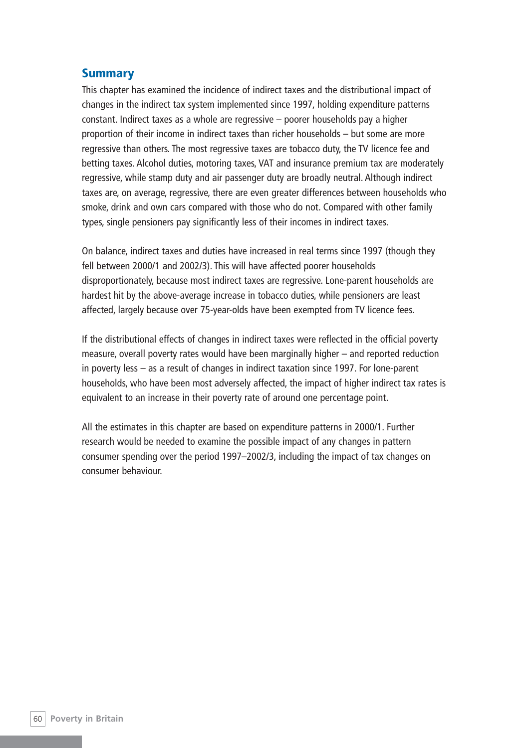## Summary

This chapter has examined the incidence of indirect taxes and the distributional impact of changes in the indirect tax system implemented since 1997, holding expenditure patterns constant. Indirect taxes as a whole are regressive – poorer households pay a higher proportion of their income in indirect taxes than richer households – but some are more regressive than others. The most regressive taxes are tobacco duty, the TV licence fee and betting taxes. Alcohol duties, motoring taxes, VAT and insurance premium tax are moderately regressive, while stamp duty and air passenger duty are broadly neutral. Although indirect taxes are, on average, regressive, there are even greater differences between households who smoke, drink and own cars compared with those who do not. Compared with other family types, single pensioners pay significantly less of their incomes in indirect taxes.

On balance, indirect taxes and duties have increased in real terms since 1997 (though they fell between 2000/1 and 2002/3). This will have affected poorer households disproportionately, because most indirect taxes are regressive. Lone-parent households are hardest hit by the above-average increase in tobacco duties, while pensioners are least affected, largely because over 75-year-olds have been exempted from TV licence fees.

If the distributional effects of changes in indirect taxes were reflected in the official poverty measure, overall poverty rates would have been marginally higher – and reported reduction in poverty less – as a result of changes in indirect taxation since 1997. For lone-parent households, who have been most adversely affected, the impact of higher indirect tax rates is equivalent to an increase in their poverty rate of around one percentage point.

All the estimates in this chapter are based on expenditure patterns in 2000/1. Further research would be needed to examine the possible impact of any changes in pattern consumer spending over the period 1997–2002/3, including the impact of tax changes on consumer behaviour.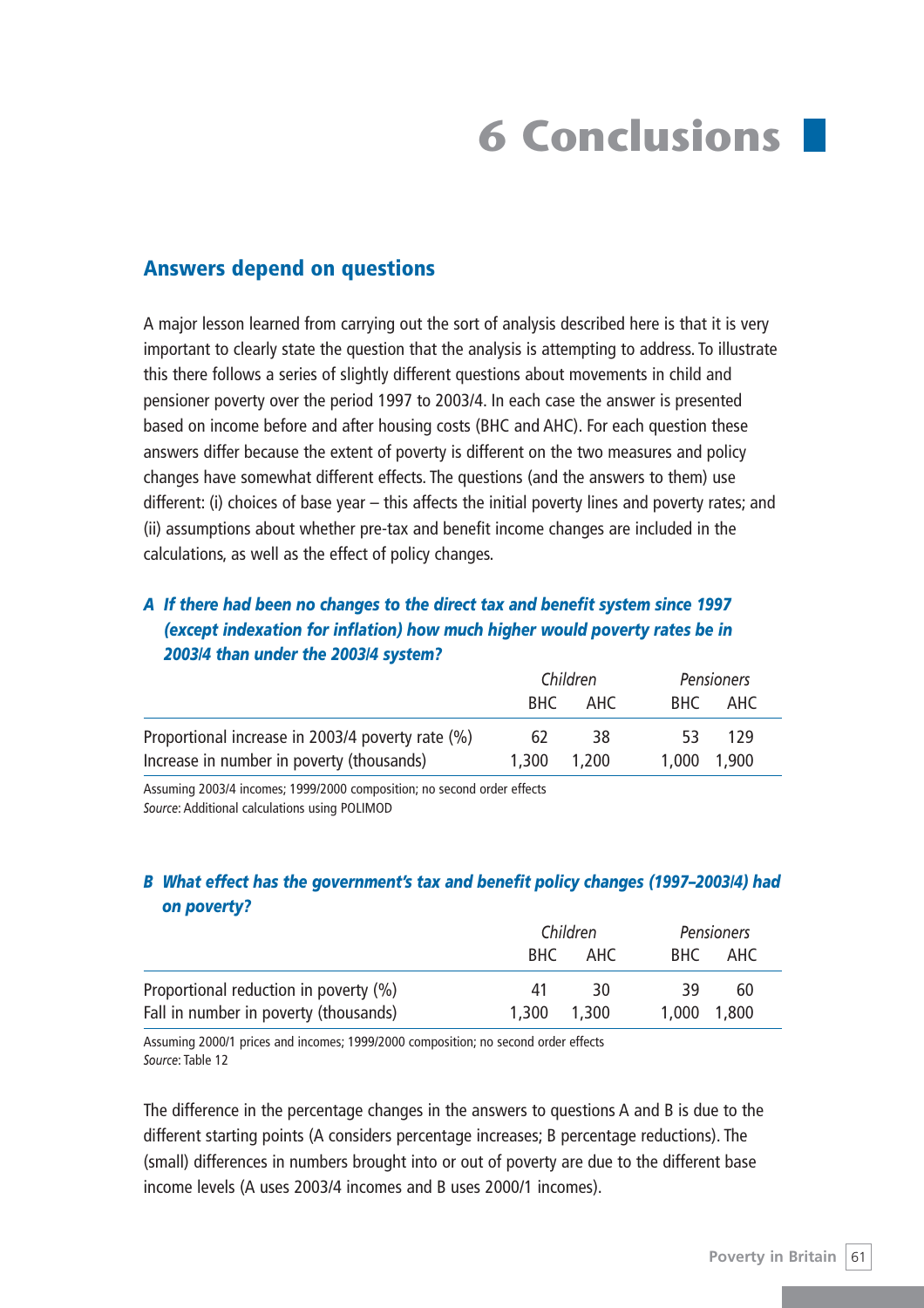# 6 Conclusions

## Answers depend on questions

A major lesson learned from carrying out the sort of analysis described here is that it is very important to clearly state the question that the analysis is attempting to address. To illustrate this there follows a series of slightly different questions about movements in child and pensioner poverty over the period 1997 to 2003/4. In each case the answer is presented based on income before and after housing costs (BHC and AHC). For each question these answers differ because the extent of poverty is different on the two measures and policy changes have somewhat different effects. The questions (and the answers to them) use different: (i) choices of base year – this affects the initial poverty lines and poverty rates; and (ii) assumptions about whether pre-tax and benefit income changes are included in the calculations, as well as the effect of policy changes.

### *A If there had been no changes to the direct tax and benefit system since 1997 (except indexation for inflation) how much higher would poverty rates be in 2003/4 than under the 2003/4 system?*

| | *Children* | | *Pensioners* | |
|---|---|---|---|---|
| | BHC | AHC | BHC | AHC |
| Proportional increase in 2003/4 poverty rate (%) | 62 | 38 | 53 | 129 |
| Increase in number in poverty (thousands) | 1,300 | 1,200 | 1,000 | 1,900 |

Assuming 2003/4 incomes; 1999/2000 composition; no second order effects
*Source*: Additional calculations using POLIMOD

### *B What effect has the government's tax and benefit policy changes (1997–2003/4) had on poverty?*

| | *Children* | | *Pensioners* | |
|---|---|---|---|---|
| | BHC | AHC | BHC | AHC |
| Proportional reduction in poverty (%) | 41 | 30 | 39 | 60 |
| Fall in number in poverty (thousands) | 1,300 | 1,300 | 1,000 | 1,800 |

Assuming 2000/1 prices and incomes; 1999/2000 composition; no second order effects
*Source*: Table 12

The difference in the percentage changes in the answers to questions A and B is due to the different starting points (A considers percentage increases; B percentage reductions). The (small) differences in numbers brought into or out of poverty are due to the different base income levels (A uses 2003/4 incomes and B uses 2000/1 incomes).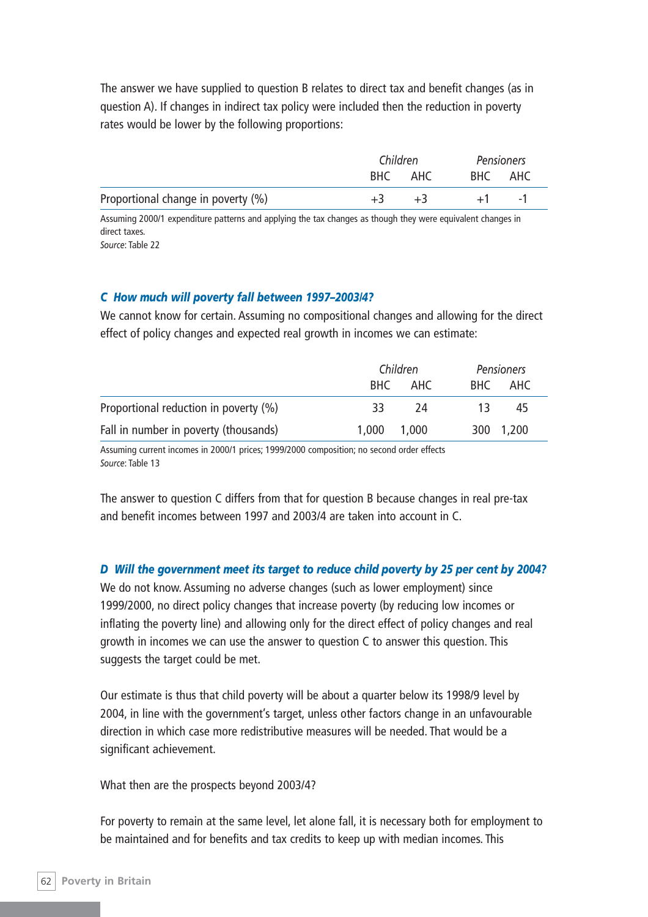The answer we have supplied to question B relates to direct tax and benefit changes (as in question A). If changes in indirect tax policy were included then the reduction in poverty rates would be lower by the following proportions:

| | *Children* | | *Pensioners* | |
|---|---|---|---|---|
| | BHC | AHC | BHC | AHC |
| Proportional change in poverty (%) | +3 | +3 | +1 | -1 |

Assuming 2000/1 expenditure patterns and applying the tax changes as though they were equivalent changes in direct taxes.
*Source*: Table 22

### *C How much will poverty fall between 1997–2003/4?*

We cannot know for certain. Assuming no compositional changes and allowing for the direct effect of policy changes and expected real growth in incomes we can estimate:

| | *Children* | | *Pensioners* | |
|---|---|---|---|---|
| | BHC | AHC | BHC | AHC |
| Proportional reduction in poverty (%) | 33 | 24 | 13 | 45 |
| Fall in number in poverty (thousands) | 1,000 | 1,000 | 300 | 1,200 |

Assuming current incomes in 2000/1 prices; 1999/2000 composition; no second order effects
*Source*: Table 13

The answer to question C differs from that for question B because changes in real pre-tax and benefit incomes between 1997 and 2003/4 are taken into account in C.

### *D Will the government meet its target to reduce child poverty by 25 per cent by 2004?*

We do not know. Assuming no adverse changes (such as lower employment) since 1999/2000, no direct policy changes that increase poverty (by reducing low incomes or inflating the poverty line) and allowing only for the direct effect of policy changes and real growth in incomes we can use the answer to question C to answer this question. This suggests the target could be met.

Our estimate is thus that child poverty will be about a quarter below its 1998/9 level by 2004, in line with the government's target, unless other factors change in an unfavourable direction in which case more redistributive measures will be needed. That would be a significant achievement.

What then are the prospects beyond 2003/4?

For poverty to remain at the same level, let alone fall, it is necessary both for employment to be maintained and for benefits and tax credits to keep up with median incomes. This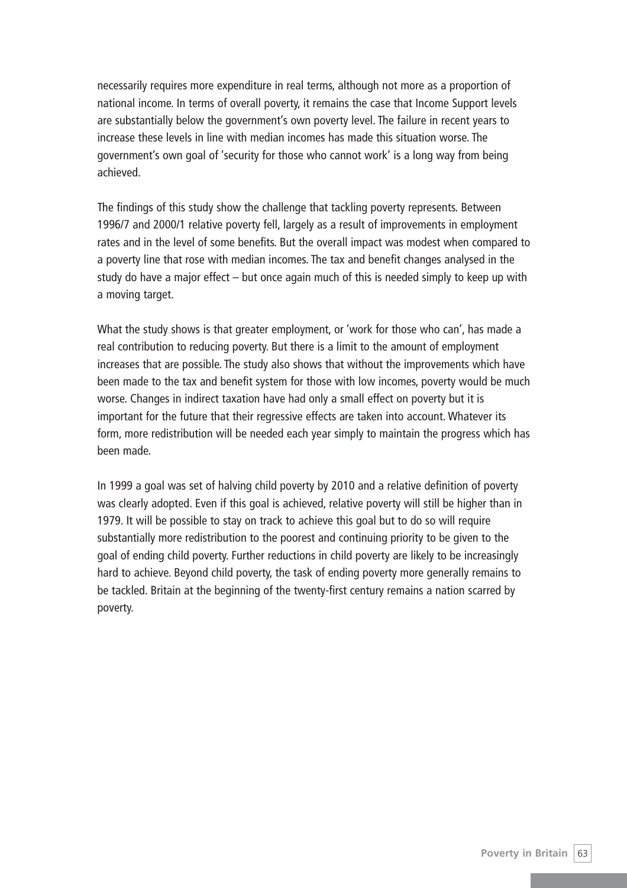necessarily requires more expenditure in real terms, although not more as a proportion of national income. In terms of overall poverty, it remains the case that Income Support levels are substantially below the government's own poverty level. The failure in recent years to increase these levels in line with median incomes has made this situation worse. The government's own goal of 'security for those who cannot work' is a long way from being achieved.

The findings of this study show the challenge that tackling poverty represents. Between 1996/7 and 2000/1 relative poverty fell, largely as a result of improvements in employment rates and in the level of some benefits. But the overall impact was modest when compared to a poverty line that rose with median incomes. The tax and benefit changes analysed in the study do have a major effect – but once again much of this is needed simply to keep up with a moving target.

What the study shows is that greater employment, or 'work for those who can', has made a real contribution to reducing poverty. But there is a limit to the amount of employment increases that are possible. The study also shows that without the improvements which have been made to the tax and benefit system for those with low incomes, poverty would be much worse. Changes in indirect taxation have had only a small effect on poverty but it is important for the future that their regressive effects are taken into account. Whatever its form, more redistribution will be needed each year simply to maintain the progress which has been made.

In 1999 a goal was set of halving child poverty by 2010 and a relative definition of poverty was clearly adopted. Even if this goal is achieved, relative poverty will still be higher than in 1979. It will be possible to stay on track to achieve this goal but to do so will require substantially more redistribution to the poorest and continuing priority to be given to the goal of ending child poverty. Further reductions in child poverty are likely to be increasingly hard to achieve. Beyond child poverty, the task of ending poverty more generally remains to be tackled. Britain at the beginning of the twenty-first century remains a nation scarred by poverty.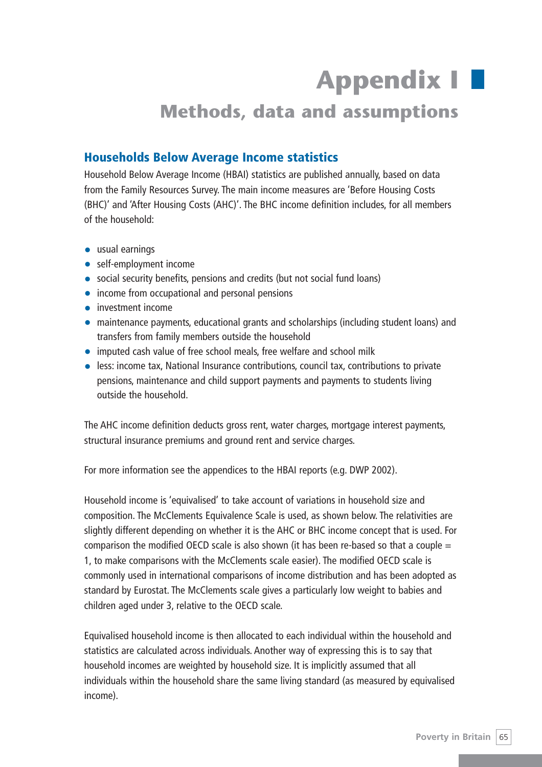# Appendix I

## Methods, data and assumptions

### Households Below Average Income statistics

Household Below Average Income (HBAI) statistics are published annually, based on data from the Family Resources Survey. The main income measures are 'Before Housing Costs (BHC)' and 'After Housing Costs (AHC)'. The BHC income definition includes, for all members of the household:

- usual earnings
- self-employment income
- social security benefits, pensions and credits (but not social fund loans)
- income from occupational and personal pensions
- investment income
- maintenance payments, educational grants and scholarships (including student loans) and transfers from family members outside the household
- imputed cash value of free school meals, free welfare and school milk
- less: income tax, National Insurance contributions, council tax, contributions to private pensions, maintenance and child support payments and payments to students living outside the household.

The AHC income definition deducts gross rent, water charges, mortgage interest payments, structural insurance premiums and ground rent and service charges.

For more information see the appendices to the HBAI reports (e.g. DWP 2002).

Household income is 'equivalised' to take account of variations in household size and composition. The McClements Equivalence Scale is used, as shown below. The relativities are slightly different depending on whether it is the AHC or BHC income concept that is used. For comparison the modified OECD scale is also shown (it has been re-based so that a couple = 1, to make comparisons with the McClements scale easier). The modified OECD scale is commonly used in international comparisons of income distribution and has been adopted as standard by Eurostat. The McClements scale gives a particularly low weight to babies and children aged under 3, relative to the OECD scale.

Equivalised household income is then allocated to each individual within the household and statistics are calculated across individuals. Another way of expressing this is to say that household incomes are weighted by household size. It is implicitly assumed that all individuals within the household share the same living standard (as measured by equivalised income).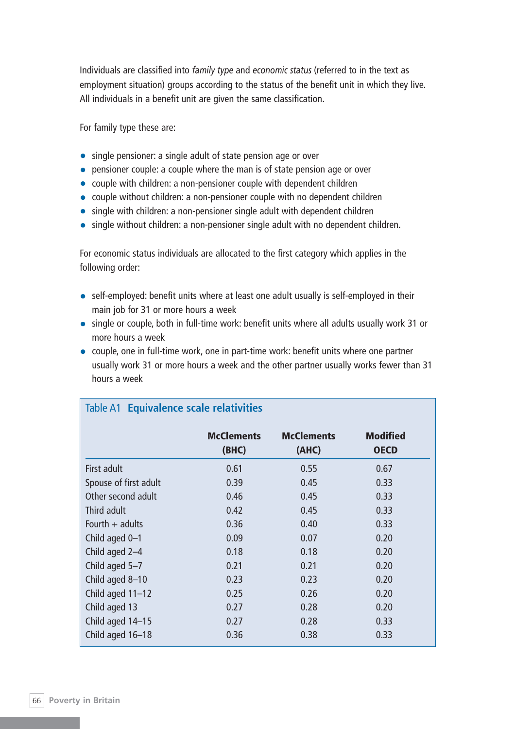Individuals are classified into *family type* and *economic status* (referred to in the text as employment situation) groups according to the status of the benefit unit in which they live. All individuals in a benefit unit are given the same classification.

For family type these are:

- single pensioner: a single adult of state pension age or over
- pensioner couple: a couple where the man is of state pension age or over
- couple with children: a non-pensioner couple with dependent children
- couple without children: a non-pensioner couple with no dependent children
- single with children: a non-pensioner single adult with dependent children
- single without children: a non-pensioner single adult with no dependent children.

For economic status individuals are allocated to the first category which applies in the following order:

- self-employed: benefit units where at least one adult usually is self-employed in their main job for 31 or more hours a week
- single or couple, both in full-time work: benefit units where all adults usually work 31 or more hours a week
- couple, one in full-time work, one in part-time work: benefit units where one partner usually work 31 or more hours a week and the other partner usually works fewer than 31 hours a week

**Table A1 Equivalence scale relativities**

| | McClements (BHC) | McClements (AHC) | Modified OECD |
|---|---|---|---|
| First adult | 0.61 | 0.55 | 0.67 |
| Spouse of first adult | 0.39 | 0.45 | 0.33 |
| Other second adult | 0.46 | 0.45 | 0.33 |
| Third adult | 0.42 | 0.45 | 0.33 |
| Fourth + adults | 0.36 | 0.40 | 0.33 |
| Child aged 0–1 | 0.09 | 0.07 | 0.20 |
| Child aged 2–4 | 0.18 | 0.18 | 0.20 |
| Child aged 5–7 | 0.21 | 0.21 | 0.20 |
| Child aged 8–10 | 0.23 | 0.23 | 0.20 |
| Child aged 11–12 | 0.25 | 0.26 | 0.20 |
| Child aged 13 | 0.27 | 0.28 | 0.20 |
| Child aged 14–15 | 0.27 | 0.28 | 0.33 |
| Child aged 16–18 | 0.36 | 0.38 | 0.33 |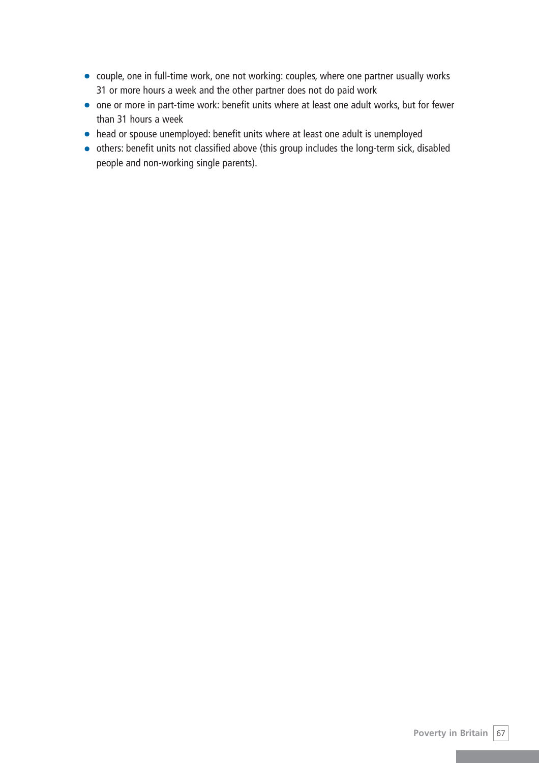- couple, one in full-time work, one not working: couples, where one partner usually works 31 or more hours a week and the other partner does not do paid work
- one or more in part-time work: benefit units where at least one adult works, but for fewer than 31 hours a week
- head or spouse unemployed: benefit units where at least one adult is unemployed
- others: benefit units not classified above (this group includes the long-term sick, disabled people and non-working single parents).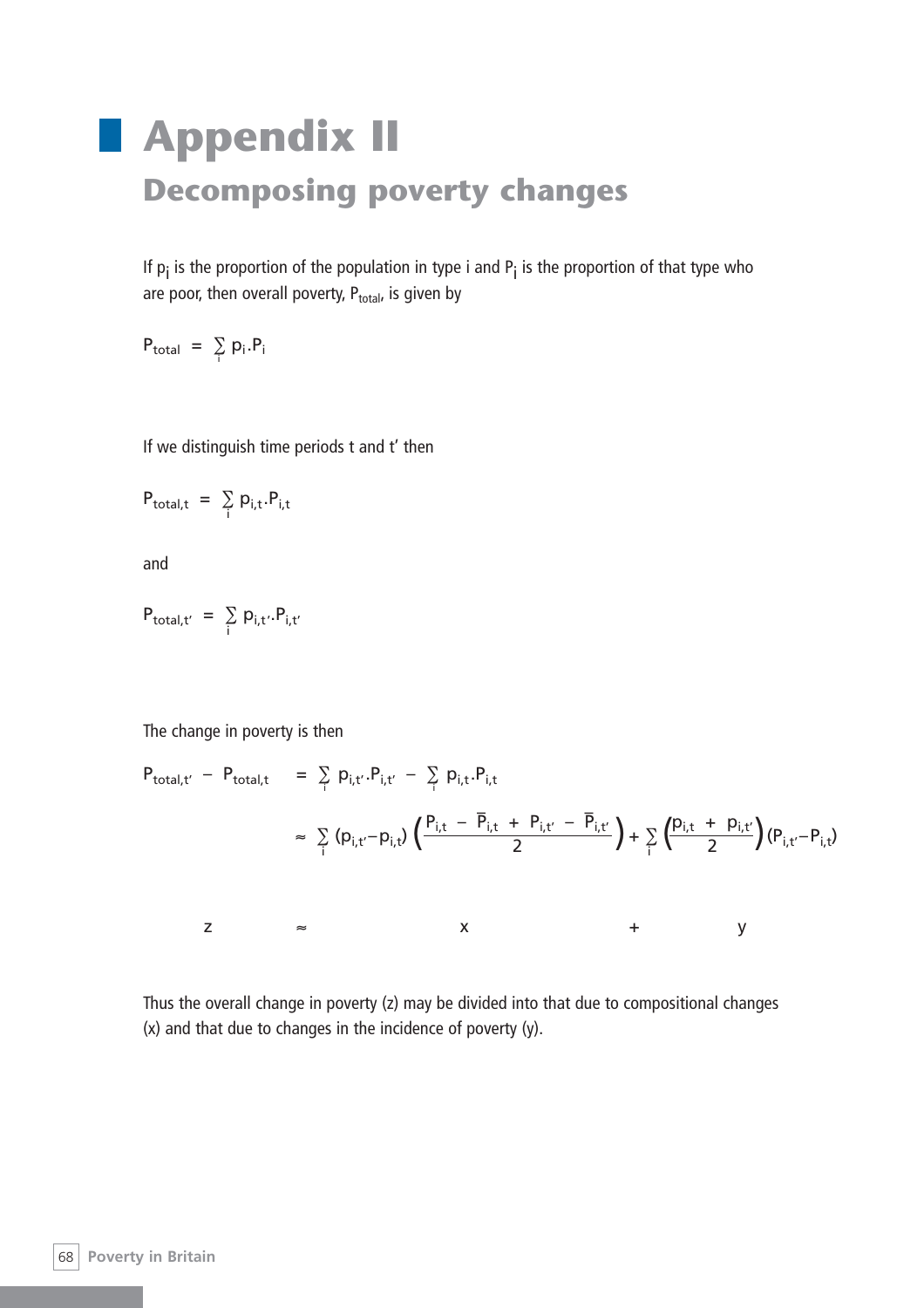# Appendix II

## Decomposing poverty changes

If $p_i$ is the proportion of the population in type i and $P_i$ is the proportion of that type who are poor, then overall poverty, $P_{total}$, is given by

$$P_{total} = \sum_i p_i . P_i$$

If we distinguish time periods t and t' then

$$P_{total,t} = \sum_i p_{i,t} . P_{i,t}$$

and

$$P_{total,t'} = \sum_i p_{i,t'} . P_{i,t'}$$

The change in poverty is then

$$\begin{aligned} P_{total,t'} - P_{total,t} &= \sum_i p_{i,t'} . P_{i,t'} - \sum_i p_{i,t} . P_{i,t} \\ &\approx \sum_i (p_{i,t'} - p_{i,t}) \left( \frac{P_{i,t} - \overline{P}_{i,t} + P_{i,t'} - \overline{P}_{i,t'}}{2} \right) + \sum_i \left( \frac{p_{i,t} + p_{i,t'}}{2} \right) (P_{i,t'} - P_{i,t}) \end{aligned}$$

$$z \approx x + y$$

Thus the overall change in poverty (z) may be divided into that due to compositional changes (x) and that due to changes in the incidence of poverty (y).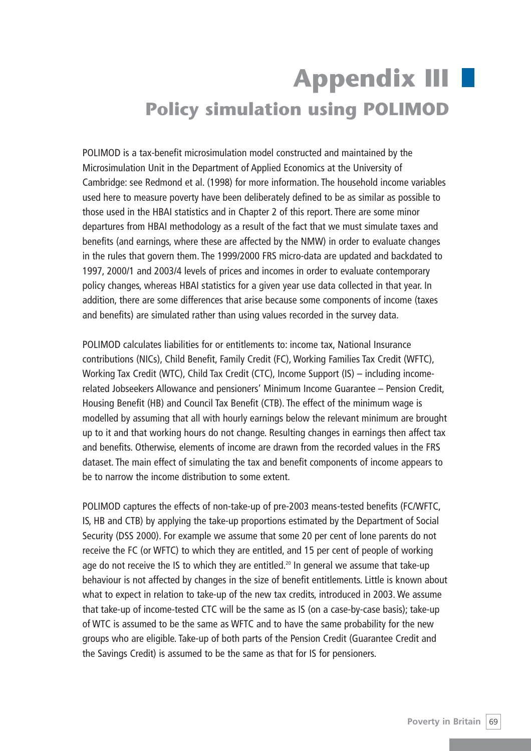# Appendix III

## Policy simulation using POLIMOD

POLIMOD is a tax-benefit microsimulation model constructed and maintained by the Microsimulation Unit in the Department of Applied Economics at the University of Cambridge: see Redmond et al. (1998) for more information. The household income variables used here to measure poverty have been deliberately defined to be as similar as possible to those used in the HBAI statistics and in Chapter 2 of this report. There are some minor departures from HBAI methodology as a result of the fact that we must simulate taxes and benefits (and earnings, where these are affected by the NMW) in order to evaluate changes in the rules that govern them. The 1999/2000 FRS micro-data are updated and backdated to 1997, 2000/1 and 2003/4 levels of prices and incomes in order to evaluate contemporary policy changes, whereas HBAI statistics for a given year use data collected in that year. In addition, there are some differences that arise because some components of income (taxes and benefits) are simulated rather than using values recorded in the survey data.

POLIMOD calculates liabilities for or entitlements to: income tax, National Insurance contributions (NICs), Child Benefit, Family Credit (FC), Working Families Tax Credit (WFTC), Working Tax Credit (WTC), Child Tax Credit (CTC), Income Support (IS) – including income-related Jobseekers Allowance and pensioners' Minimum Income Guarantee – Pension Credit, Housing Benefit (HB) and Council Tax Benefit (CTB). The effect of the minimum wage is modelled by assuming that all with hourly earnings below the relevant minimum are brought up to it and that working hours do not change. Resulting changes in earnings then affect tax and benefits. Otherwise, elements of income are drawn from the recorded values in the FRS dataset. The main effect of simulating the tax and benefit components of income appears to be to narrow the income distribution to some extent.

POLIMOD captures the effects of non-take-up of pre-2003 means-tested benefits (FC/WFTC, IS, HB and CTB) by applying the take-up proportions estimated by the Department of Social Security (DSS 2000). For example we assume that some 20 per cent of lone parents do not receive the FC (or WFTC) to which they are entitled, and 15 per cent of people of working age do not receive the IS to which they are entitled.[20] In general we assume that take-up behaviour is not affected by changes in the size of benefit entitlements. Little is known about what to expect in relation to take-up of the new tax credits, introduced in 2003. We assume that take-up of income-tested CTC will be the same as IS (on a case-by-case basis); take-up of WTC is assumed to be the same as WFTC and to have the same probability for the new groups who are eligible. Take-up of both parts of the Pension Credit (Guarantee Credit and the Savings Credit) is assumed to be the same as that for IS for pensioners.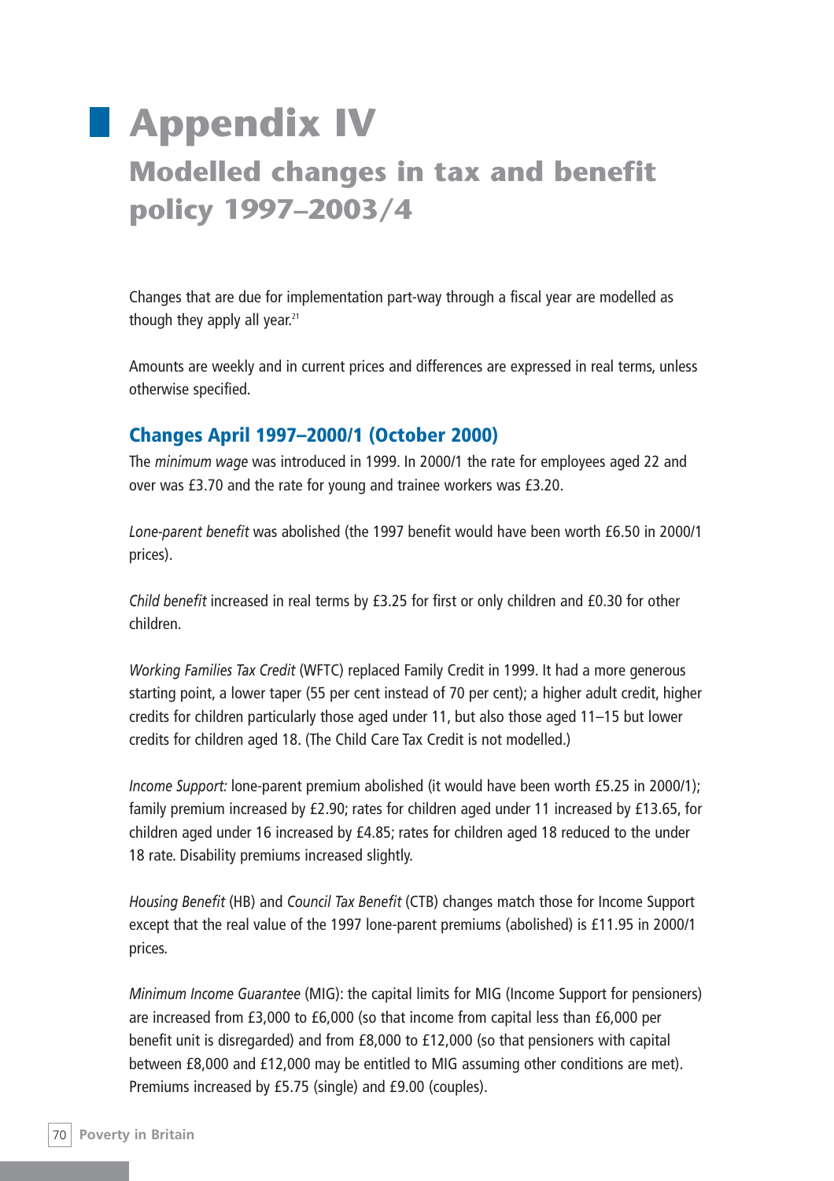# Appendix IV

## Modelled changes in tax and benefit policy 1997–2003/4

Changes that are due for implementation part-way through a fiscal year are modelled as though they apply all year.[21]

Amounts are weekly and in current prices and differences are expressed in real terms, unless otherwise specified.

### Changes April 1997–2000/1 (October 2000)

The *minimum wage* was introduced in 1999. In 2000/1 the rate for employees aged 22 and over was £3.70 and the rate for young and trainee workers was £3.20.

*Lone-parent benefit* was abolished (the 1997 benefit would have been worth £6.50 in 2000/1 prices).

*Child benefit* increased in real terms by £3.25 for first or only children and £0.30 for other children.

*Working Families Tax Credit* (WFTC) replaced Family Credit in 1999. It had a more generous starting point, a lower taper (55 per cent instead of 70 per cent); a higher adult credit, higher credits for children particularly those aged under 11, but also those aged 11–15 but lower credits for children aged 18. (The Child Care Tax Credit is not modelled.)

*Income Support:* lone-parent premium abolished (it would have been worth £5.25 in 2000/1); family premium increased by £2.90; rates for children aged under 11 increased by £13.65, for children aged under 16 increased by £4.85; rates for children aged 18 reduced to the under 18 rate. Disability premiums increased slightly.

*Housing Benefit* (HB) and *Council Tax Benefit* (CTB) changes match those for Income Support except that the real value of the 1997 lone-parent premiums (abolished) is £11.95 in 2000/1 prices.

*Minimum Income Guarantee* (MIG): the capital limits for MIG (Income Support for pensioners) are increased from £3,000 to £6,000 (so that income from capital less than £6,000 per benefit unit is disregarded) and from £8,000 to £12,000 (so that pensioners with capital between £8,000 and £12,000 may be entitled to MIG assuming other conditions are met). Premiums increased by £5.75 (single) and £9.00 (couples).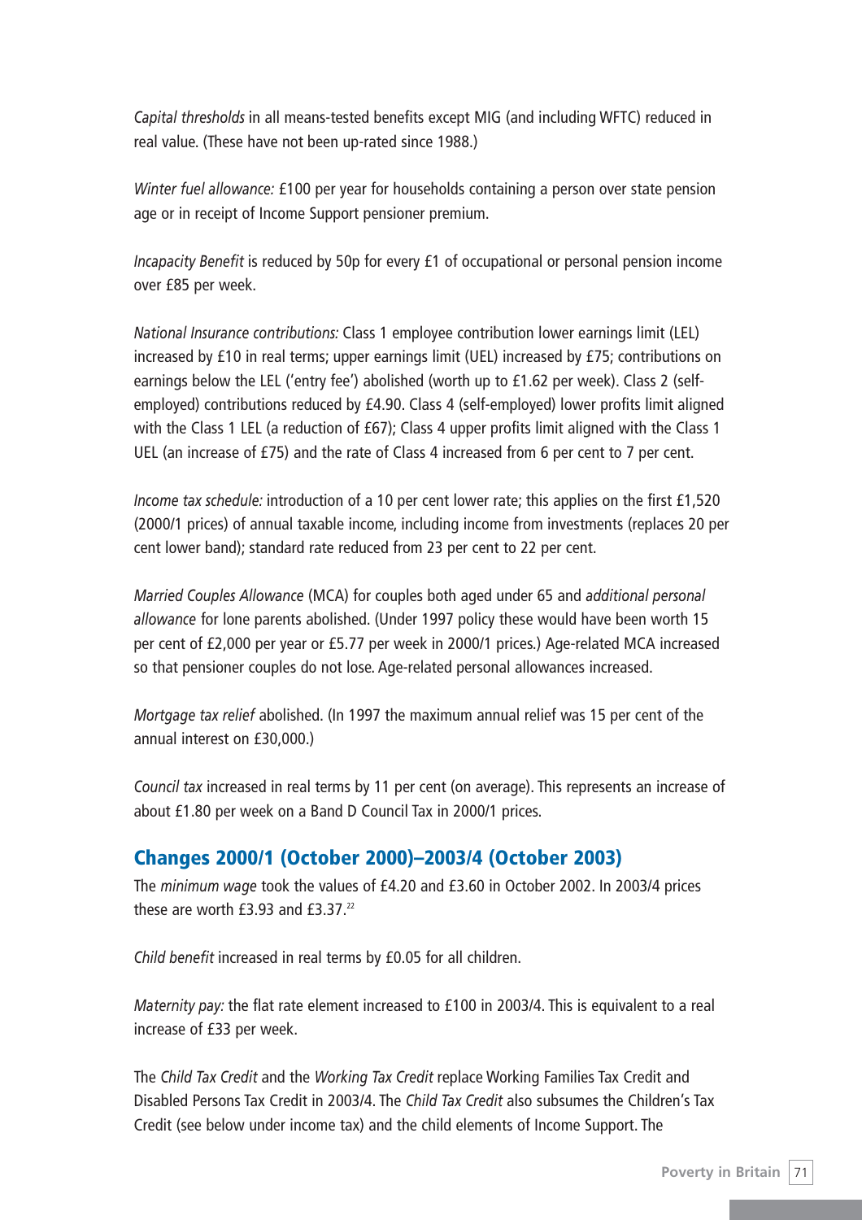*Capital thresholds* in all means-tested benefits except MIG (and including WFTC) reduced in real value. (These have not been up-rated since 1988.)

*Winter fuel allowance:* £100 per year for households containing a person over state pension age or in receipt of Income Support pensioner premium.

*Incapacity Benefit* is reduced by 50p for every £1 of occupational or personal pension income over £85 per week.

*National Insurance contributions:* Class 1 employee contribution lower earnings limit (LEL) increased by £10 in real terms; upper earnings limit (UEL) increased by £75; contributions on earnings below the LEL ('entry fee') abolished (worth up to £1.62 per week). Class 2 (self-employed) contributions reduced by £4.90. Class 4 (self-employed) lower profits limit aligned with the Class 1 LEL (a reduction of £67); Class 4 upper profits limit aligned with the Class 1 UEL (an increase of £75) and the rate of Class 4 increased from 6 per cent to 7 per cent.

*Income tax schedule:* introduction of a 10 per cent lower rate; this applies on the first £1,520 (2000/1 prices) of annual taxable income, including income from investments (replaces 20 per cent lower band); standard rate reduced from 23 per cent to 22 per cent.

*Married Couples Allowance* (MCA) for couples both aged under 65 and *additional personal allowance* for lone parents abolished. (Under 1997 policy these would have been worth 15 per cent of £2,000 per year or £5.77 per week in 2000/1 prices.) Age-related MCA increased so that pensioner couples do not lose. Age-related personal allowances increased.

*Mortgage tax relief* abolished. (In 1997 the maximum annual relief was 15 per cent of the annual interest on £30,000.)

*Council tax* increased in real terms by 11 per cent (on average). This represents an increase of about £1.80 per week on a Band D Council Tax in 2000/1 prices.

## Changes 2000/1 (October 2000)–2003/4 (October 2003)

The *minimum wage* took the values of £4.20 and £3.60 in October 2002. In 2003/4 prices these are worth £3.93 and £3.37.[22]

*Child benefit* increased in real terms by £0.05 for all children.

*Maternity pay:* the flat rate element increased to £100 in 2003/4. This is equivalent to a real increase of £33 per week.

The *Child Tax Credit* and the *Working Tax Credit* replace Working Families Tax Credit and Disabled Persons Tax Credit in 2003/4. The *Child Tax Credit* also subsumes the Children's Tax Credit (see below under income tax) and the child elements of Income Support. The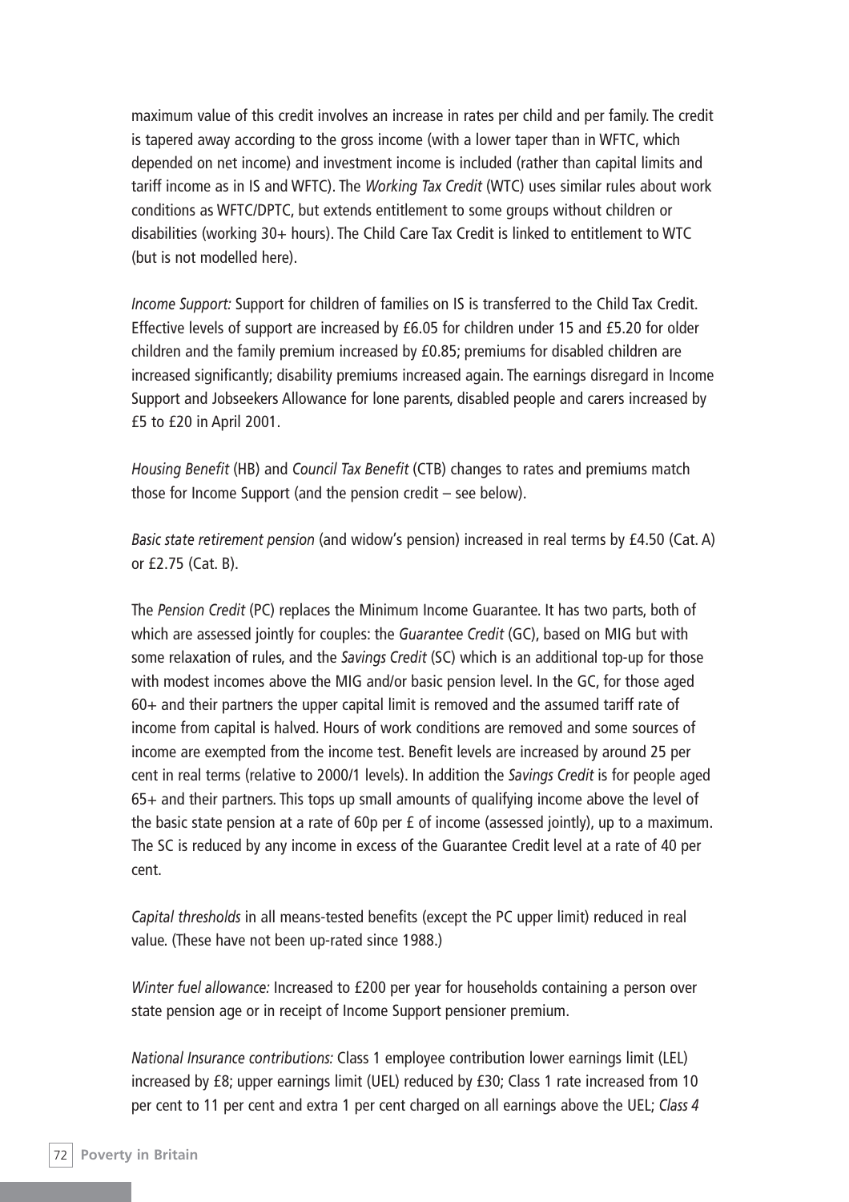maximum value of this credit involves an increase in rates per child and per family. The credit is tapered away according to the gross income (with a lower taper than in WFTC, which depended on net income) and investment income is included (rather than capital limits and tariff income as in IS and WFTC). The *Working Tax Credit* (WTC) uses similar rules about work conditions as WFTC/DPTC, but extends entitlement to some groups without children or disabilities (working 30+ hours). The Child Care Tax Credit is linked to entitlement to WTC (but is not modelled here).

*Income Support:* Support for children of families on IS is transferred to the Child Tax Credit. Effective levels of support are increased by £6.05 for children under 15 and £5.20 for older children and the family premium increased by £0.85; premiums for disabled children are increased significantly; disability premiums increased again. The earnings disregard in Income Support and Jobseekers Allowance for lone parents, disabled people and carers increased by £5 to £20 in April 2001.

*Housing Benefit* (HB) and *Council Tax Benefit* (CTB) changes to rates and premiums match those for Income Support (and the pension credit – see below).

*Basic state retirement pension* (and widow's pension) increased in real terms by £4.50 (Cat. A) or £2.75 (Cat. B).

The *Pension Credit* (PC) replaces the Minimum Income Guarantee. It has two parts, both of which are assessed jointly for couples: the *Guarantee Credit* (GC), based on MIG but with some relaxation of rules, and the *Savings Credit* (SC) which is an additional top-up for those with modest incomes above the MIG and/or basic pension level. In the GC, for those aged 60+ and their partners the upper capital limit is removed and the assumed tariff rate of income from capital is halved. Hours of work conditions are removed and some sources of income are exempted from the income test. Benefit levels are increased by around 25 per cent in real terms (relative to 2000/1 levels). In addition the *Savings Credit* is for people aged 65+ and their partners. This tops up small amounts of qualifying income above the level of the basic state pension at a rate of 60p per £ of income (assessed jointly), up to a maximum. The SC is reduced by any income in excess of the Guarantee Credit level at a rate of 40 per cent.

*Capital thresholds* in all means-tested benefits (except the PC upper limit) reduced in real value. (These have not been up-rated since 1988.)

*Winter fuel allowance:* Increased to £200 per year for households containing a person over state pension age or in receipt of Income Support pensioner premium.

*National Insurance contributions:* Class 1 employee contribution lower earnings limit (LEL) increased by £8; upper earnings limit (UEL) reduced by £30; Class 1 rate increased from 10 per cent to 11 per cent and extra 1 per cent charged on all earnings above the UEL; *Class 4*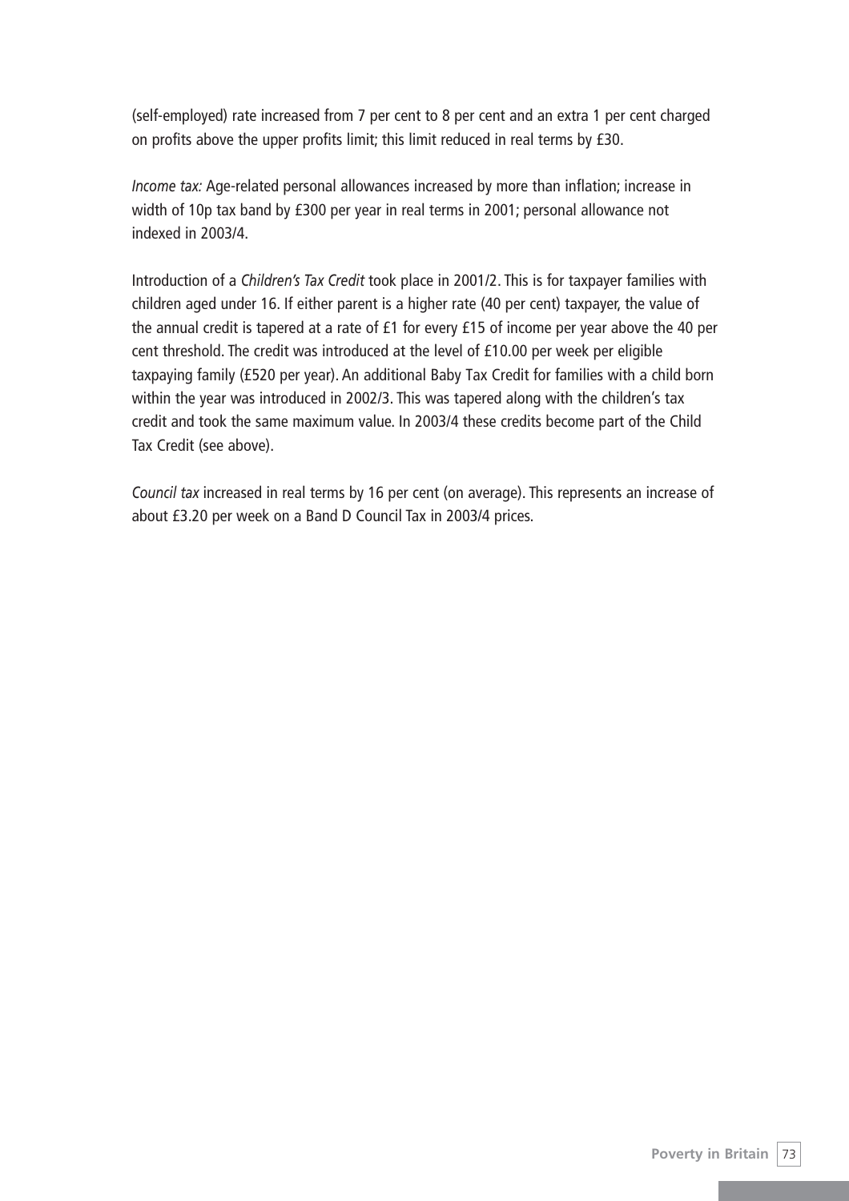(self-employed) rate increased from 7 per cent to 8 per cent and an extra 1 per cent charged on profits above the upper profits limit; this limit reduced in real terms by £30.

*Income tax:* Age-related personal allowances increased by more than inflation; increase in width of 10p tax band by £300 per year in real terms in 2001; personal allowance not indexed in 2003/4.

Introduction of a *Children's Tax Credit* took place in 2001/2. This is for taxpayer families with children aged under 16. If either parent is a higher rate (40 per cent) taxpayer, the value of the annual credit is tapered at a rate of £1 for every £15 of income per year above the 40 per cent threshold. The credit was introduced at the level of £10.00 per week per eligible taxpaying family (£520 per year). An additional Baby Tax Credit for families with a child born within the year was introduced in 2002/3. This was tapered along with the children's tax credit and took the same maximum value. In 2003/4 these credits become part of the Child Tax Credit (see above).

*Council tax* increased in real terms by 16 per cent (on average). This represents an increase of about £3.20 per week on a Band D Council Tax in 2003/4 prices.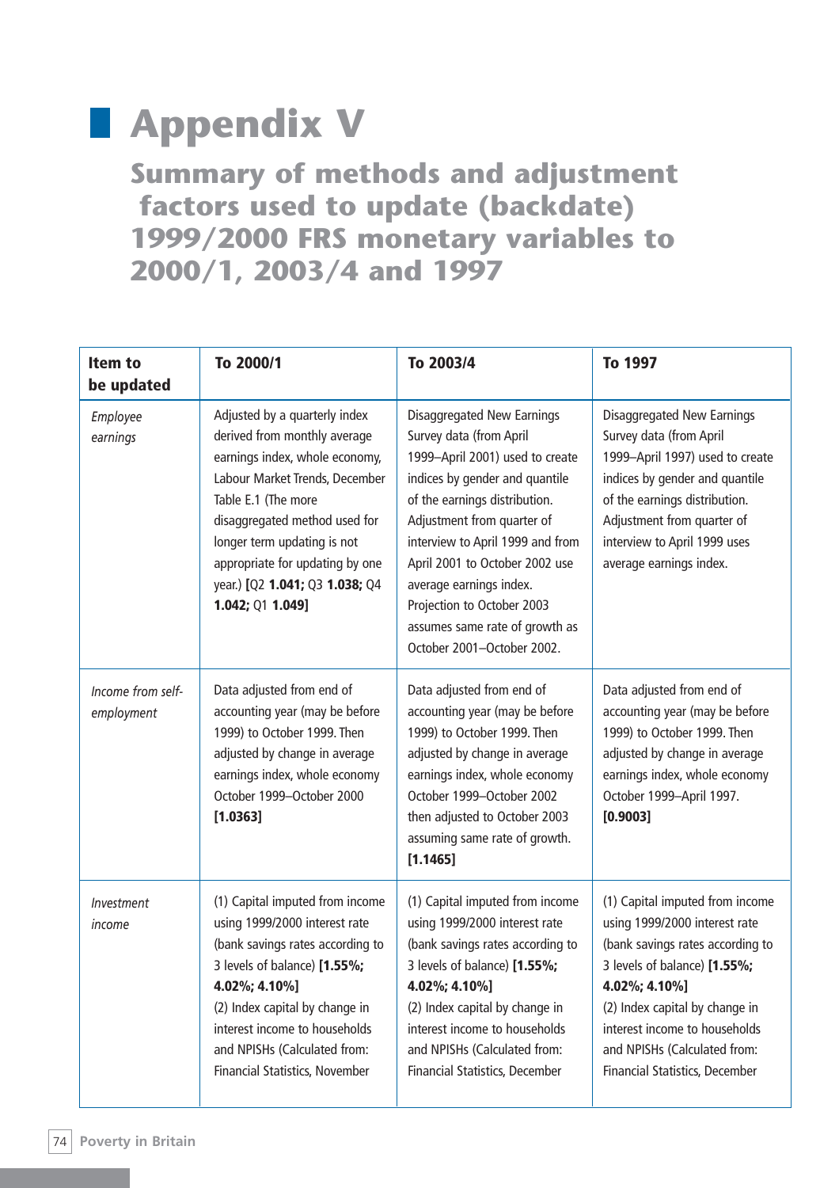# Appendix V

## Summary of methods and adjustment factors used to update (backdate) 1999/2000 FRS monetary variables to 2000/1, 2003/4 and 1997

| Item to be updated | To 2000/1 | To 2003/4 | To 1997 |
|---|---|---|---|
| *Employee earnings* | Adjusted by a quarterly index derived from monthly average earnings index, whole economy, Labour Market Trends, December Table E.1 (The more disaggregated method used for longer term updating is not appropriate for updating by one year.) **[**Q2 **1.041;** Q3 **1.038;** Q4 **1.042;** Q1 **1.049]** | Disaggregated New Earnings Survey data (from April 1999–April 2001) used to create indices by gender and quantile of the earnings distribution. Adjustment from quarter of interview to April 1999 and from April 2001 to October 2002 use average earnings index. Projection to October 2003 assumes same rate of growth as October 2001–October 2002. | Disaggregated New Earnings Survey data (from April 1999–April 1997) used to create indices by gender and quantile of the earnings distribution. Adjustment from quarter of interview to April 1999 uses average earnings index. |
| *Income from self-employment* | Data adjusted from end of accounting year (may be before 1999) to October 1999. Then adjusted by change in average earnings index, whole economy October 1999–October 2000 **[1.0363]** | Data adjusted from end of accounting year (may be before 1999) to October 1999. Then adjusted by change in average earnings index, whole economy October 1999–October 2002 then adjusted to October 2003 assuming same rate of growth. **[1.1465]** | Data adjusted from end of accounting year (may be before 1999) to October 1999. Then adjusted by change in average earnings index, whole economy October 1999–April 1997. **[0.9003]** |
| *Investment income* | (1) Capital imputed from income using 1999/2000 interest rate (bank savings rates according to 3 levels of balance) **[1.55%; 4.02%; 4.10%]** (2) Index capital by change in interest income to households and NPISHs (Calculated from: Financial Statistics, November | (1) Capital imputed from income using 1999/2000 interest rate (bank savings rates according to 3 levels of balance) **[1.55%; 4.02%; 4.10%]** (2) Index capital by change in interest income to households and NPISHs (Calculated from: Financial Statistics, December | (1) Capital imputed from income using 1999/2000 interest rate (bank savings rates according to 3 levels of balance) **[1.55%; 4.02%; 4.10%]** (2) Index capital by change in interest income to households and NPISHs (Calculated from: Financial Statistics, December |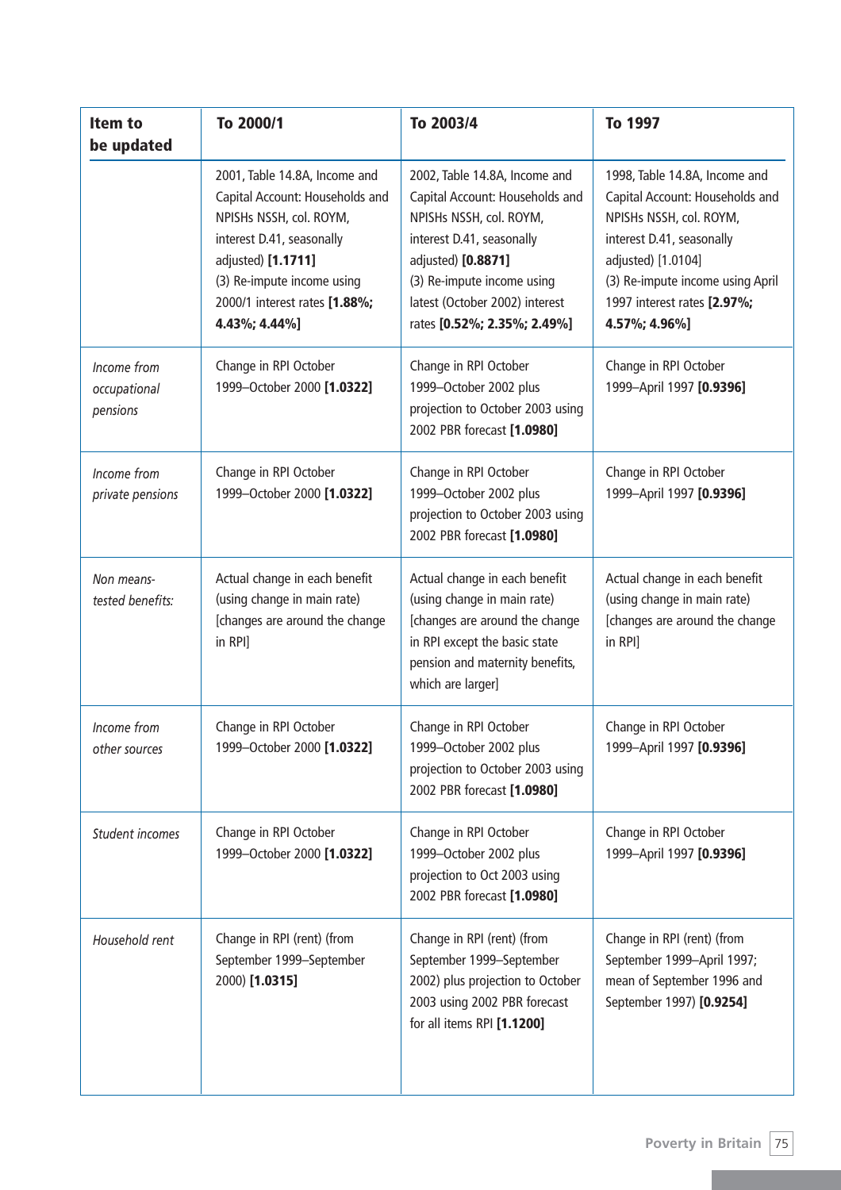| Item to be updated | To 2000/1 | To 2003/4 | To 1997 |
|---|---|---|---|
| | 2001, Table 14.8A, Income and Capital Account: Households and NPISHs NSSH, col. ROYM, interest D.41, seasonally adjusted) **[1.1711]** (3) Re-impute income using 2000/1 interest rates **[1.88%; 4.43%; 4.44%]** | 2002, Table 14.8A, Income and Capital Account: Households and NPISHs NSSH, col. ROYM, interest D.41, seasonally adjusted) **[0.8871]** (3) Re-impute income using latest (October 2002) interest rates **[0.52%; 2.35%; 2.49%]** | 1998, Table 14.8A, Income and Capital Account: Households and NPISHs NSSH, col. ROYM, interest D.41, seasonally adjusted) [1.0104] (3) Re-impute income using April 1997 interest rates **[2.97%; 4.57%; 4.96%]** |
| *Income from occupational pensions* | Change in RPI October 1999–October 2000 **[1.0322]** | Change in RPI October 1999–October 2002 plus projection to October 2003 using 2002 PBR forecast **[1.0980]** | Change in RPI October 1999–April 1997 **[0.9396]** |
| *Income from private pensions* | Change in RPI October 1999–October 2000 **[1.0322]** | Change in RPI October 1999–October 2002 plus projection to October 2003 using 2002 PBR forecast **[1.0980]** | Change in RPI October 1999–April 1997 **[0.9396]** |
| *Non means-tested benefits:* | Actual change in each benefit (using change in main rate) [changes are around the change in RPI] | Actual change in each benefit (using change in main rate) [changes are around the change in RPI except the basic state pension and maternity benefits, which are larger] | Actual change in each benefit (using change in main rate) [changes are around the change in RPI] |
| *Income from other sources* | Change in RPI October 1999–October 2000 **[1.0322]** | Change in RPI October 1999–October 2002 plus projection to October 2003 using 2002 PBR forecast **[1.0980]** | Change in RPI October 1999–April 1997 **[0.9396]** |
| *Student incomes* | Change in RPI October 1999–October 2000 **[1.0322]** | Change in RPI October 1999–October 2002 plus projection to Oct 2003 using 2002 PBR forecast **[1.0980]** | Change in RPI October 1999–April 1997 **[0.9396]** |
| *Household rent* | Change in RPI (rent) (from September 1999–September 2000) **[1.0315]** | Change in RPI (rent) (from September 1999–September 2002) plus projection to October 2003 using 2002 PBR forecast for all items RPI **[1.1200]** | Change in RPI (rent) (from September 1999–April 1997; mean of September 1996 and September 1997) **[0.9254]** |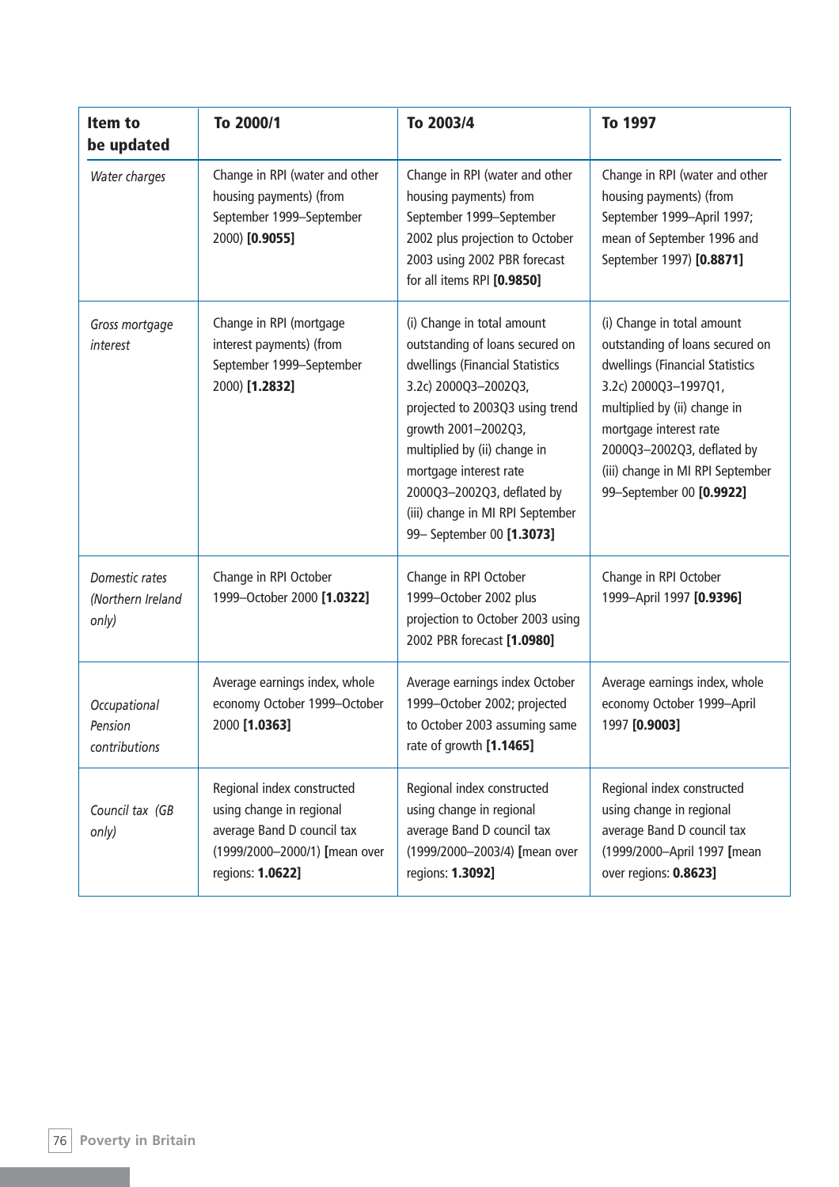| Item to be updated | To 2000/1 | To 2003/4 | To 1997 |
|---|---|---|---|
| *Water charges* | Change in RPI (water and other housing payments) (from September 1999–September 2000) **[0.9055]** | Change in RPI (water and other housing payments) from September 1999–September 2002 plus projection to October 2003 using 2002 PBR forecast for all items RPI **[0.9850]** | Change in RPI (water and other housing payments) (from September 1999–April 1997; mean of September 1996 and September 1997) **[0.8871]** |
| *Gross mortgage interest* | Change in RPI (mortgage interest payments) (from September 1999–September 2000) **[1.2832]** | (i) Change in total amount outstanding of loans secured on dwellings (Financial Statistics 3.2c) 2000Q3–2002Q3, projected to 2003Q3 using trend growth 2001–2002Q3, multiplied by (ii) change in mortgage interest rate 2000Q3–2002Q3, deflated by (iii) change in MI RPI September 99– September 00 **[1.3073]** | (i) Change in total amount outstanding of loans secured on dwellings (Financial Statistics 3.2c) 2000Q3–1997Q1, multiplied by (ii) change in mortgage interest rate 2000Q3–2002Q3, deflated by (iii) change in MI RPI September 99–September 00 **[0.9922]** |
| *Domestic rates (Northern Ireland only)* | Change in RPI October 1999–October 2000 **[1.0322]** | Change in RPI October 1999–October 2002 plus projection to October 2003 using 2002 PBR forecast **[1.0980]** | Change in RPI October 1999–April 1997 **[0.9396]** |
| *Occupational Pension contributions* | Average earnings index, whole economy October 1999–October 2000 **[1.0363]** | Average earnings index October 1999–October 2002; projected to October 2003 assuming same rate of growth **[1.1465]** | Average earnings index, whole economy October 1999–April 1997 **[0.9003]** |
| *Council tax (GB only)* | Regional index constructed using change in regional average Band D council tax (1999/2000–2000/1) **[**mean over regions: **1.0622]** | Regional index constructed using change in regional average Band D council tax (1999/2000–2003/4) **[**mean over regions: **1.3092]** | Regional index constructed using change in regional average Band D council tax (1999/2000–April 1997 **[**mean over regions: **0.8623]** |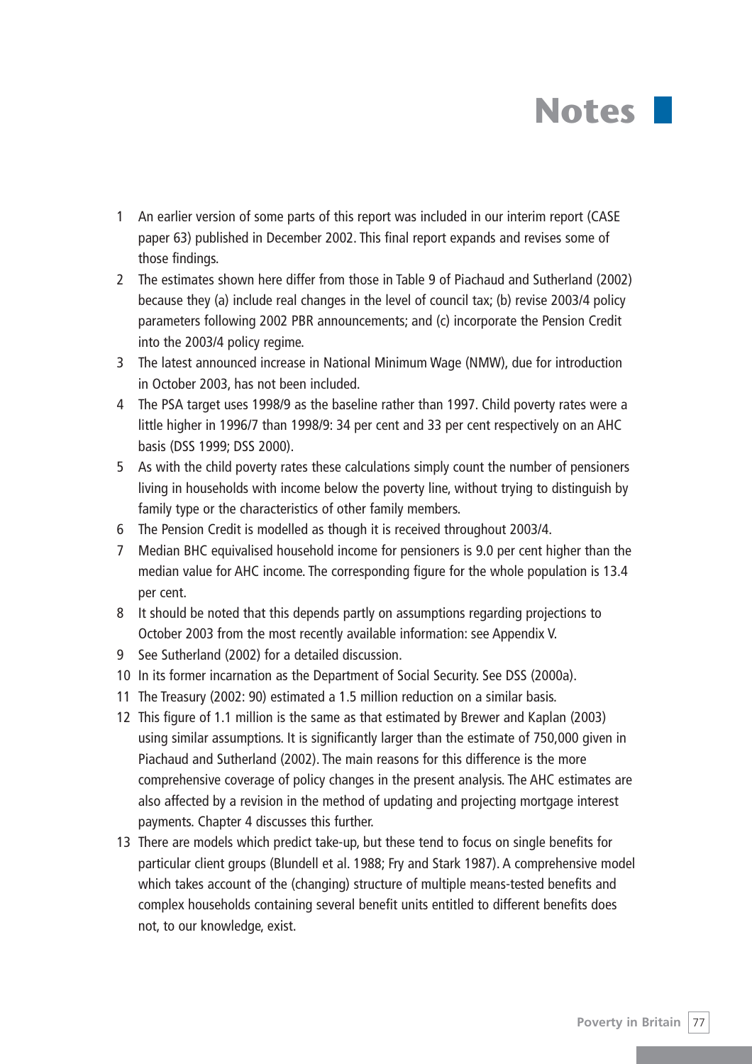# Notes

1. An earlier version of some parts of this report was included in our interim report (CASE paper 63) published in December 2002. This final report expands and revises some of those findings.
2. The estimates shown here differ from those in Table 9 of Piachaud and Sutherland (2002) because they (a) include real changes in the level of council tax; (b) revise 2003/4 policy parameters following 2002 PBR announcements; and (c) incorporate the Pension Credit into the 2003/4 policy regime.
3. The latest announced increase in National Minimum Wage (NMW), due for introduction in October 2003, has not been included.
4. The PSA target uses 1998/9 as the baseline rather than 1997. Child poverty rates were a little higher in 1996/7 than 1998/9: 34 per cent and 33 per cent respectively on an AHC basis (DSS 1999; DSS 2000).
5. As with the child poverty rates these calculations simply count the number of pensioners living in households with income below the poverty line, without trying to distinguish by family type or the characteristics of other family members.
6. The Pension Credit is modelled as though it is received throughout 2003/4.
7. Median BHC equivalised household income for pensioners is 9.0 per cent higher than the median value for AHC income. The corresponding figure for the whole population is 13.4 per cent.
8. It should be noted that this depends partly on assumptions regarding projections to October 2003 from the most recently available information: see Appendix V.
9. See Sutherland (2002) for a detailed discussion.
10. In its former incarnation as the Department of Social Security. See DSS (2000a).
11. The Treasury (2002: 90) estimated a 1.5 million reduction on a similar basis.
12. This figure of 1.1 million is the same as that estimated by Brewer and Kaplan (2003) using similar assumptions. It is significantly larger than the estimate of 750,000 given in Piachaud and Sutherland (2002). The main reasons for this difference is the more comprehensive coverage of policy changes in the present analysis. The AHC estimates are also affected by a revision in the method of updating and projecting mortgage interest payments. Chapter 4 discusses this further.
13. There are models which predict take-up, but these tend to focus on single benefits for particular client groups (Blundell et al. 1988; Fry and Stark 1987). A comprehensive model which takes account of the (changing) structure of multiple means-tested benefits and complex households containing several benefit units entitled to different benefits does not, to our knowledge, exist.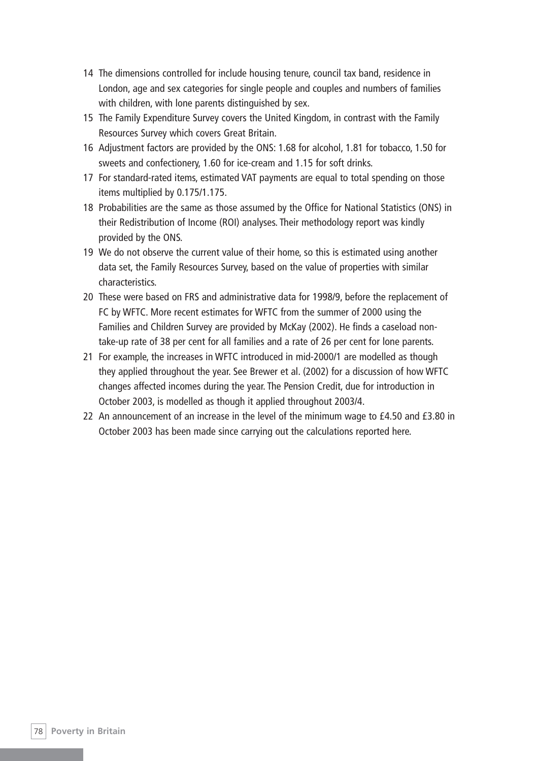14 The dimensions controlled for include housing tenure, council tax band, residence in London, age and sex categories for single people and couples and numbers of families with children, with lone parents distinguished by sex.

15 The Family Expenditure Survey covers the United Kingdom, in contrast with the Family Resources Survey which covers Great Britain.

16 Adjustment factors are provided by the ONS: 1.68 for alcohol, 1.81 for tobacco, 1.50 for sweets and confectionery, 1.60 for ice-cream and 1.15 for soft drinks.

17 For standard-rated items, estimated VAT payments are equal to total spending on those items multiplied by 0.175/1.175.

18 Probabilities are the same as those assumed by the Office for National Statistics (ONS) in their Redistribution of Income (ROI) analyses. Their methodology report was kindly provided by the ONS.

19 We do not observe the current value of their home, so this is estimated using another data set, the Family Resources Survey, based on the value of properties with similar characteristics.

20 These were based on FRS and administrative data for 1998/9, before the replacement of FC by WFTC. More recent estimates for WFTC from the summer of 2000 using the Families and Children Survey are provided by McKay (2002). He finds a caseload non-take-up rate of 38 per cent for all families and a rate of 26 per cent for lone parents.

21 For example, the increases in WFTC introduced in mid-2000/1 are modelled as though they applied throughout the year. See Brewer et al. (2002) for a discussion of how WFTC changes affected incomes during the year. The Pension Credit, due for introduction in October 2003, is modelled as though it applied throughout 2003/4.

22 An announcement of an increase in the level of the minimum wage to £4.50 and £3.80 in October 2003 has been made since carrying out the calculations reported here.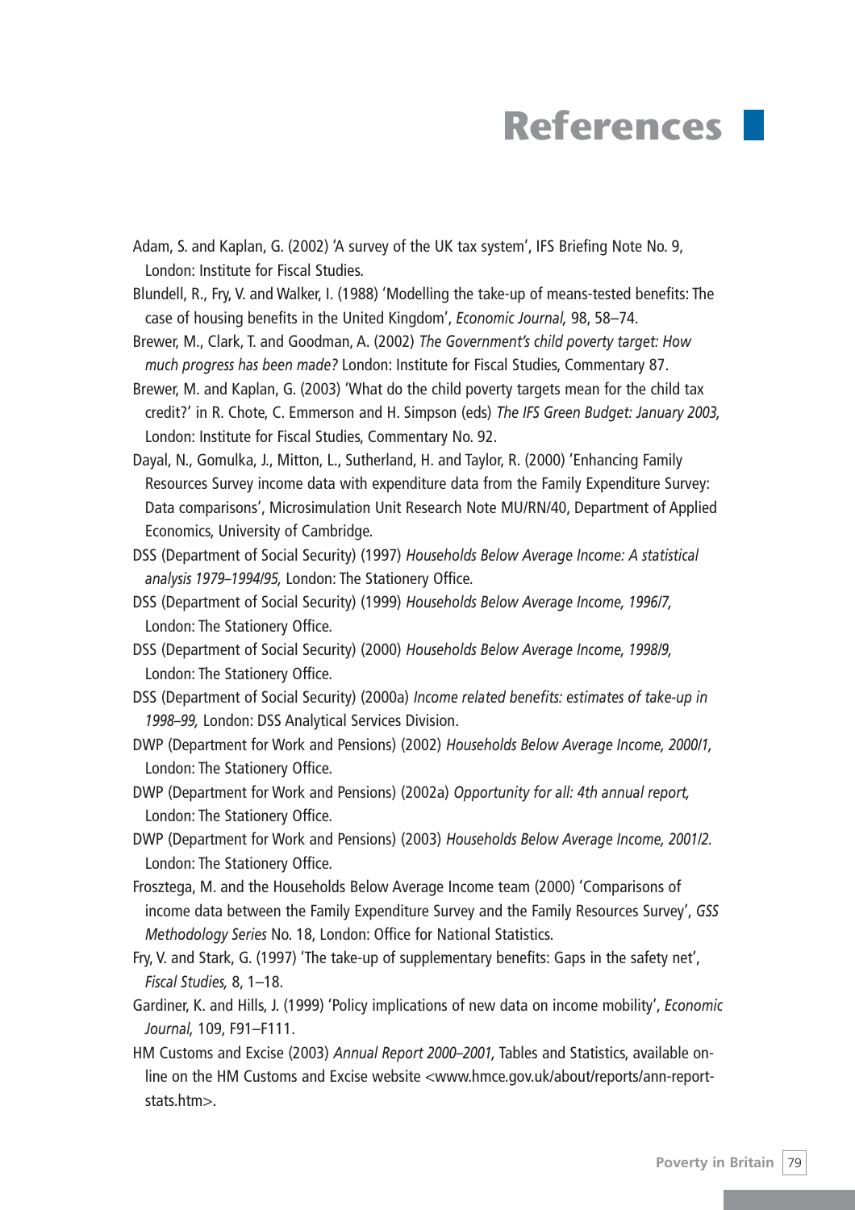# References

Adam, S. and Kaplan, G. (2002) 'A survey of the UK tax system', IFS Briefing Note No. 9, London: Institute for Fiscal Studies.

Blundell, R., Fry, V. and Walker, I. (1988) 'Modelling the take-up of means-tested benefits: The case of housing benefits in the United Kingdom', *Economic Journal,* 98, 58–74.

Brewer, M., Clark, T. and Goodman, A. (2002) *The Government's child poverty target: How much progress has been made?* London: Institute for Fiscal Studies, Commentary 87.

Brewer, M. and Kaplan, G. (2003) 'What do the child poverty targets mean for the child tax credit?' in R. Chote, C. Emmerson and H. Simpson (eds) *The IFS Green Budget: January 2003,* London: Institute for Fiscal Studies, Commentary No. 92.

Dayal, N., Gomulka, J., Mitton, L., Sutherland, H. and Taylor, R. (2000) 'Enhancing Family Resources Survey income data with expenditure data from the Family Expenditure Survey: Data comparisons', Microsimulation Unit Research Note MU/RN/40, Department of Applied Economics, University of Cambridge.

DSS (Department of Social Security) (1997) *Households Below Average Income: A statistical analysis 1979–1994/95,* London: The Stationery Office.

DSS (Department of Social Security) (1999) *Households Below Average Income, 1996/7,* London: The Stationery Office.

DSS (Department of Social Security) (2000) *Households Below Average Income, 1998/9,* London: The Stationery Office.

DSS (Department of Social Security) (2000a) *Income related benefits: estimates of take-up in 1998–99,* London: DSS Analytical Services Division.

DWP (Department for Work and Pensions) (2002) *Households Below Average Income, 2000/1,* London: The Stationery Office.

DWP (Department for Work and Pensions) (2002a) *Opportunity for all: 4th annual report,* London: The Stationery Office.

DWP (Department for Work and Pensions) (2003) *Households Below Average Income, 2001/2.* London: The Stationery Office.

Frosztega, M. and the Households Below Average Income team (2000) 'Comparisons of income data between the Family Expenditure Survey and the Family Resources Survey', *GSS Methodology Series* No. 18, London: Office for National Statistics.

Fry, V. and Stark, G. (1997) 'The take-up of supplementary benefits: Gaps in the safety net', *Fiscal Studies,* 8, 1–18.

Gardiner, K. and Hills, J. (1999) 'Policy implications of new data on income mobility', *Economic Journal,* 109, F91–F111.

HM Customs and Excise (2003) *Annual Report 2000–2001,* Tables and Statistics, available on-line on the HM Customs and Excise website <www.hmce.gov.uk/about/reports/ann-report-stats.htm>.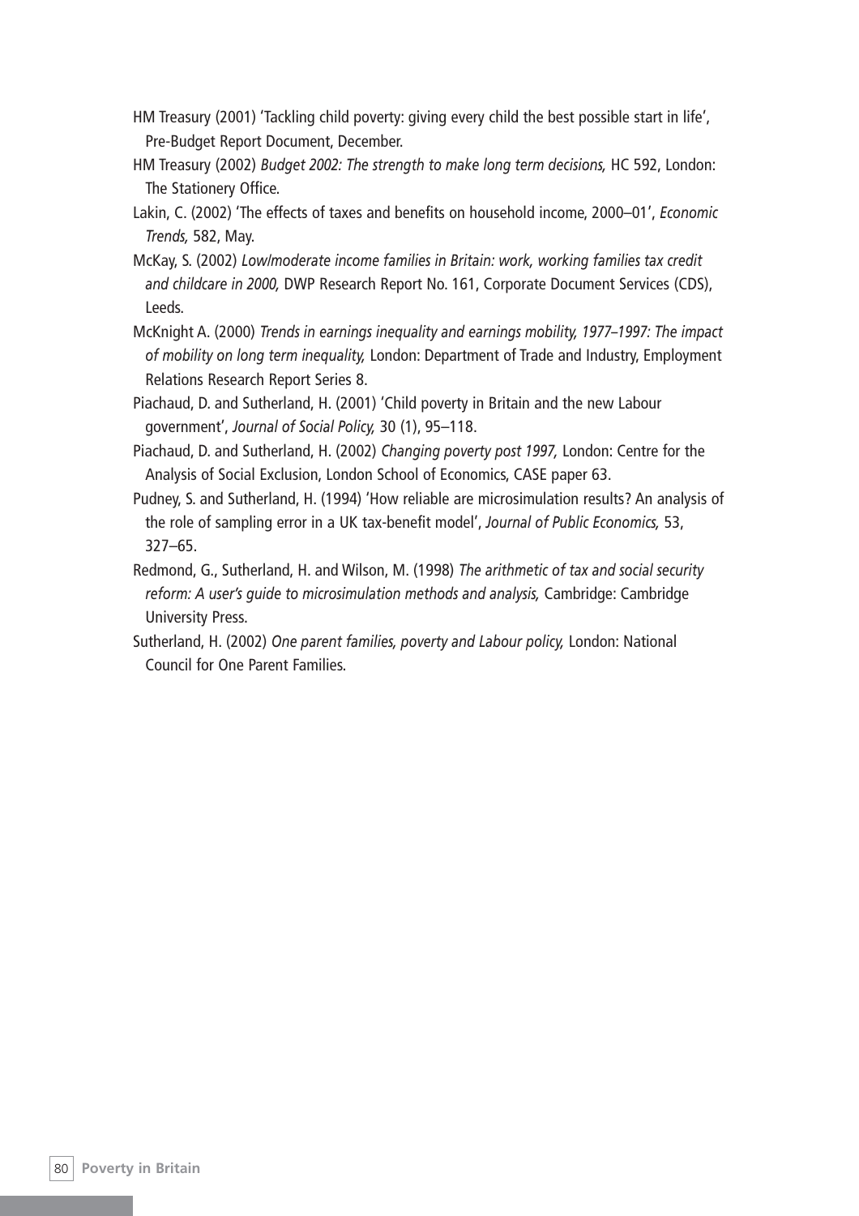HM Treasury (2001) 'Tackling child poverty: giving every child the best possible start in life', Pre-Budget Report Document, December.

HM Treasury (2002) *Budget 2002: The strength to make long term decisions,* HC 592, London: The Stationery Office.

Lakin, C. (2002) 'The effects of taxes and benefits on household income, 2000–01', *Economic Trends,* 582, May.

McKay, S. (2002) *Low/moderate income families in Britain: work, working families tax credit and childcare in 2000,* DWP Research Report No. 161, Corporate Document Services (CDS), Leeds.

McKnight A. (2000) *Trends in earnings inequality and earnings mobility, 1977–1997: The impact of mobility on long term inequality,* London: Department of Trade and Industry, Employment Relations Research Report Series 8.

Piachaud, D. and Sutherland, H. (2001) 'Child poverty in Britain and the new Labour government', *Journal of Social Policy,* 30 (1), 95–118.

Piachaud, D. and Sutherland, H. (2002) *Changing poverty post 1997,* London: Centre for the Analysis of Social Exclusion, London School of Economics, CASE paper 63.

Pudney, S. and Sutherland, H. (1994) 'How reliable are microsimulation results? An analysis of the role of sampling error in a UK tax-benefit model', *Journal of Public Economics,* 53, 327–65.

Redmond, G., Sutherland, H. and Wilson, M. (1998) *The arithmetic of tax and social security reform: A user's guide to microsimulation methods and analysis,* Cambridge: Cambridge University Press.

Sutherland, H. (2002) *One parent families, poverty and Labour policy,* London: National Council for One Parent Families.